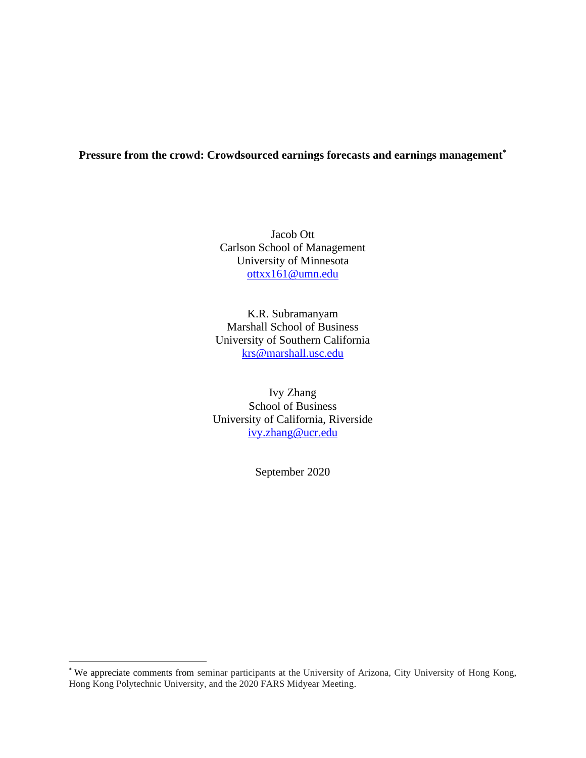**Pressure from the crowd: Crowdsourced earnings forecasts and earnings management***

Jacob Ott
Carlson School of Management
University of Minnesota
ottxx161@umn.edu

K.R. Subramanyam
Marshall School of Business
University of Southern California
krs@marshall.usc.edu

Ivy Zhang
School of Business
University of California, Riverside
ivy.zhang@ucr.edu

September 2020

---

* We appreciate comments from seminar participants at the University of Arizona, City University of Hong Kong, Hong Kong Polytechnic University, and the 2020 FARS Midyear Meeting.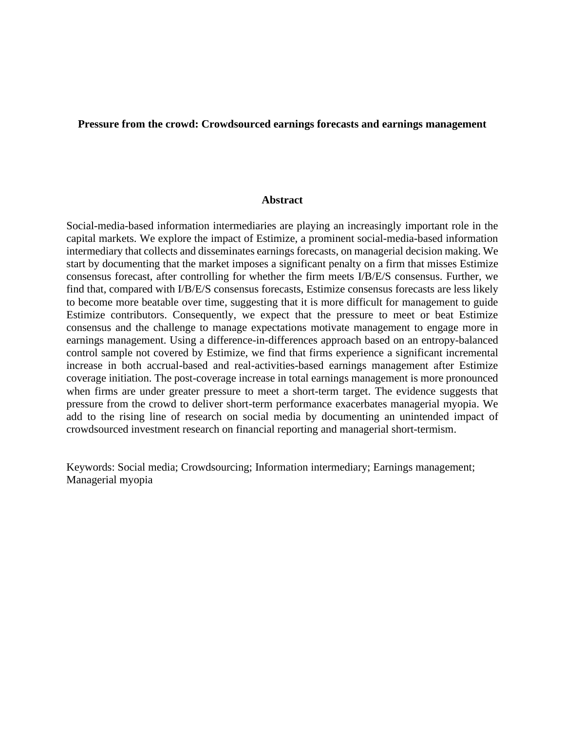**Pressure from the crowd: Crowdsourced earnings forecasts and earnings management**

## Abstract

Social-media-based information intermediaries are playing an increasingly important role in the capital markets. We explore the impact of Estimize, a prominent social-media-based information intermediary that collects and disseminates earnings forecasts, on managerial decision making. We start by documenting that the market imposes a significant penalty on a firm that misses Estimize consensus forecast, after controlling for whether the firm meets I/B/E/S consensus. Further, we find that, compared with I/B/E/S consensus forecasts, Estimize consensus forecasts are less likely to become more beatable over time, suggesting that it is more difficult for management to guide Estimize contributors. Consequently, we expect that the pressure to meet or beat Estimize consensus and the challenge to manage expectations motivate management to engage more in earnings management. Using a difference-in-differences approach based on an entropy-balanced control sample not covered by Estimize, we find that firms experience a significant incremental increase in both accrual-based and real-activities-based earnings management after Estimize coverage initiation. The post-coverage increase in total earnings management is more pronounced when firms are under greater pressure to meet a short-term target. The evidence suggests that pressure from the crowd to deliver short-term performance exacerbates managerial myopia. We add to the rising line of research on social media by documenting an unintended impact of crowdsourced investment research on financial reporting and managerial short-termism.

Keywords: Social media; Crowdsourcing; Information intermediary; Earnings management; Managerial myopia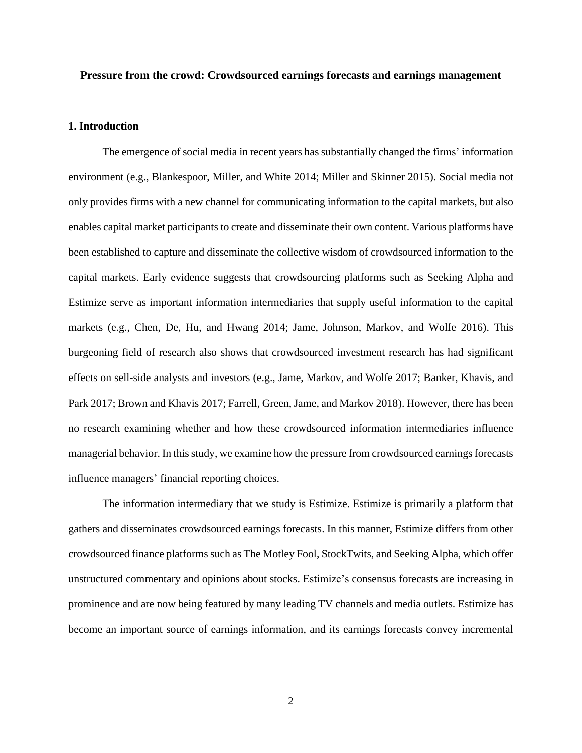**Pressure from the crowd: Crowdsourced earnings forecasts and earnings management**

## 1. Introduction

The emergence of social media in recent years has substantially changed the firms' information environment (e.g., Blankespoor, Miller, and White 2014; Miller and Skinner 2015). Social media not only provides firms with a new channel for communicating information to the capital markets, but also enables capital market participants to create and disseminate their own content. Various platforms have been established to capture and disseminate the collective wisdom of crowdsourced information to the capital markets. Early evidence suggests that crowdsourcing platforms such as Seeking Alpha and Estimize serve as important information intermediaries that supply useful information to the capital markets (e.g., Chen, De, Hu, and Hwang 2014; Jame, Johnson, Markov, and Wolfe 2016). This burgeoning field of research also shows that crowdsourced investment research has had significant effects on sell-side analysts and investors (e.g., Jame, Markov, and Wolfe 2017; Banker, Khavis, and Park 2017; Brown and Khavis 2017; Farrell, Green, Jame, and Markov 2018). However, there has been no research examining whether and how these crowdsourced information intermediaries influence managerial behavior. In this study, we examine how the pressure from crowdsourced earnings forecasts influence managers' financial reporting choices.

The information intermediary that we study is Estimize. Estimize is primarily a platform that gathers and disseminates crowdsourced earnings forecasts. In this manner, Estimize differs from other crowdsourced finance platforms such as The Motley Fool, StockTwits, and Seeking Alpha, which offer unstructured commentary and opinions about stocks. Estimize's consensus forecasts are increasing in prominence and are now being featured by many leading TV channels and media outlets. Estimize has become an important source of earnings information, and its earnings forecasts convey incremental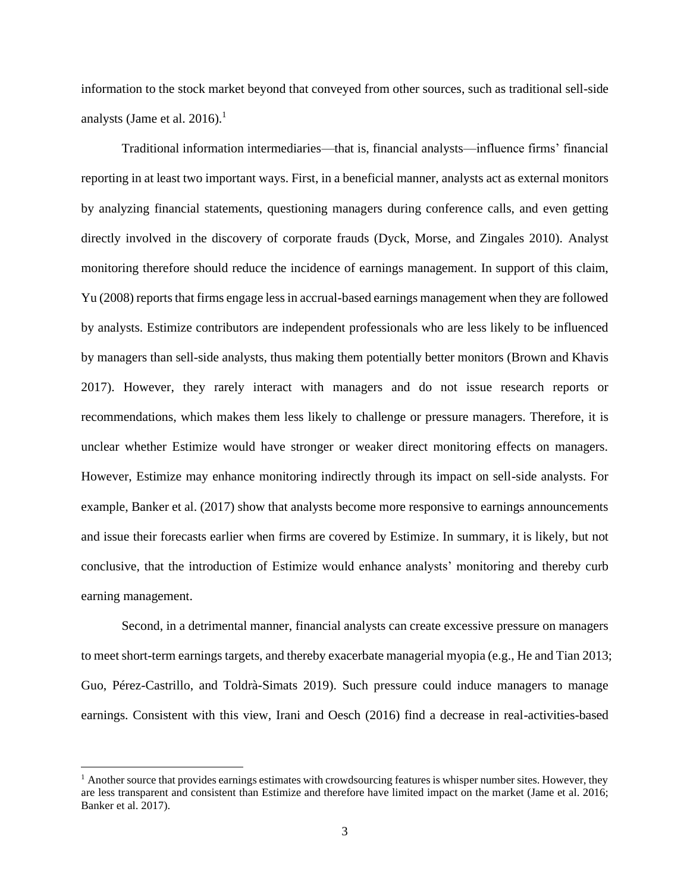information to the stock market beyond that conveyed from other sources, such as traditional sell-side analysts (Jame et al. 2016).[1]

Traditional information intermediaries—that is, financial analysts—influence firms' financial reporting in at least two important ways. First, in a beneficial manner, analysts act as external monitors by analyzing financial statements, questioning managers during conference calls, and even getting directly involved in the discovery of corporate frauds (Dyck, Morse, and Zingales 2010). Analyst monitoring therefore should reduce the incidence of earnings management. In support of this claim, Yu (2008) reports that firms engage less in accrual-based earnings management when they are followed by analysts. Estimize contributors are independent professionals who are less likely to be influenced by managers than sell-side analysts, thus making them potentially better monitors (Brown and Khavis 2017). However, they rarely interact with managers and do not issue research reports or recommendations, which makes them less likely to challenge or pressure managers. Therefore, it is unclear whether Estimize would have stronger or weaker direct monitoring effects on managers. However, Estimize may enhance monitoring indirectly through its impact on sell-side analysts. For example, Banker et al. (2017) show that analysts become more responsive to earnings announcements and issue their forecasts earlier when firms are covered by Estimize. In summary, it is likely, but not conclusive, that the introduction of Estimize would enhance analysts' monitoring and thereby curb earning management.

Second, in a detrimental manner, financial analysts can create excessive pressure on managers to meet short-term earnings targets, and thereby exacerbate managerial myopia (e.g., He and Tian 2013; Guo, Pérez-Castrillo, and Toldrà-Simats 2019). Such pressure could induce managers to manage earnings. Consistent with this view, Irani and Oesch (2016) find a decrease in real-activities-based

[1] Another source that provides earnings estimates with crowdsourcing features is whisper number sites. However, they are less transparent and consistent than Estimize and therefore have limited impact on the market (Jame et al. 2016; Banker et al. 2017).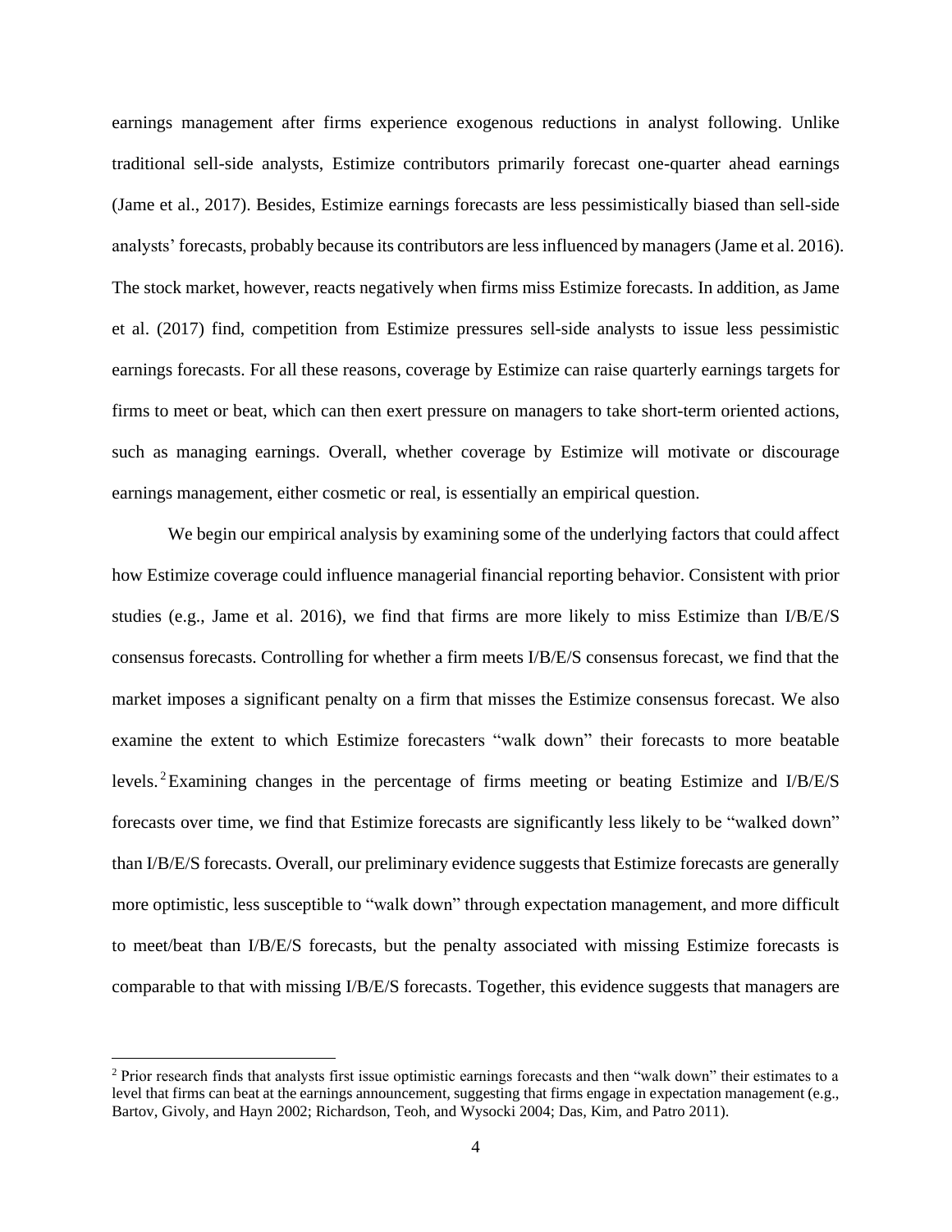earnings management after firms experience exogenous reductions in analyst following. Unlike traditional sell-side analysts, Estimize contributors primarily forecast one-quarter ahead earnings (Jame et al., 2017). Besides, Estimize earnings forecasts are less pessimistically biased than sell-side analysts' forecasts, probably because its contributors are less influenced by managers (Jame et al. 2016). The stock market, however, reacts negatively when firms miss Estimize forecasts. In addition, as Jame et al. (2017) find, competition from Estimize pressures sell-side analysts to issue less pessimistic earnings forecasts. For all these reasons, coverage by Estimize can raise quarterly earnings targets for firms to meet or beat, which can then exert pressure on managers to take short-term oriented actions, such as managing earnings. Overall, whether coverage by Estimize will motivate or discourage earnings management, either cosmetic or real, is essentially an empirical question.

We begin our empirical analysis by examining some of the underlying factors that could affect how Estimize coverage could influence managerial financial reporting behavior. Consistent with prior studies (e.g., Jame et al. 2016), we find that firms are more likely to miss Estimize than I/B/E/S consensus forecasts. Controlling for whether a firm meets I/B/E/S consensus forecast, we find that the market imposes a significant penalty on a firm that misses the Estimize consensus forecast. We also examine the extent to which Estimize forecasters "walk down" their forecasts to more beatable levels.[2] Examining changes in the percentage of firms meeting or beating Estimize and I/B/E/S forecasts over time, we find that Estimize forecasts are significantly less likely to be "walked down" than I/B/E/S forecasts. Overall, our preliminary evidence suggests that Estimize forecasts are generally more optimistic, less susceptible to "walk down" through expectation management, and more difficult to meet/beat than I/B/E/S forecasts, but the penalty associated with missing Estimize forecasts is comparable to that with missing I/B/E/S forecasts. Together, this evidence suggests that managers are

[2] Prior research finds that analysts first issue optimistic earnings forecasts and then "walk down" their estimates to a level that firms can beat at the earnings announcement, suggesting that firms engage in expectation management (e.g., Bartov, Givoly, and Hayn 2002; Richardson, Teoh, and Wysocki 2004; Das, Kim, and Patro 2011).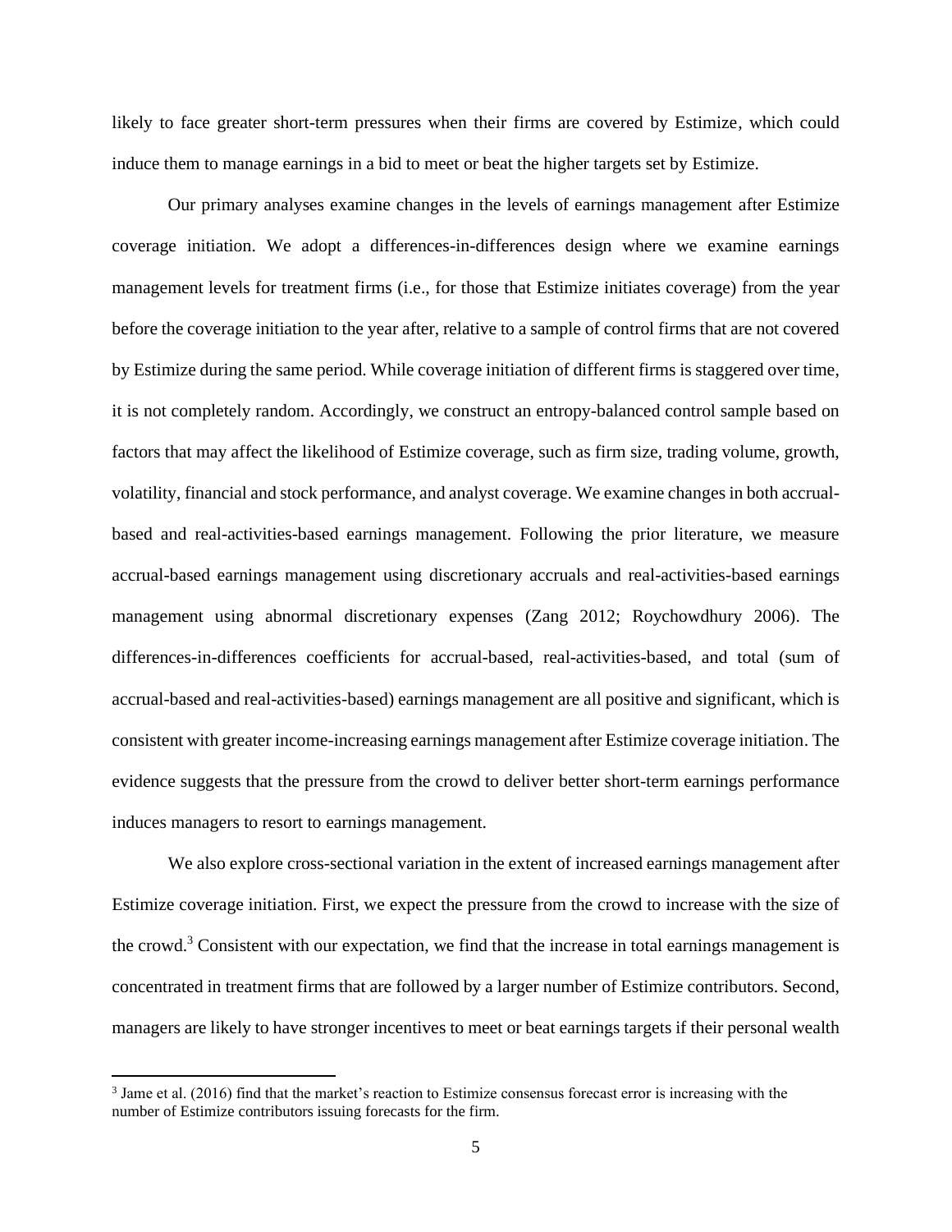likely to face greater short-term pressures when their firms are covered by Estimize, which could induce them to manage earnings in a bid to meet or beat the higher targets set by Estimize.

Our primary analyses examine changes in the levels of earnings management after Estimize coverage initiation. We adopt a differences-in-differences design where we examine earnings management levels for treatment firms (i.e., for those that Estimize initiates coverage) from the year before the coverage initiation to the year after, relative to a sample of control firms that are not covered by Estimize during the same period. While coverage initiation of different firms is staggered over time, it is not completely random. Accordingly, we construct an entropy-balanced control sample based on factors that may affect the likelihood of Estimize coverage, such as firm size, trading volume, growth, volatility, financial and stock performance, and analyst coverage. We examine changes in both accrual-based and real-activities-based earnings management. Following the prior literature, we measure accrual-based earnings management using discretionary accruals and real-activities-based earnings management using abnormal discretionary expenses (Zang 2012; Roychowdhury 2006). The differences-in-differences coefficients for accrual-based, real-activities-based, and total (sum of accrual-based and real-activities-based) earnings management are all positive and significant, which is consistent with greater income-increasing earnings management after Estimize coverage initiation. The evidence suggests that the pressure from the crowd to deliver better short-term earnings performance induces managers to resort to earnings management.

We also explore cross-sectional variation in the extent of increased earnings management after Estimize coverage initiation. First, we expect the pressure from the crowd to increase with the size of the crowd.[3] Consistent with our expectation, we find that the increase in total earnings management is concentrated in treatment firms that are followed by a larger number of Estimize contributors. Second, managers are likely to have stronger incentives to meet or beat earnings targets if their personal wealth

[3] Jame et al. (2016) find that the market's reaction to Estimize consensus forecast error is increasing with the number of Estimize contributors issuing forecasts for the firm.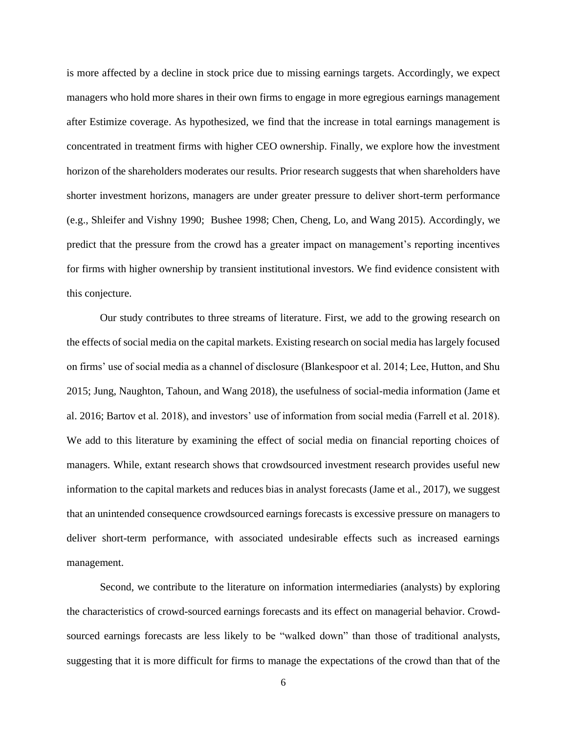is more affected by a decline in stock price due to missing earnings targets. Accordingly, we expect managers who hold more shares in their own firms to engage in more egregious earnings management after Estimize coverage. As hypothesized, we find that the increase in total earnings management is concentrated in treatment firms with higher CEO ownership. Finally, we explore how the investment horizon of the shareholders moderates our results. Prior research suggests that when shareholders have shorter investment horizons, managers are under greater pressure to deliver short-term performance (e.g., Shleifer and Vishny 1990; Bushee 1998; Chen, Cheng, Lo, and Wang 2015). Accordingly, we predict that the pressure from the crowd has a greater impact on management's reporting incentives for firms with higher ownership by transient institutional investors. We find evidence consistent with this conjecture.

Our study contributes to three streams of literature. First, we add to the growing research on the effects of social media on the capital markets. Existing research on social media has largely focused on firms' use of social media as a channel of disclosure (Blankespoor et al. 2014; Lee, Hutton, and Shu 2015; Jung, Naughton, Tahoun, and Wang 2018), the usefulness of social-media information (Jame et al. 2016; Bartov et al. 2018), and investors' use of information from social media (Farrell et al. 2018). We add to this literature by examining the effect of social media on financial reporting choices of managers. While, extant research shows that crowdsourced investment research provides useful new information to the capital markets and reduces bias in analyst forecasts (Jame et al., 2017), we suggest that an unintended consequence crowdsourced earnings forecasts is excessive pressure on managers to deliver short-term performance, with associated undesirable effects such as increased earnings management.

Second, we contribute to the literature on information intermediaries (analysts) by exploring the characteristics of crowd-sourced earnings forecasts and its effect on managerial behavior. Crowd-sourced earnings forecasts are less likely to be "walked down" than those of traditional analysts, suggesting that it is more difficult for firms to manage the expectations of the crowd than that of the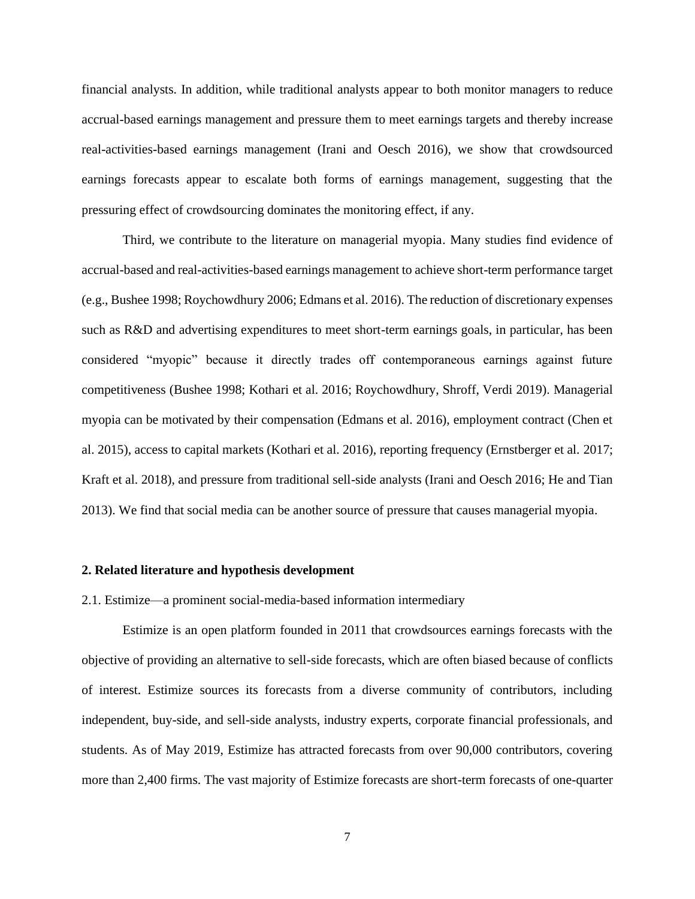financial analysts. In addition, while traditional analysts appear to both monitor managers to reduce accrual-based earnings management and pressure them to meet earnings targets and thereby increase real-activities-based earnings management (Irani and Oesch 2016), we show that crowdsourced earnings forecasts appear to escalate both forms of earnings management, suggesting that the pressuring effect of crowdsourcing dominates the monitoring effect, if any.

Third, we contribute to the literature on managerial myopia. Many studies find evidence of accrual-based and real-activities-based earnings management to achieve short-term performance target (e.g., Bushee 1998; Roychowdhury 2006; Edmans et al. 2016). The reduction of discretionary expenses such as R&D and advertising expenditures to meet short-term earnings goals, in particular, has been considered "myopic" because it directly trades off contemporaneous earnings against future competitiveness (Bushee 1998; Kothari et al. 2016; Roychowdhury, Shroff, Verdi 2019). Managerial myopia can be motivated by their compensation (Edmans et al. 2016), employment contract (Chen et al. 2015), access to capital markets (Kothari et al. 2016), reporting frequency (Ernstberger et al. 2017; Kraft et al. 2018), and pressure from traditional sell-side analysts (Irani and Oesch 2016; He and Tian 2013). We find that social media can be another source of pressure that causes managerial myopia.

## 2. Related literature and hypothesis development

### 2.1. Estimize—a prominent social-media-based information intermediary

Estimize is an open platform founded in 2011 that crowdsources earnings forecasts with the objective of providing an alternative to sell-side forecasts, which are often biased because of conflicts of interest. Estimize sources its forecasts from a diverse community of contributors, including independent, buy-side, and sell-side analysts, industry experts, corporate financial professionals, and students. As of May 2019, Estimize has attracted forecasts from over 90,000 contributors, covering more than 2,400 firms. The vast majority of Estimize forecasts are short-term forecasts of one-quarter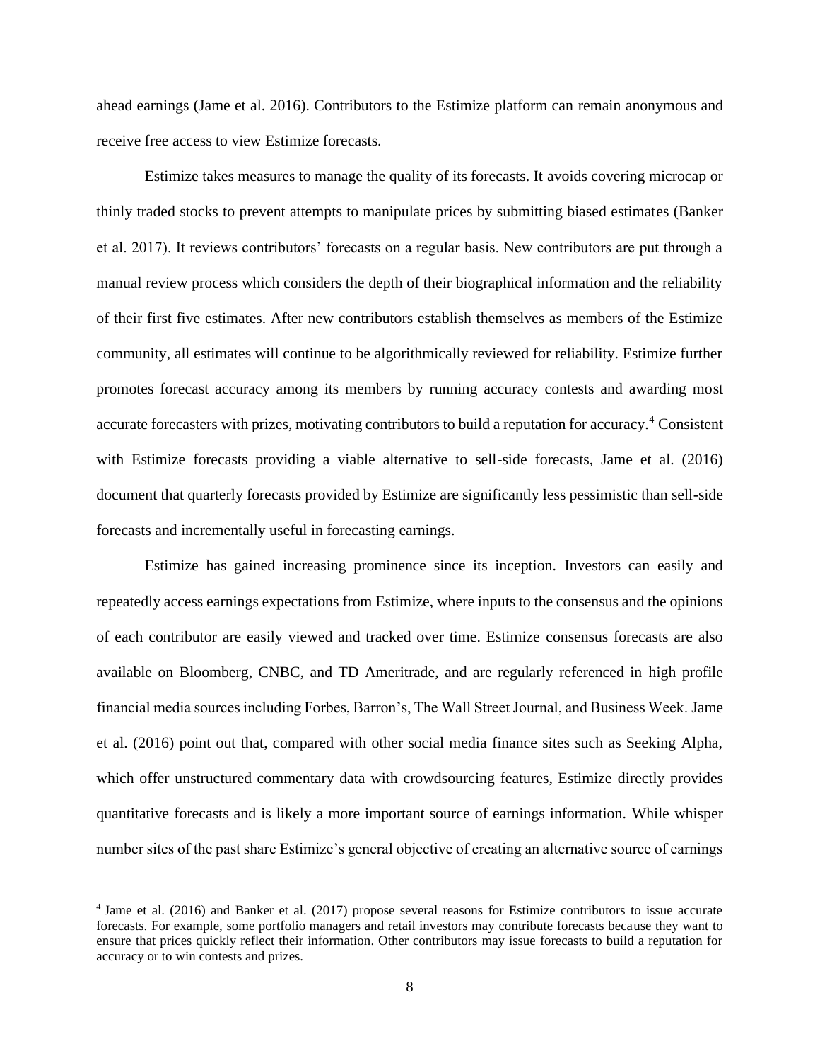ahead earnings (Jame et al. 2016). Contributors to the Estimize platform can remain anonymous and receive free access to view Estimize forecasts.

Estimize takes measures to manage the quality of its forecasts. It avoids covering microcap or thinly traded stocks to prevent attempts to manipulate prices by submitting biased estimates (Banker et al. 2017). It reviews contributors' forecasts on a regular basis. New contributors are put through a manual review process which considers the depth of their biographical information and the reliability of their first five estimates. After new contributors establish themselves as members of the Estimize community, all estimates will continue to be algorithmically reviewed for reliability. Estimize further promotes forecast accuracy among its members by running accuracy contests and awarding most accurate forecasters with prizes, motivating contributors to build a reputation for accuracy.[4] Consistent with Estimize forecasts providing a viable alternative to sell-side forecasts, Jame et al. (2016) document that quarterly forecasts provided by Estimize are significantly less pessimistic than sell-side forecasts and incrementally useful in forecasting earnings.

Estimize has gained increasing prominence since its inception. Investors can easily and repeatedly access earnings expectations from Estimize, where inputs to the consensus and the opinions of each contributor are easily viewed and tracked over time. Estimize consensus forecasts are also available on Bloomberg, CNBC, and TD Ameritrade, and are regularly referenced in high profile financial media sources including Forbes, Barron's, The Wall Street Journal, and Business Week. Jame et al. (2016) point out that, compared with other social media finance sites such as Seeking Alpha, which offer unstructured commentary data with crowdsourcing features, Estimize directly provides quantitative forecasts and is likely a more important source of earnings information. While whisper number sites of the past share Estimize's general objective of creating an alternative source of earnings

[4] Jame et al. (2016) and Banker et al. (2017) propose several reasons for Estimize contributors to issue accurate forecasts. For example, some portfolio managers and retail investors may contribute forecasts because they want to ensure that prices quickly reflect their information. Other contributors may issue forecasts to build a reputation for accuracy or to win contests and prizes.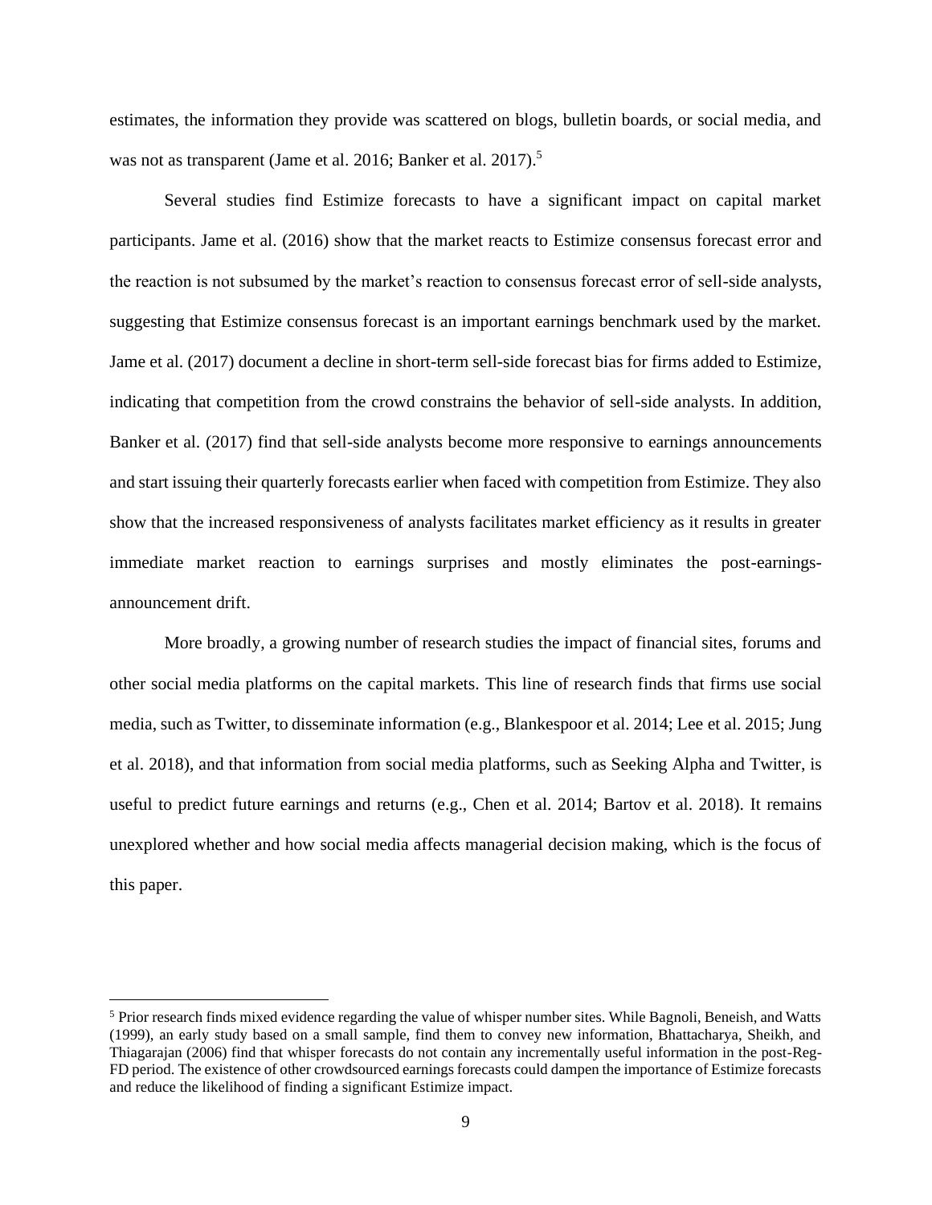estimates, the information they provide was scattered on blogs, bulletin boards, or social media, and was not as transparent (Jame et al. 2016; Banker et al. 2017).[5]

Several studies find Estimize forecasts to have a significant impact on capital market participants. Jame et al. (2016) show that the market reacts to Estimize consensus forecast error and the reaction is not subsumed by the market's reaction to consensus forecast error of sell-side analysts, suggesting that Estimize consensus forecast is an important earnings benchmark used by the market. Jame et al. (2017) document a decline in short-term sell-side forecast bias for firms added to Estimize, indicating that competition from the crowd constrains the behavior of sell-side analysts. In addition, Banker et al. (2017) find that sell-side analysts become more responsive to earnings announcements and start issuing their quarterly forecasts earlier when faced with competition from Estimize. They also show that the increased responsiveness of analysts facilitates market efficiency as it results in greater immediate market reaction to earnings surprises and mostly eliminates the post-earnings-announcement drift.

More broadly, a growing number of research studies the impact of financial sites, forums and other social media platforms on the capital markets. This line of research finds that firms use social media, such as Twitter, to disseminate information (e.g., Blankespoor et al. 2014; Lee et al. 2015; Jung et al. 2018), and that information from social media platforms, such as Seeking Alpha and Twitter, is useful to predict future earnings and returns (e.g., Chen et al. 2014; Bartov et al. 2018). It remains unexplored whether and how social media affects managerial decision making, which is the focus of this paper.

[5] Prior research finds mixed evidence regarding the value of whisper number sites. While Bagnoli, Beneish, and Watts (1999), an early study based on a small sample, find them to convey new information, Bhattacharya, Sheikh, and Thiagarajan (2006) find that whisper forecasts do not contain any incrementally useful information in the post-Reg-FD period. The existence of other crowdsourced earnings forecasts could dampen the importance of Estimize forecasts and reduce the likelihood of finding a significant Estimize impact.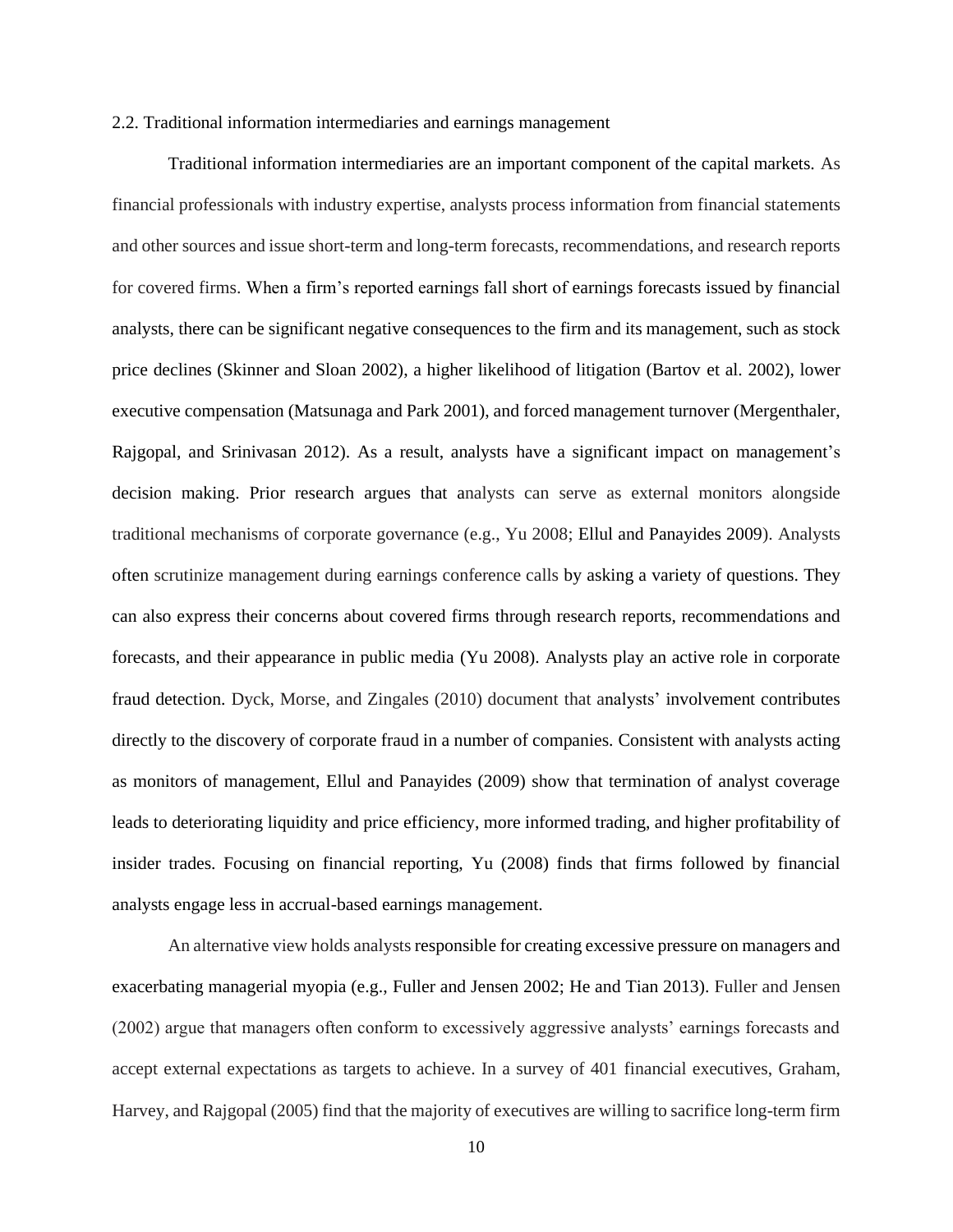### 2.2. Traditional information intermediaries and earnings management

Traditional information intermediaries are an important component of the capital markets. As financial professionals with industry expertise, analysts process information from financial statements and other sources and issue short-term and long-term forecasts, recommendations, and research reports for covered firms. When a firm's reported earnings fall short of earnings forecasts issued by financial analysts, there can be significant negative consequences to the firm and its management, such as stock price declines (Skinner and Sloan 2002), a higher likelihood of litigation (Bartov et al. 2002), lower executive compensation (Matsunaga and Park 2001), and forced management turnover (Mergenthaler, Rajgopal, and Srinivasan 2012). As a result, analysts have a significant impact on management's decision making. Prior research argues that analysts can serve as external monitors alongside traditional mechanisms of corporate governance (e.g., Yu 2008; Ellul and Panayides 2009). Analysts often scrutinize management during earnings conference calls by asking a variety of questions. They can also express their concerns about covered firms through research reports, recommendations and forecasts, and their appearance in public media (Yu 2008). Analysts play an active role in corporate fraud detection. Dyck, Morse, and Zingales (2010) document that analysts' involvement contributes directly to the discovery of corporate fraud in a number of companies. Consistent with analysts acting as monitors of management, Ellul and Panayides (2009) show that termination of analyst coverage leads to deteriorating liquidity and price efficiency, more informed trading, and higher profitability of insider trades. Focusing on financial reporting, Yu (2008) finds that firms followed by financial analysts engage less in accrual-based earnings management.

An alternative view holds analysts responsible for creating excessive pressure on managers and exacerbating managerial myopia (e.g., Fuller and Jensen 2002; He and Tian 2013). Fuller and Jensen (2002) argue that managers often conform to excessively aggressive analysts' earnings forecasts and accept external expectations as targets to achieve. In a survey of 401 financial executives, Graham, Harvey, and Rajgopal (2005) find that the majority of executives are willing to sacrifice long-term firm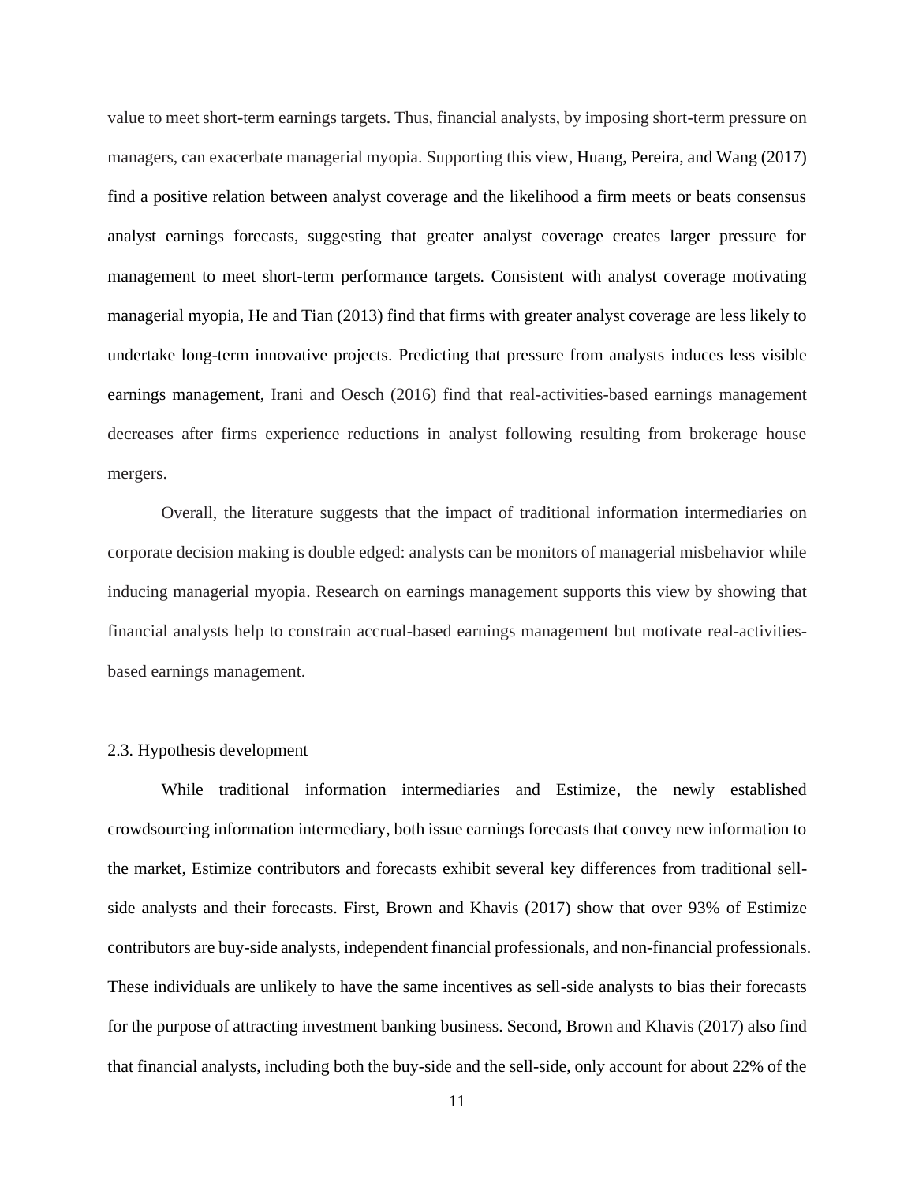value to meet short-term earnings targets. Thus, financial analysts, by imposing short-term pressure on managers, can exacerbate managerial myopia. Supporting this view, Huang, Pereira, and Wang (2017) find a positive relation between analyst coverage and the likelihood a firm meets or beats consensus analyst earnings forecasts, suggesting that greater analyst coverage creates larger pressure for management to meet short-term performance targets. Consistent with analyst coverage motivating managerial myopia, He and Tian (2013) find that firms with greater analyst coverage are less likely to undertake long-term innovative projects. Predicting that pressure from analysts induces less visible earnings management, Irani and Oesch (2016) find that real-activities-based earnings management decreases after firms experience reductions in analyst following resulting from brokerage house mergers.

Overall, the literature suggests that the impact of traditional information intermediaries on corporate decision making is double edged: analysts can be monitors of managerial misbehavior while inducing managerial myopia. Research on earnings management supports this view by showing that financial analysts help to constrain accrual-based earnings management but motivate real-activities-based earnings management.

### 2.3. Hypothesis development

While traditional information intermediaries and Estimize, the newly established crowdsourcing information intermediary, both issue earnings forecasts that convey new information to the market, Estimize contributors and forecasts exhibit several key differences from traditional sell-side analysts and their forecasts. First, Brown and Khavis (2017) show that over 93% of Estimize contributors are buy-side analysts, independent financial professionals, and non-financial professionals. These individuals are unlikely to have the same incentives as sell-side analysts to bias their forecasts for the purpose of attracting investment banking business. Second, Brown and Khavis (2017) also find that financial analysts, including both the buy-side and the sell-side, only account for about 22% of the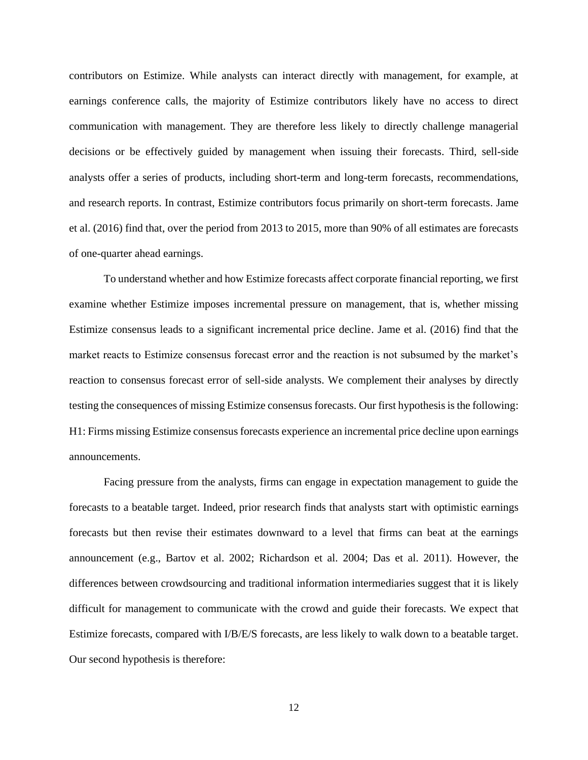contributors on Estimize. While analysts can interact directly with management, for example, at earnings conference calls, the majority of Estimize contributors likely have no access to direct communication with management. They are therefore less likely to directly challenge managerial decisions or be effectively guided by management when issuing their forecasts. Third, sell-side analysts offer a series of products, including short-term and long-term forecasts, recommendations, and research reports. In contrast, Estimize contributors focus primarily on short-term forecasts. Jame et al. (2016) find that, over the period from 2013 to 2015, more than 90% of all estimates are forecasts of one-quarter ahead earnings.

To understand whether and how Estimize forecasts affect corporate financial reporting, we first examine whether Estimize imposes incremental pressure on management, that is, whether missing Estimize consensus leads to a significant incremental price decline. Jame et al. (2016) find that the market reacts to Estimize consensus forecast error and the reaction is not subsumed by the market's reaction to consensus forecast error of sell-side analysts. We complement their analyses by directly testing the consequences of missing Estimize consensus forecasts. Our first hypothesis is the following:

H1: Firms missing Estimize consensus forecasts experience an incremental price decline upon earnings announcements.

Facing pressure from the analysts, firms can engage in expectation management to guide the forecasts to a beatable target. Indeed, prior research finds that analysts start with optimistic earnings forecasts but then revise their estimates downward to a level that firms can beat at the earnings announcement (e.g., Bartov et al. 2002; Richardson et al. 2004; Das et al. 2011). However, the differences between crowdsourcing and traditional information intermediaries suggest that it is likely difficult for management to communicate with the crowd and guide their forecasts. We expect that Estimize forecasts, compared with I/B/E/S forecasts, are less likely to walk down to a beatable target. Our second hypothesis is therefore: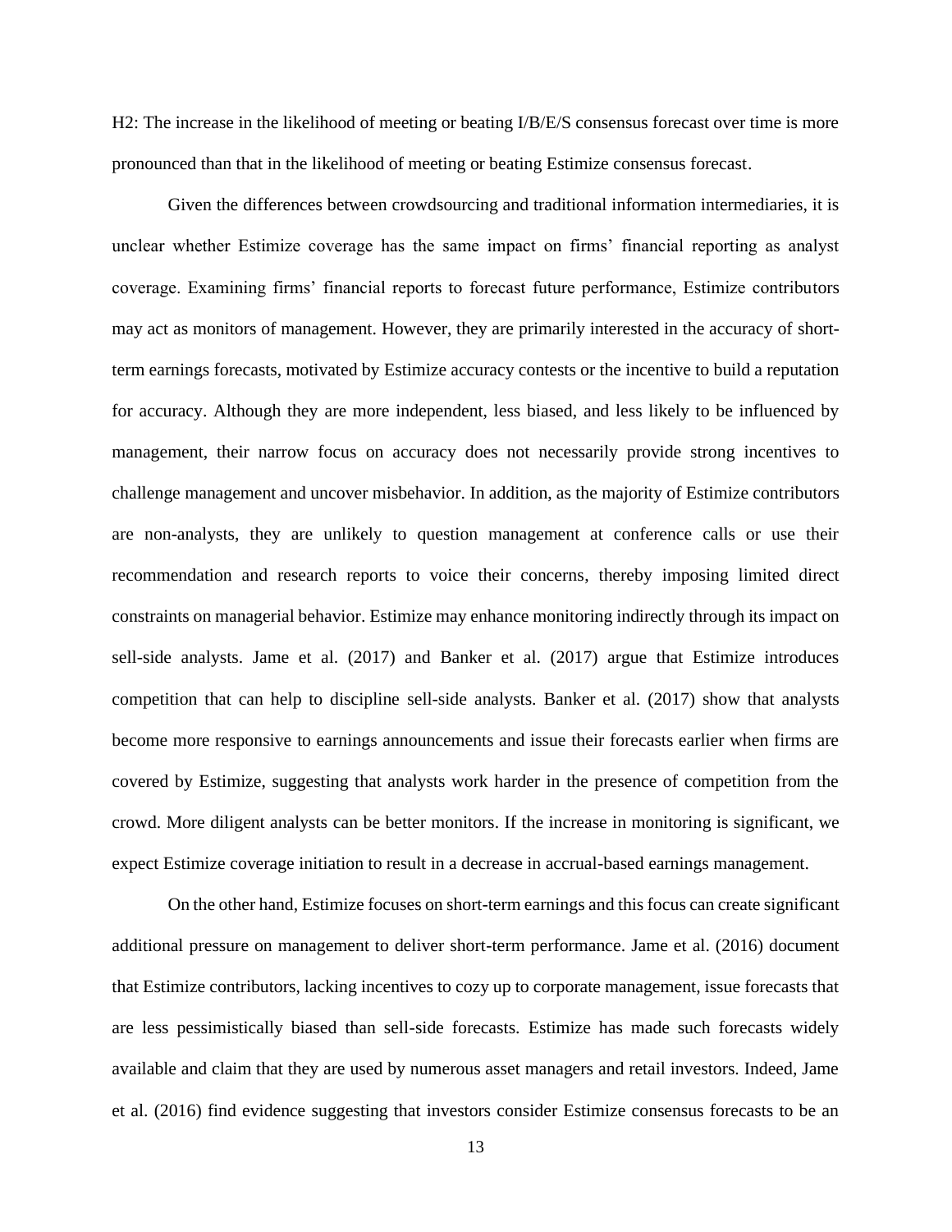H2: The increase in the likelihood of meeting or beating I/B/E/S consensus forecast over time is more pronounced than that in the likelihood of meeting or beating Estimize consensus forecast.

Given the differences between crowdsourcing and traditional information intermediaries, it is unclear whether Estimize coverage has the same impact on firms' financial reporting as analyst coverage. Examining firms' financial reports to forecast future performance, Estimize contributors may act as monitors of management. However, they are primarily interested in the accuracy of short-term earnings forecasts, motivated by Estimize accuracy contests or the incentive to build a reputation for accuracy. Although they are more independent, less biased, and less likely to be influenced by management, their narrow focus on accuracy does not necessarily provide strong incentives to challenge management and uncover misbehavior. In addition, as the majority of Estimize contributors are non-analysts, they are unlikely to question management at conference calls or use their recommendation and research reports to voice their concerns, thereby imposing limited direct constraints on managerial behavior. Estimize may enhance monitoring indirectly through its impact on sell-side analysts. Jame et al. (2017) and Banker et al. (2017) argue that Estimize introduces competition that can help to discipline sell-side analysts. Banker et al. (2017) show that analysts become more responsive to earnings announcements and issue their forecasts earlier when firms are covered by Estimize, suggesting that analysts work harder in the presence of competition from the crowd. More diligent analysts can be better monitors. If the increase in monitoring is significant, we expect Estimize coverage initiation to result in a decrease in accrual-based earnings management.

On the other hand, Estimize focuses on short-term earnings and this focus can create significant additional pressure on management to deliver short-term performance. Jame et al. (2016) document that Estimize contributors, lacking incentives to cozy up to corporate management, issue forecasts that are less pessimistically biased than sell-side forecasts. Estimize has made such forecasts widely available and claim that they are used by numerous asset managers and retail investors. Indeed, Jame et al. (2016) find evidence suggesting that investors consider Estimize consensus forecasts to be an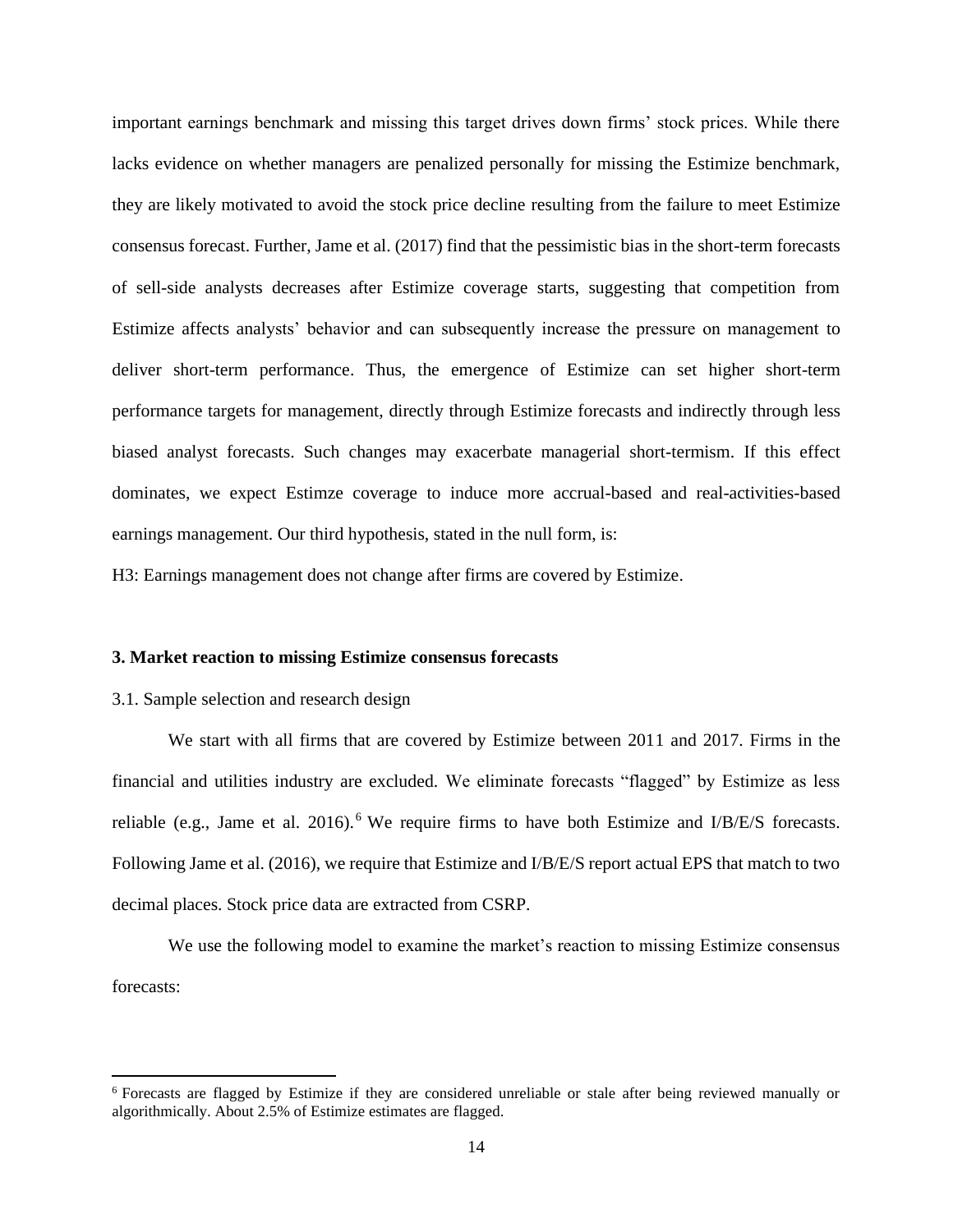important earnings benchmark and missing this target drives down firms' stock prices. While there lacks evidence on whether managers are penalized personally for missing the Estimize benchmark, they are likely motivated to avoid the stock price decline resulting from the failure to meet Estimize consensus forecast. Further, Jame et al. (2017) find that the pessimistic bias in the short-term forecasts of sell-side analysts decreases after Estimize coverage starts, suggesting that competition from Estimize affects analysts' behavior and can subsequently increase the pressure on management to deliver short-term performance. Thus, the emergence of Estimize can set higher short-term performance targets for management, directly through Estimize forecasts and indirectly through less biased analyst forecasts. Such changes may exacerbate managerial short-termism. If this effect dominates, we expect Estimze coverage to induce more accrual-based and real-activities-based earnings management. Our third hypothesis, stated in the null form, is:

H3: Earnings management does not change after firms are covered by Estimize.

### 3. Market reaction to missing Estimize consensus forecasts

3.1. Sample selection and research design

We start with all firms that are covered by Estimize between 2011 and 2017. Firms in the financial and utilities industry are excluded. We eliminate forecasts "flagged" by Estimize as less reliable (e.g., Jame et al. 2016).[6] We require firms to have both Estimize and I/B/E/S forecasts. Following Jame et al. (2016), we require that Estimize and I/B/E/S report actual EPS that match to two decimal places. Stock price data are extracted from CSRP.

We use the following model to examine the market's reaction to missing Estimize consensus forecasts:

[6] Forecasts are flagged by Estimize if they are considered unreliable or stale after being reviewed manually or algorithmically. About 2.5% of Estimize estimates are flagged.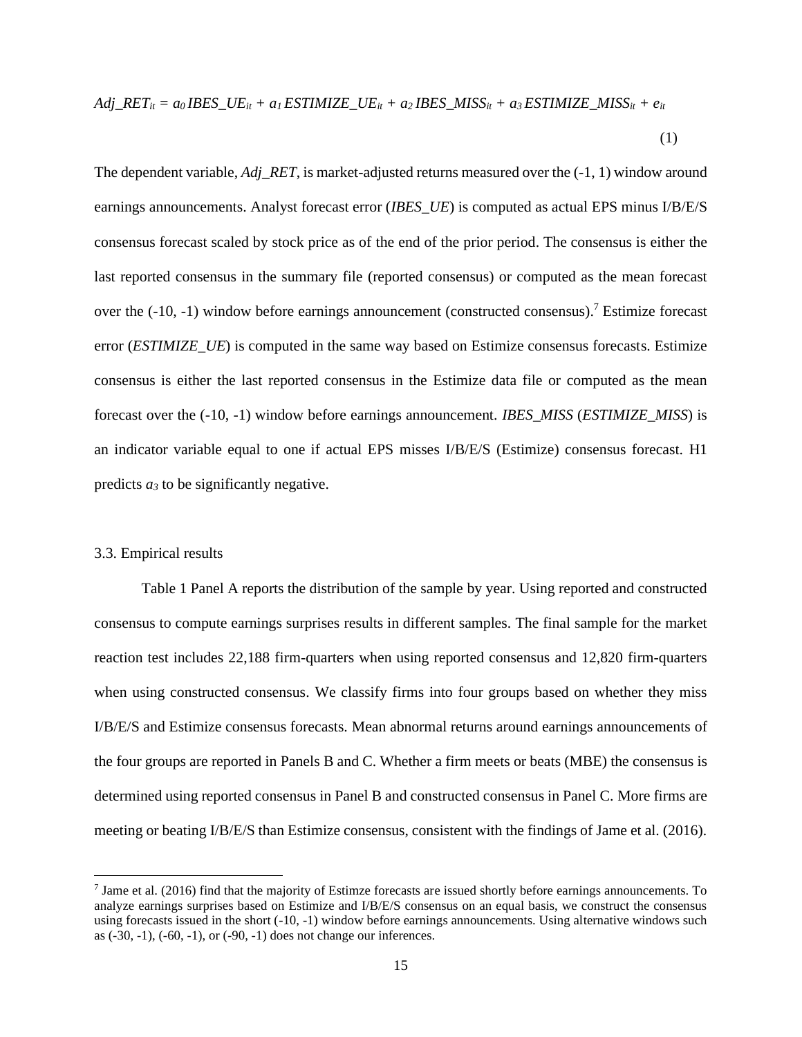$$Adj\_RET_{it} = a_0\, IBES\_UE_{it} + a_1\, ESTIMIZE\_UE_{it} + a_2\, IBES\_MISS_{it} + a_3\, ESTIMIZE\_MISS_{it} + e_{it} \tag{1}$$

The dependent variable, *Adj_RET*, is market-adjusted returns measured over the (-1, 1) window around earnings announcements. Analyst forecast error (*IBES_UE*) is computed as actual EPS minus I/B/E/S consensus forecast scaled by stock price as of the end of the prior period. The consensus is either the last reported consensus in the summary file (reported consensus) or computed as the mean forecast over the (-10, -1) window before earnings announcement (constructed consensus).[7] Estimize forecast error (*ESTIMIZE_UE*) is computed in the same way based on Estimize consensus forecasts. Estimize consensus is either the last reported consensus in the Estimize data file or computed as the mean forecast over the (-10, -1) window before earnings announcement. *IBES_MISS* (*ESTIMIZE_MISS*) is an indicator variable equal to one if actual EPS misses I/B/E/S (Estimize) consensus forecast. H1 predicts $a_3$ to be significantly negative.

3.3. Empirical results

Table 1 Panel A reports the distribution of the sample by year. Using reported and constructed consensus to compute earnings surprises results in different samples. The final sample for the market reaction test includes 22,188 firm-quarters when using reported consensus and 12,820 firm-quarters when using constructed consensus. We classify firms into four groups based on whether they miss I/B/E/S and Estimize consensus forecasts. Mean abnormal returns around earnings announcements of the four groups are reported in Panels B and C. Whether a firm meets or beats (MBE) the consensus is determined using reported consensus in Panel B and constructed consensus in Panel C. More firms are meeting or beating I/B/E/S than Estimize consensus, consistent with the findings of Jame et al. (2016).

[7] Jame et al. (2016) find that the majority of Estimze forecasts are issued shortly before earnings announcements. To analyze earnings surprises based on Estimize and I/B/E/S consensus on an equal basis, we construct the consensus using forecasts issued in the short (-10, -1) window before earnings announcements. Using alternative windows such as (-30, -1), (-60, -1), or (-90, -1) does not change our inferences.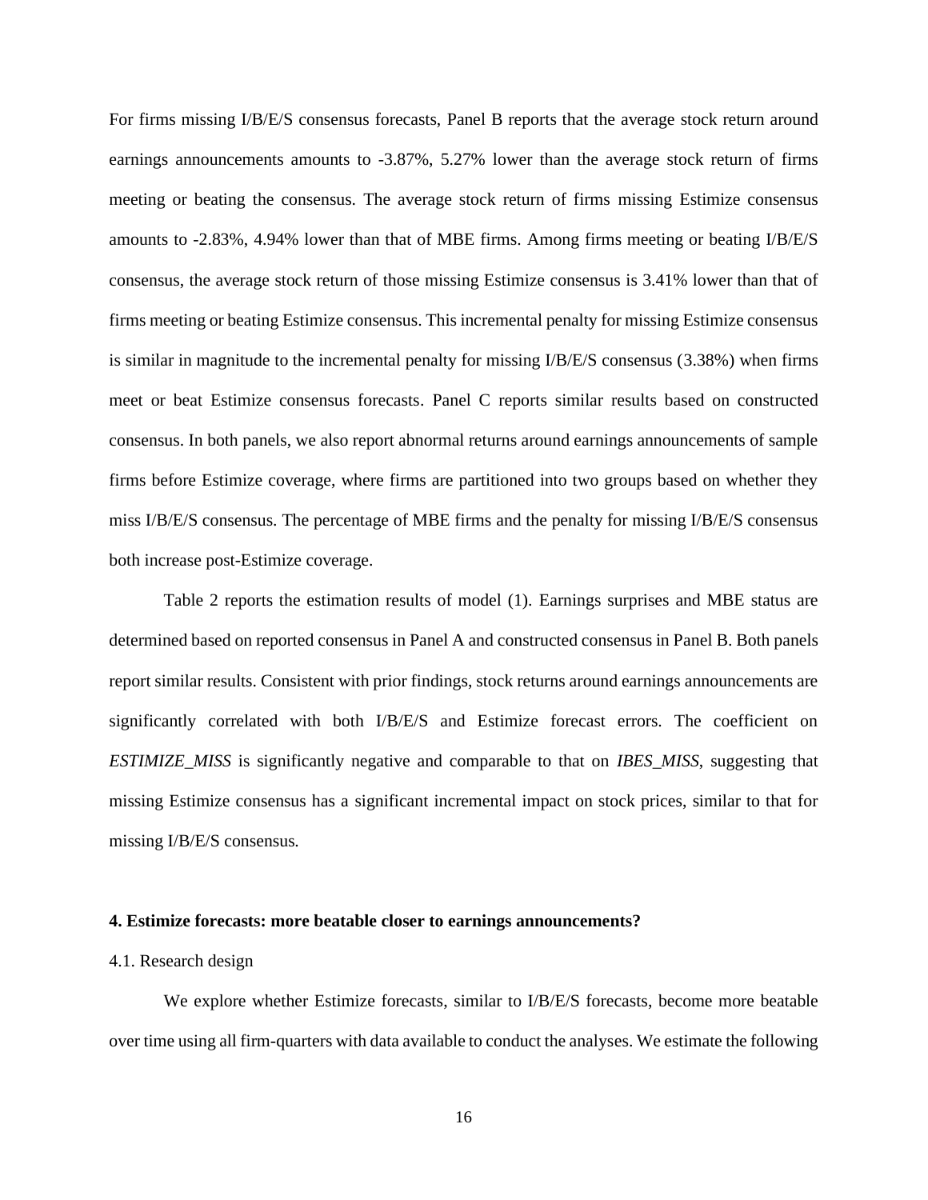For firms missing I/B/E/S consensus forecasts, Panel B reports that the average stock return around earnings announcements amounts to -3.87%, 5.27% lower than the average stock return of firms meeting or beating the consensus. The average stock return of firms missing Estimize consensus amounts to -2.83%, 4.94% lower than that of MBE firms. Among firms meeting or beating I/B/E/S consensus, the average stock return of those missing Estimize consensus is 3.41% lower than that of firms meeting or beating Estimize consensus. This incremental penalty for missing Estimize consensus is similar in magnitude to the incremental penalty for missing I/B/E/S consensus (3.38%) when firms meet or beat Estimize consensus forecasts. Panel C reports similar results based on constructed consensus. In both panels, we also report abnormal returns around earnings announcements of sample firms before Estimize coverage, where firms are partitioned into two groups based on whether they miss I/B/E/S consensus. The percentage of MBE firms and the penalty for missing I/B/E/S consensus both increase post-Estimize coverage.

Table 2 reports the estimation results of model (1). Earnings surprises and MBE status are determined based on reported consensus in Panel A and constructed consensus in Panel B. Both panels report similar results. Consistent with prior findings, stock returns around earnings announcements are significantly correlated with both I/B/E/S and Estimize forecast errors. The coefficient on *ESTIMIZE_MISS* is significantly negative and comparable to that on *IBES_MISS*, suggesting that missing Estimize consensus has a significant incremental impact on stock prices, similar to that for missing I/B/E/S consensus.

## 4. Estimize forecasts: more beatable closer to earnings announcements?

### 4.1. Research design

We explore whether Estimize forecasts, similar to I/B/E/S forecasts, become more beatable over time using all firm-quarters with data available to conduct the analyses. We estimate the following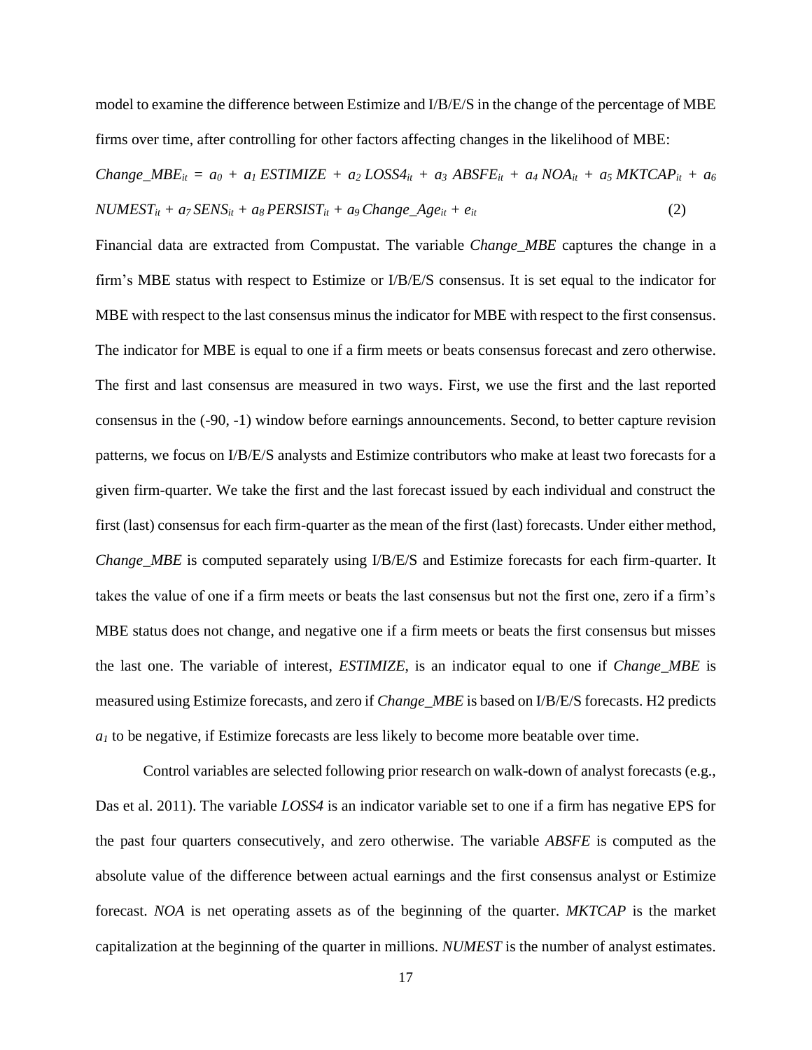model to examine the difference between Estimize and I/B/E/S in the change of the percentage of MBE firms over time, after controlling for other factors affecting changes in the likelihood of MBE:

$$Change\_MBE_{it} = a_0 + a_1\, ESTIMIZE + a_2\, LOSS4_{it} + a_3\, ABSFE_{it} + a_4\, NOA_{it} + a_5\, MKTCAP_{it} + a_6\, NUMEST_{it} + a_7\, SENS_{it} + a_8\, PERSIST_{it} + a_9\, Change\_Age_{it} + e_{it} \tag{2}$$

Financial data are extracted from Compustat. The variable *Change_MBE* captures the change in a firm's MBE status with respect to Estimize or I/B/E/S consensus. It is set equal to the indicator for MBE with respect to the last consensus minus the indicator for MBE with respect to the first consensus. The indicator for MBE is equal to one if a firm meets or beats consensus forecast and zero otherwise. The first and last consensus are measured in two ways. First, we use the first and the last reported consensus in the (-90, -1) window before earnings announcements. Second, to better capture revision patterns, we focus on I/B/E/S analysts and Estimize contributors who make at least two forecasts for a given firm-quarter. We take the first and the last forecast issued by each individual and construct the first (last) consensus for each firm-quarter as the mean of the first (last) forecasts. Under either method, *Change_MBE* is computed separately using I/B/E/S and Estimize forecasts for each firm-quarter. It takes the value of one if a firm meets or beats the last consensus but not the first one, zero if a firm's MBE status does not change, and negative one if a firm meets or beats the first consensus but misses the last one. The variable of interest, *ESTIMIZE*, is an indicator equal to one if *Change_MBE* is measured using Estimize forecasts, and zero if *Change_MBE* is based on I/B/E/S forecasts. H2 predicts $a_1$ to be negative, if Estimize forecasts are less likely to become more beatable over time.

Control variables are selected following prior research on walk-down of analyst forecasts (e.g., Das et al. 2011). The variable *LOSS4* is an indicator variable set to one if a firm has negative EPS for the past four quarters consecutively, and zero otherwise. The variable *ABSFE* is computed as the absolute value of the difference between actual earnings and the first consensus analyst or Estimize forecast. *NOA* is net operating assets as of the beginning of the quarter. *MKTCAP* is the market capitalization at the beginning of the quarter in millions. *NUMEST* is the number of analyst estimates.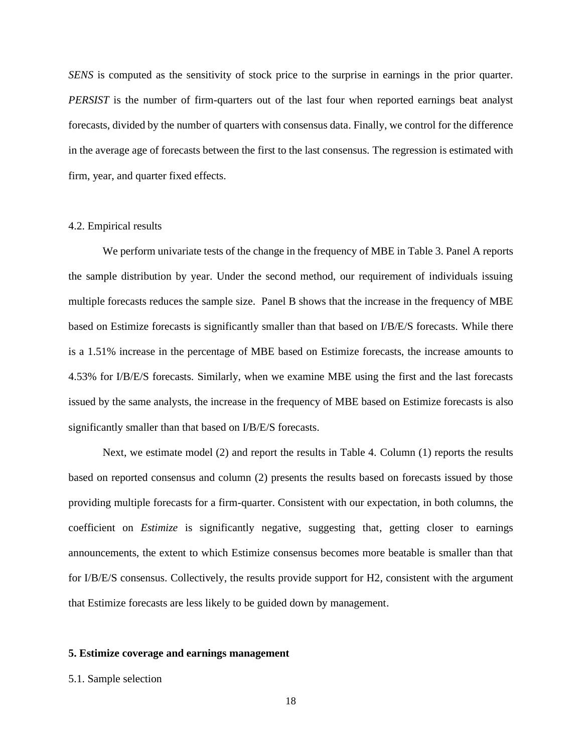*SENS* is computed as the sensitivity of stock price to the surprise in earnings in the prior quarter. *PERSIST* is the number of firm-quarters out of the last four when reported earnings beat analyst forecasts, divided by the number of quarters with consensus data. Finally, we control for the difference in the average age of forecasts between the first to the last consensus. The regression is estimated with firm, year, and quarter fixed effects.

### 4.2. Empirical results

We perform univariate tests of the change in the frequency of MBE in Table 3. Panel A reports the sample distribution by year. Under the second method, our requirement of individuals issuing multiple forecasts reduces the sample size. Panel B shows that the increase in the frequency of MBE based on Estimize forecasts is significantly smaller than that based on I/B/E/S forecasts. While there is a 1.51% increase in the percentage of MBE based on Estimize forecasts, the increase amounts to 4.53% for I/B/E/S forecasts. Similarly, when we examine MBE using the first and the last forecasts issued by the same analysts, the increase in the frequency of MBE based on Estimize forecasts is also significantly smaller than that based on I/B/E/S forecasts.

Next, we estimate model (2) and report the results in Table 4. Column (1) reports the results based on reported consensus and column (2) presents the results based on forecasts issued by those providing multiple forecasts for a firm-quarter. Consistent with our expectation, in both columns, the coefficient on *Estimize* is significantly negative, suggesting that, getting closer to earnings announcements, the extent to which Estimize consensus becomes more beatable is smaller than that for I/B/E/S consensus. Collectively, the results provide support for H2, consistent with the argument that Estimize forecasts are less likely to be guided down by management.

## 5. Estimize coverage and earnings management

### 5.1. Sample selection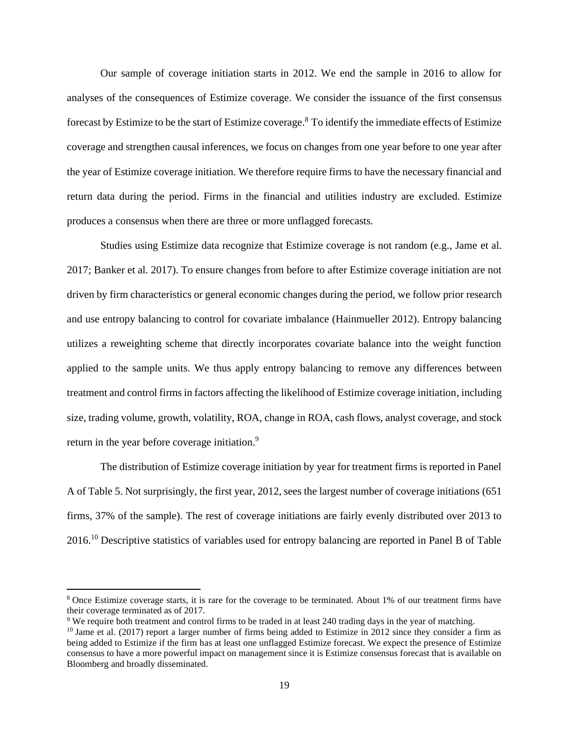Our sample of coverage initiation starts in 2012. We end the sample in 2016 to allow for analyses of the consequences of Estimize coverage. We consider the issuance of the first consensus forecast by Estimize to be the start of Estimize coverage.[8] To identify the immediate effects of Estimize coverage and strengthen causal inferences, we focus on changes from one year before to one year after the year of Estimize coverage initiation. We therefore require firms to have the necessary financial and return data during the period. Firms in the financial and utilities industry are excluded. Estimize produces a consensus when there are three or more unflagged forecasts.

Studies using Estimize data recognize that Estimize coverage is not random (e.g., Jame et al. 2017; Banker et al. 2017). To ensure changes from before to after Estimize coverage initiation are not driven by firm characteristics or general economic changes during the period, we follow prior research and use entropy balancing to control for covariate imbalance (Hainmueller 2012). Entropy balancing utilizes a reweighting scheme that directly incorporates covariate balance into the weight function applied to the sample units. We thus apply entropy balancing to remove any differences between treatment and control firms in factors affecting the likelihood of Estimize coverage initiation, including size, trading volume, growth, volatility, ROA, change in ROA, cash flows, analyst coverage, and stock return in the year before coverage initiation.[9]

The distribution of Estimize coverage initiation by year for treatment firms is reported in Panel A of Table 5. Not surprisingly, the first year, 2012, sees the largest number of coverage initiations (651 firms, 37% of the sample). The rest of coverage initiations are fairly evenly distributed over 2013 to 2016.[10] Descriptive statistics of variables used for entropy balancing are reported in Panel B of Table

[8] Once Estimize coverage starts, it is rare for the coverage to be terminated. About 1% of our treatment firms have their coverage terminated as of 2017.

[9] We require both treatment and control firms to be traded in at least 240 trading days in the year of matching.

[10] Jame et al. (2017) report a larger number of firms being added to Estimize in 2012 since they consider a firm as being added to Estimize if the firm has at least one unflagged Estimize forecast. We expect the presence of Estimize consensus to have a more powerful impact on management since it is Estimize consensus forecast that is available on Bloomberg and broadly disseminated.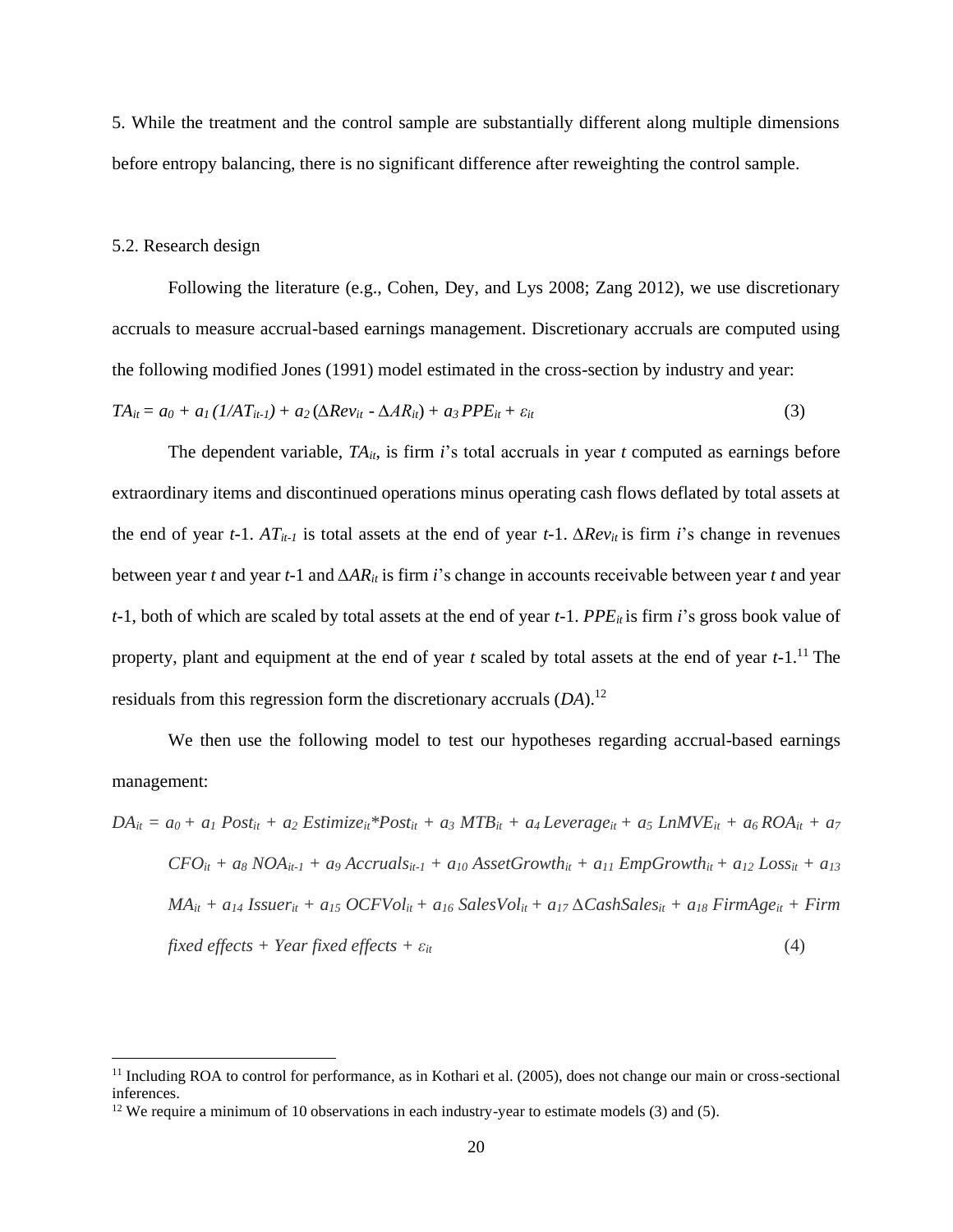5. While the treatment and the control sample are substantially different along multiple dimensions before entropy balancing, there is no significant difference after reweighting the control sample.

### 5.2. Research design

Following the literature (e.g., Cohen, Dey, and Lys 2008; Zang 2012), we use discretionary accruals to measure accrual-based earnings management. Discretionary accruals are computed using the following modified Jones (1991) model estimated in the cross-section by industry and year:

$$TA_{it} = a_0 + a_1 (1/AT_{it-1}) + a_2 (\Delta Rev_{it} - \Delta AR_{it}) + a_3 PPE_{it} + \varepsilon_{it} \quad (3)$$

The dependent variable, $TA_{it}$, is firm *i*'s total accruals in year *t* computed as earnings before extraordinary items and discontinued operations minus operating cash flows deflated by total assets at the end of year *t*-1. $AT_{it-1}$ is total assets at the end of year *t*-1. $\Delta Rev_{it}$ is firm *i*'s change in revenues between year *t* and year *t*-1 and $\Delta AR_{it}$ is firm *i*'s change in accounts receivable between year *t* and year *t*-1, both of which are scaled by total assets at the end of year *t*-1. $PPE_{it}$ is firm *i*'s gross book value of property, plant and equipment at the end of year *t* scaled by total assets at the end of year *t*-1.[11] The residuals from this regression form the discretionary accruals (*DA*).[12]

We then use the following model to test our hypotheses regarding accrual-based earnings management:

$$DA_{it} = a_0 + a_1\, Post_{it} + a_2\, Estimize_{it}{*}Post_{it} + a_3\, MTB_{it} + a_4\, Leverage_{it} + a_5\, LnMVE_{it} + a_6\, ROA_{it} + a_7\, CFO_{it} + a_8\, NOA_{it-1} + a_9\, Accruals_{it-1} + a_{10}\, AssetGrowth_{it} + a_{11}\, EmpGrowth_{it} + a_{12}\, Loss_{it} + a_{13}\, MA_{it} + a_{14}\, Issuer_{it} + a_{15}\, OCFVol_{it} + a_{16}\, SalesVol_{it} + a_{17}\, \Delta CashSales_{it} + a_{18}\, FirmAge_{it} + \textit{Firm fixed effects} + \textit{Year fixed effects} + \varepsilon_{it} \quad (4)$$

---

[11] Including ROA to control for performance, as in Kothari et al. (2005), does not change our main or cross-sectional inferences.

[12] We require a minimum of 10 observations in each industry-year to estimate models (3) and (5).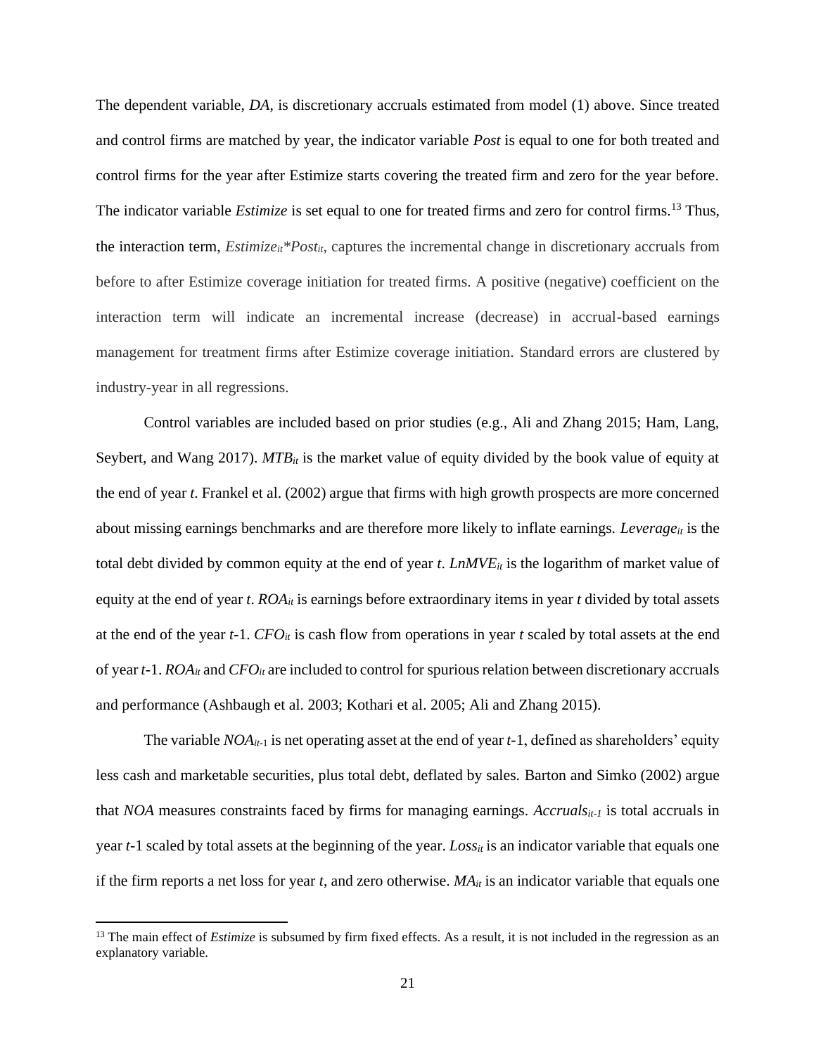The dependent variable, *DA*, is discretionary accruals estimated from model (1) above. Since treated and control firms are matched by year, the indicator variable *Post* is equal to one for both treated and control firms for the year after Estimize starts covering the treated firm and zero for the year before. The indicator variable *Estimize* is set equal to one for treated firms and zero for control firms.[13] Thus, the interaction term, $Estimize_{it}*Post_{it}$, captures the incremental change in discretionary accruals from before to after Estimize coverage initiation for treated firms. A positive (negative) coefficient on the interaction term will indicate an incremental increase (decrease) in accrual-based earnings management for treatment firms after Estimize coverage initiation. Standard errors are clustered by industry-year in all regressions.

Control variables are included based on prior studies (e.g., Ali and Zhang 2015; Ham, Lang, Seybert, and Wang 2017). $MTB_{it}$ is the market value of equity divided by the book value of equity at the end of year *t*. Frankel et al. (2002) argue that firms with high growth prospects are more concerned about missing earnings benchmarks and are therefore more likely to inflate earnings. $Leverage_{it}$ is the total debt divided by common equity at the end of year *t*. $LnMVE_{it}$ is the logarithm of market value of equity at the end of year *t*. $ROA_{it}$ is earnings before extraordinary items in year *t* divided by total assets at the end of the year *t*-1. $CFO_{it}$ is cash flow from operations in year *t* scaled by total assets at the end of year *t*-1. $ROA_{it}$ and $CFO_{it}$ are included to control for spurious relation between discretionary accruals and performance (Ashbaugh et al. 2003; Kothari et al. 2005; Ali and Zhang 2015).

The variable $NOA_{it-1}$ is net operating asset at the end of year *t*-1, defined as shareholders' equity less cash and marketable securities, plus total debt, deflated by sales. Barton and Simko (2002) argue that *NOA* measures constraints faced by firms for managing earnings. $Accruals_{it-1}$ is total accruals in year *t*-1 scaled by total assets at the beginning of the year. $Loss_{it}$ is an indicator variable that equals one if the firm reports a net loss for year *t*, and zero otherwise. $MA_{it}$ is an indicator variable that equals one

[13] The main effect of *Estimize* is subsumed by firm fixed effects. As a result, it is not included in the regression as an explanatory variable.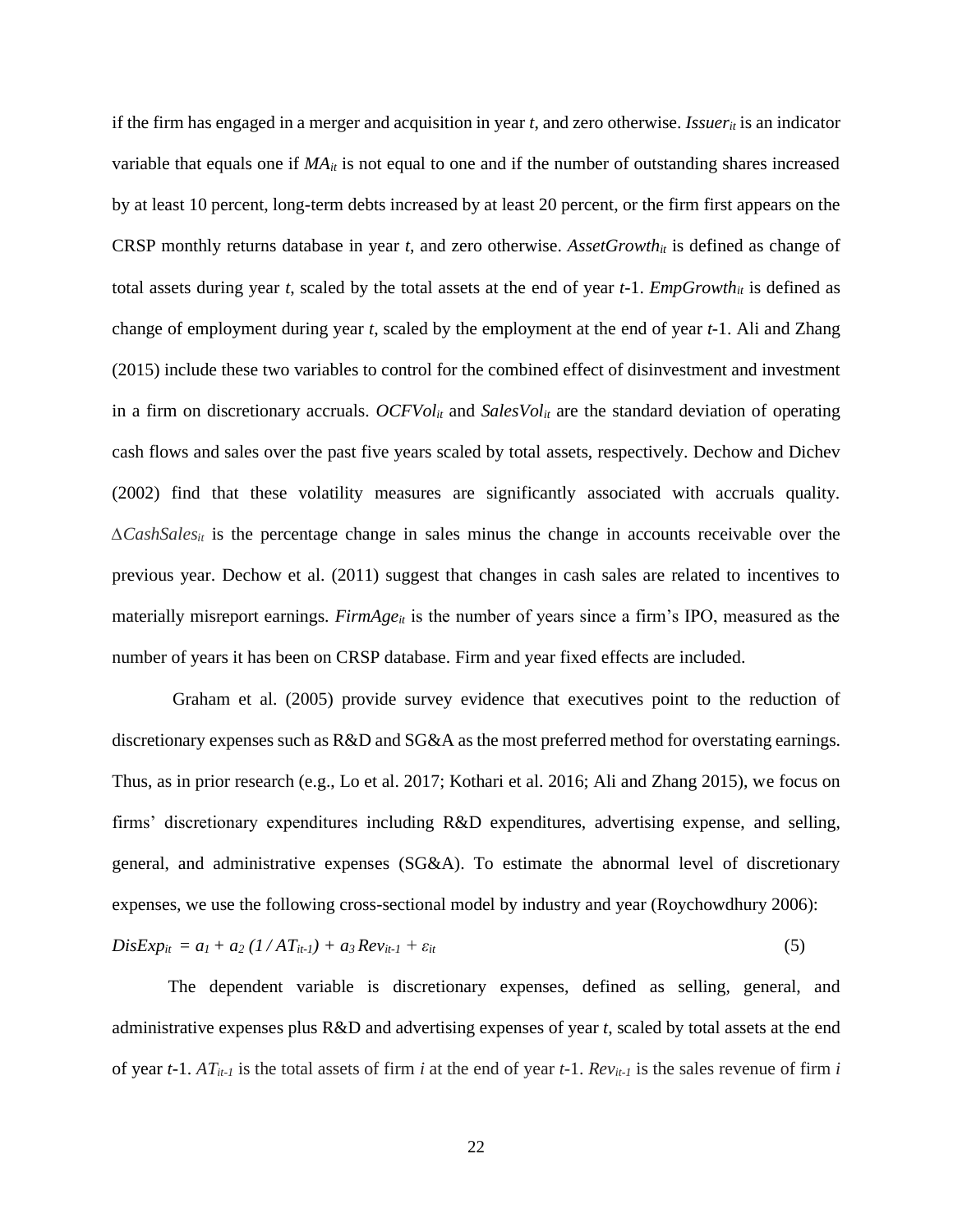if the firm has engaged in a merger and acquisition in year *t*, and zero otherwise. $Issuer_{it}$ is an indicator variable that equals one if $MA_{it}$ is not equal to one and if the number of outstanding shares increased by at least 10 percent, long-term debts increased by at least 20 percent, or the firm first appears on the CRSP monthly returns database in year *t*, and zero otherwise. $AssetGrowth_{it}$ is defined as change of total assets during year *t*, scaled by the total assets at the end of year *t*-1. $EmpGrowth_{it}$ is defined as change of employment during year *t*, scaled by the employment at the end of year *t*-1. Ali and Zhang (2015) include these two variables to control for the combined effect of disinvestment and investment in a firm on discretionary accruals. $OCFVol_{it}$ and $SalesVol_{it}$ are the standard deviation of operating cash flows and sales over the past five years scaled by total assets, respectively. Dechow and Dichev (2002) find that these volatility measures are significantly associated with accruals quality. $\Delta CashSales_{it}$ is the percentage change in sales minus the change in accounts receivable over the previous year. Dechow et al. (2011) suggest that changes in cash sales are related to incentives to materially misreport earnings. $FirmAge_{it}$ is the number of years since a firm's IPO, measured as the number of years it has been on CRSP database. Firm and year fixed effects are included.

Graham et al. (2005) provide survey evidence that executives point to the reduction of discretionary expenses such as R&D and SG&A as the most preferred method for overstating earnings. Thus, as in prior research (e.g., Lo et al. 2017; Kothari et al. 2016; Ali and Zhang 2015), we focus on firms' discretionary expenditures including R&D expenditures, advertising expense, and selling, general, and administrative expenses (SG&A). To estimate the abnormal level of discretionary expenses, we use the following cross-sectional model by industry and year (Roychowdhury 2006):

$$DisExp_{it} = a_1 + a_2\,(1 / AT_{it-1}) + a_3\,Rev_{it-1} + \varepsilon_{it} \tag{5}$$

The dependent variable is discretionary expenses, defined as selling, general, and administrative expenses plus R&D and advertising expenses of year *t*, scaled by total assets at the end of year *t*-1. $AT_{it-1}$ is the total assets of firm *i* at the end of year *t*-1. $Rev_{it-1}$ is the sales revenue of firm *i*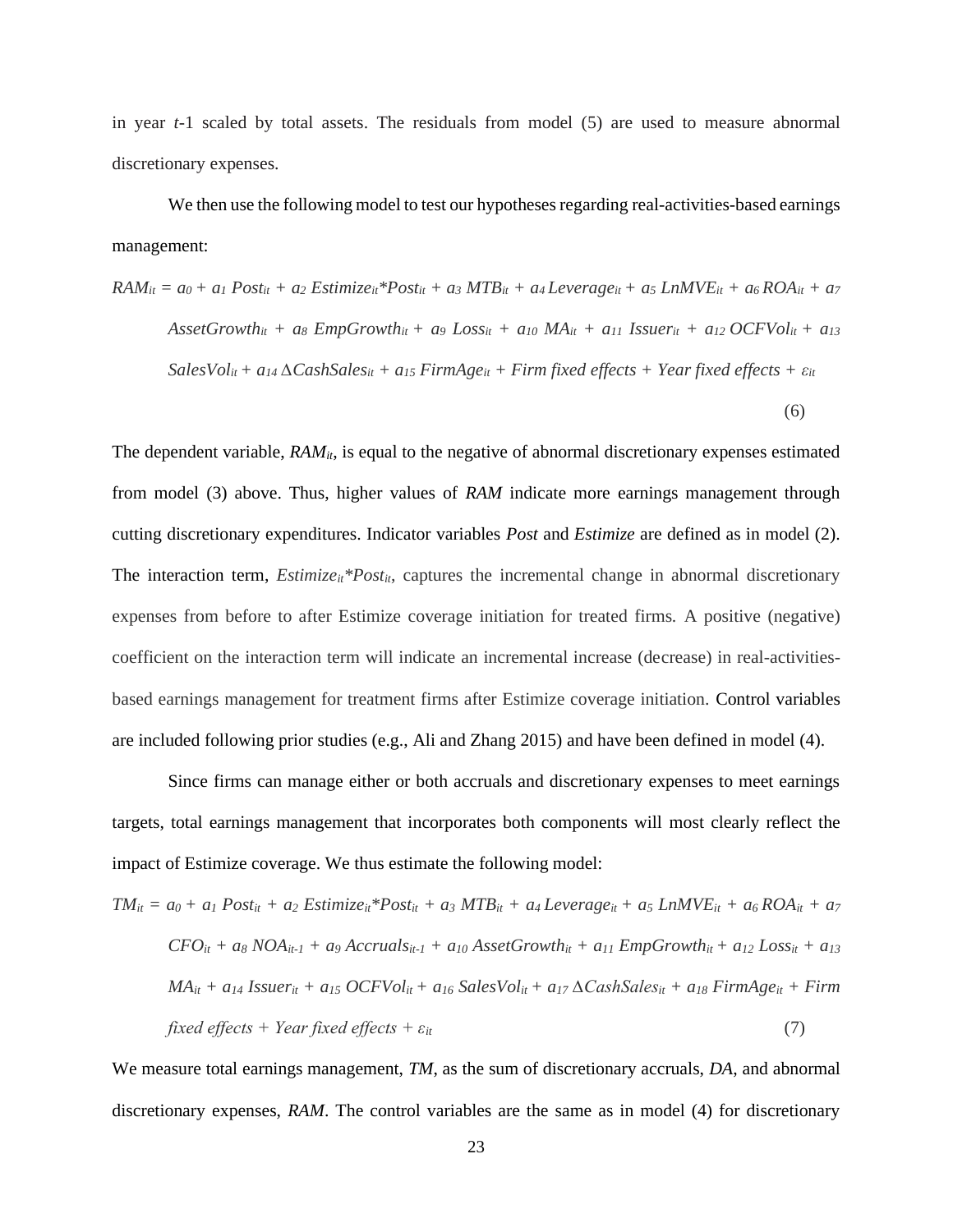in year *t*-1 scaled by total assets. The residuals from model (5) are used to measure abnormal discretionary expenses.

We then use the following model to test our hypotheses regarding real-activities-based earnings management:

$$RAM_{it} = a_0 + a_1\,Post_{it} + a_2\,Estimize_{it}{*}Post_{it} + a_3\,MTB_{it} + a_4\,Leverage_{it} + a_5\,LnMVE_{it} + a_6\,ROA_{it} + a_7\,AssetGrowth_{it} + a_8\,EmpGrowth_{it} + a_9\,Loss_{it} + a_{10}\,MA_{it} + a_{11}\,Issuer_{it} + a_{12}\,OCFVol_{it} + a_{13}\,SalesVol_{it} + a_{14}\,\Delta CashSales_{it} + a_{15}\,FirmAge_{it} + Firm\ fixed\ effects + Year\ fixed\ effects + \varepsilon_{it} \quad (6)$$

The dependent variable, $RAM_{it}$, is equal to the negative of abnormal discretionary expenses estimated from model (3) above. Thus, higher values of *RAM* indicate more earnings management through cutting discretionary expenditures. Indicator variables *Post* and *Estimize* are defined as in model (2). The interaction term, $Estimize_{it}{*}Post_{it}$, captures the incremental change in abnormal discretionary expenses from before to after Estimize coverage initiation for treated firms. A positive (negative) coefficient on the interaction term will indicate an incremental increase (decrease) in real-activities-based earnings management for treatment firms after Estimize coverage initiation. Control variables are included following prior studies (e.g., Ali and Zhang 2015) and have been defined in model (4).

Since firms can manage either or both accruals and discretionary expenses to meet earnings targets, total earnings management that incorporates both components will most clearly reflect the impact of Estimize coverage. We thus estimate the following model:

$$TM_{it} = a_0 + a_1\,Post_{it} + a_2\,Estimize_{it}{*}Post_{it} + a_3\,MTB_{it} + a_4\,Leverage_{it} + a_5\,LnMVE_{it} + a_6\,ROA_{it} + a_7\,CFO_{it} + a_8\,NOA_{it-1} + a_9\,Accruals_{it-1} + a_{10}\,AssetGrowth_{it} + a_{11}\,EmpGrowth_{it} + a_{12}\,Loss_{it} + a_{13}\,MA_{it} + a_{14}\,Issuer_{it} + a_{15}\,OCFVol_{it} + a_{16}\,SalesVol_{it} + a_{17}\,\Delta CashSales_{it} + a_{18}\,FirmAge_{it} + Firm\ fixed\ effects + Year\ fixed\ effects + \varepsilon_{it} \quad (7)$$

We measure total earnings management, *TM*, as the sum of discretionary accruals, *DA*, and abnormal discretionary expenses, *RAM*. The control variables are the same as in model (4) for discretionary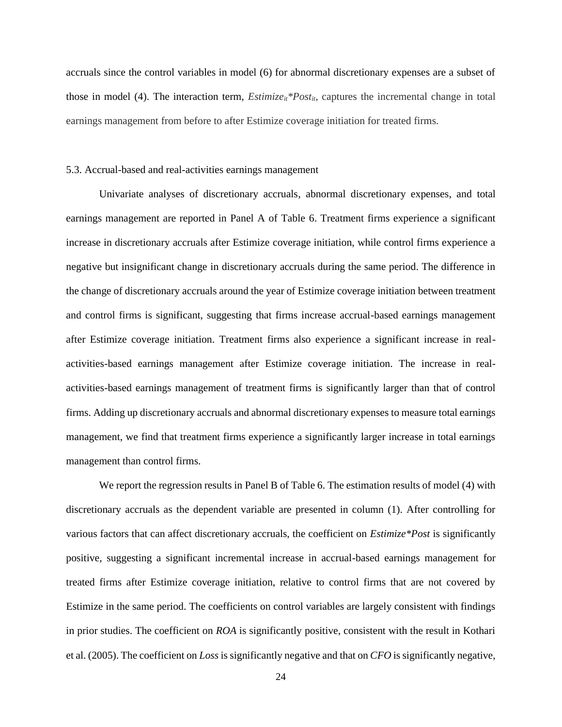accruals since the control variables in model (6) for abnormal discretionary expenses are a subset of those in model (4). The interaction term, $Estimize_{it}*Post_{it}$, captures the incremental change in total earnings management from before to after Estimize coverage initiation for treated firms.

### 5.3. Accrual-based and real-activities earnings management

Univariate analyses of discretionary accruals, abnormal discretionary expenses, and total earnings management are reported in Panel A of Table 6. Treatment firms experience a significant increase in discretionary accruals after Estimize coverage initiation, while control firms experience a negative but insignificant change in discretionary accruals during the same period. The difference in the change of discretionary accruals around the year of Estimize coverage initiation between treatment and control firms is significant, suggesting that firms increase accrual-based earnings management after Estimize coverage initiation. Treatment firms also experience a significant increase in real-activities-based earnings management after Estimize coverage initiation. The increase in real-activities-based earnings management of treatment firms is significantly larger than that of control firms. Adding up discretionary accruals and abnormal discretionary expenses to measure total earnings management, we find that treatment firms experience a significantly larger increase in total earnings management than control firms.

We report the regression results in Panel B of Table 6. The estimation results of model (4) with discretionary accruals as the dependent variable are presented in column (1). After controlling for various factors that can affect discretionary accruals, the coefficient on *Estimize*Post* is significantly positive, suggesting a significant incremental increase in accrual-based earnings management for treated firms after Estimize coverage initiation, relative to control firms that are not covered by Estimize in the same period. The coefficients on control variables are largely consistent with findings in prior studies. The coefficient on *ROA* is significantly positive, consistent with the result in Kothari et al. (2005). The coefficient on *Loss* is significantly negative and that on *CFO* is significantly negative,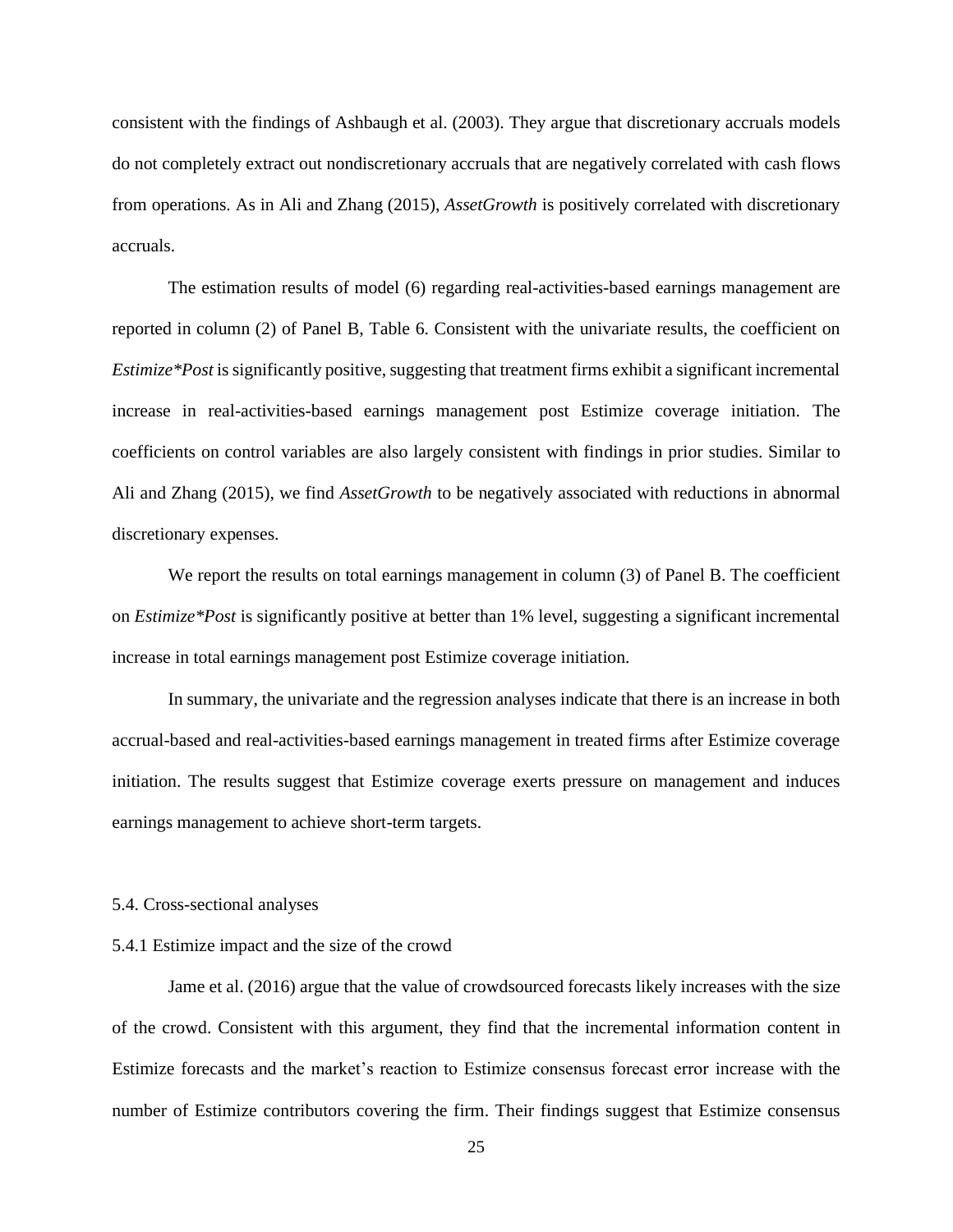consistent with the findings of Ashbaugh et al. (2003). They argue that discretionary accruals models do not completely extract out nondiscretionary accruals that are negatively correlated with cash flows from operations. As in Ali and Zhang (2015), *AssetGrowth* is positively correlated with discretionary accruals.

The estimation results of model (6) regarding real-activities-based earnings management are reported in column (2) of Panel B, Table 6. Consistent with the univariate results, the coefficient on *Estimize*Post* is significantly positive, suggesting that treatment firms exhibit a significant incremental increase in real-activities-based earnings management post Estimize coverage initiation. The coefficients on control variables are also largely consistent with findings in prior studies. Similar to Ali and Zhang (2015), we find *AssetGrowth* to be negatively associated with reductions in abnormal discretionary expenses.

We report the results on total earnings management in column (3) of Panel B. The coefficient on *Estimize*Post* is significantly positive at better than 1% level, suggesting a significant incremental increase in total earnings management post Estimize coverage initiation.

In summary, the univariate and the regression analyses indicate that there is an increase in both accrual-based and real-activities-based earnings management in treated firms after Estimize coverage initiation. The results suggest that Estimize coverage exerts pressure on management and induces earnings management to achieve short-term targets.

## 5.4. Cross-sectional analyses

### 5.4.1 Estimize impact and the size of the crowd

Jame et al. (2016) argue that the value of crowdsourced forecasts likely increases with the size of the crowd. Consistent with this argument, they find that the incremental information content in Estimize forecasts and the market's reaction to Estimize consensus forecast error increase with the number of Estimize contributors covering the firm. Their findings suggest that Estimize consensus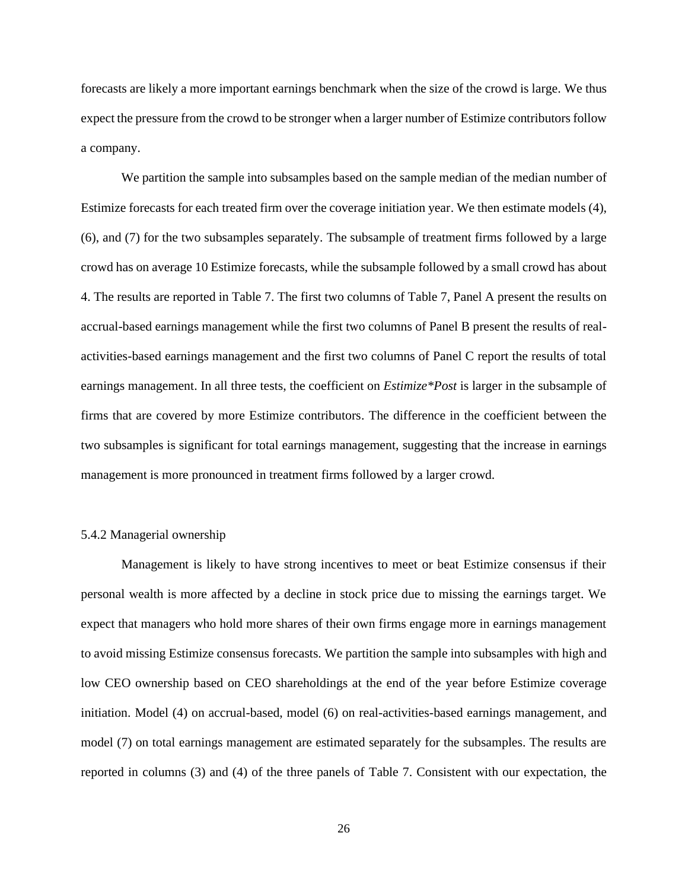forecasts are likely a more important earnings benchmark when the size of the crowd is large. We thus expect the pressure from the crowd to be stronger when a larger number of Estimize contributors follow a company.

We partition the sample into subsamples based on the sample median of the median number of Estimize forecasts for each treated firm over the coverage initiation year. We then estimate models (4), (6), and (7) for the two subsamples separately. The subsample of treatment firms followed by a large crowd has on average 10 Estimize forecasts, while the subsample followed by a small crowd has about 4. The results are reported in Table 7. The first two columns of Table 7, Panel A present the results on accrual-based earnings management while the first two columns of Panel B present the results of real-activities-based earnings management and the first two columns of Panel C report the results of total earnings management. In all three tests, the coefficient on *Estimize*Post* is larger in the subsample of firms that are covered by more Estimize contributors. The difference in the coefficient between the two subsamples is significant for total earnings management, suggesting that the increase in earnings management is more pronounced in treatment firms followed by a larger crowd.

5.4.2 Managerial ownership

Management is likely to have strong incentives to meet or beat Estimize consensus if their personal wealth is more affected by a decline in stock price due to missing the earnings target. We expect that managers who hold more shares of their own firms engage more in earnings management to avoid missing Estimize consensus forecasts. We partition the sample into subsamples with high and low CEO ownership based on CEO shareholdings at the end of the year before Estimize coverage initiation. Model (4) on accrual-based, model (6) on real-activities-based earnings management, and model (7) on total earnings management are estimated separately for the subsamples. The results are reported in columns (3) and (4) of the three panels of Table 7. Consistent with our expectation, the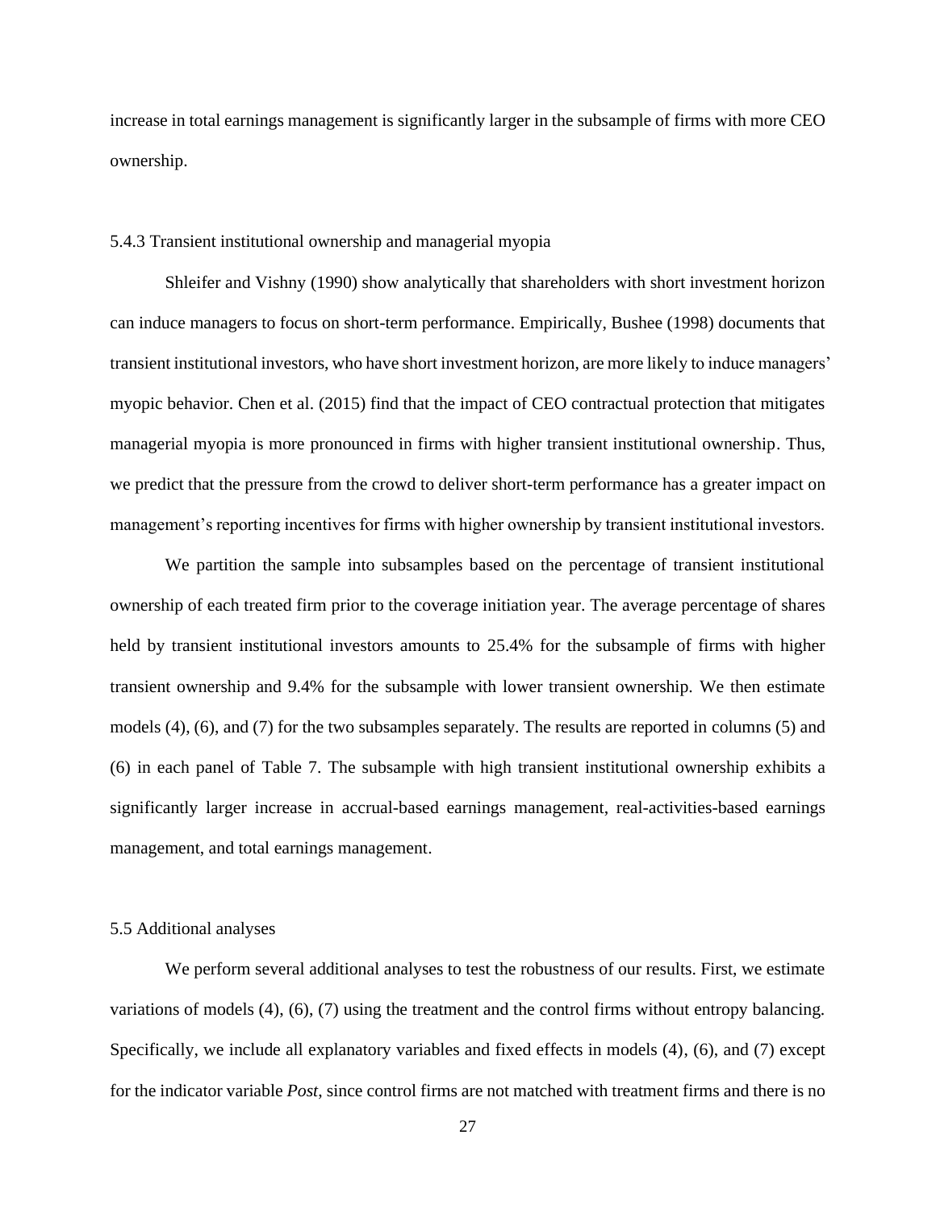increase in total earnings management is significantly larger in the subsample of firms with more CEO ownership.

### 5.4.3 Transient institutional ownership and managerial myopia

Shleifer and Vishny (1990) show analytically that shareholders with short investment horizon can induce managers to focus on short-term performance. Empirically, Bushee (1998) documents that transient institutional investors, who have short investment horizon, are more likely to induce managers' myopic behavior. Chen et al. (2015) find that the impact of CEO contractual protection that mitigates managerial myopia is more pronounced in firms with higher transient institutional ownership. Thus, we predict that the pressure from the crowd to deliver short-term performance has a greater impact on management's reporting incentives for firms with higher ownership by transient institutional investors.

We partition the sample into subsamples based on the percentage of transient institutional ownership of each treated firm prior to the coverage initiation year. The average percentage of shares held by transient institutional investors amounts to 25.4% for the subsample of firms with higher transient ownership and 9.4% for the subsample with lower transient ownership. We then estimate models (4), (6), and (7) for the two subsamples separately. The results are reported in columns (5) and (6) in each panel of Table 7. The subsample with high transient institutional ownership exhibits a significantly larger increase in accrual-based earnings management, real-activities-based earnings management, and total earnings management.

## 5.5 Additional analyses

We perform several additional analyses to test the robustness of our results. First, we estimate variations of models (4), (6), (7) using the treatment and the control firms without entropy balancing. Specifically, we include all explanatory variables and fixed effects in models (4), (6), and (7) except for the indicator variable *Post*, since control firms are not matched with treatment firms and there is no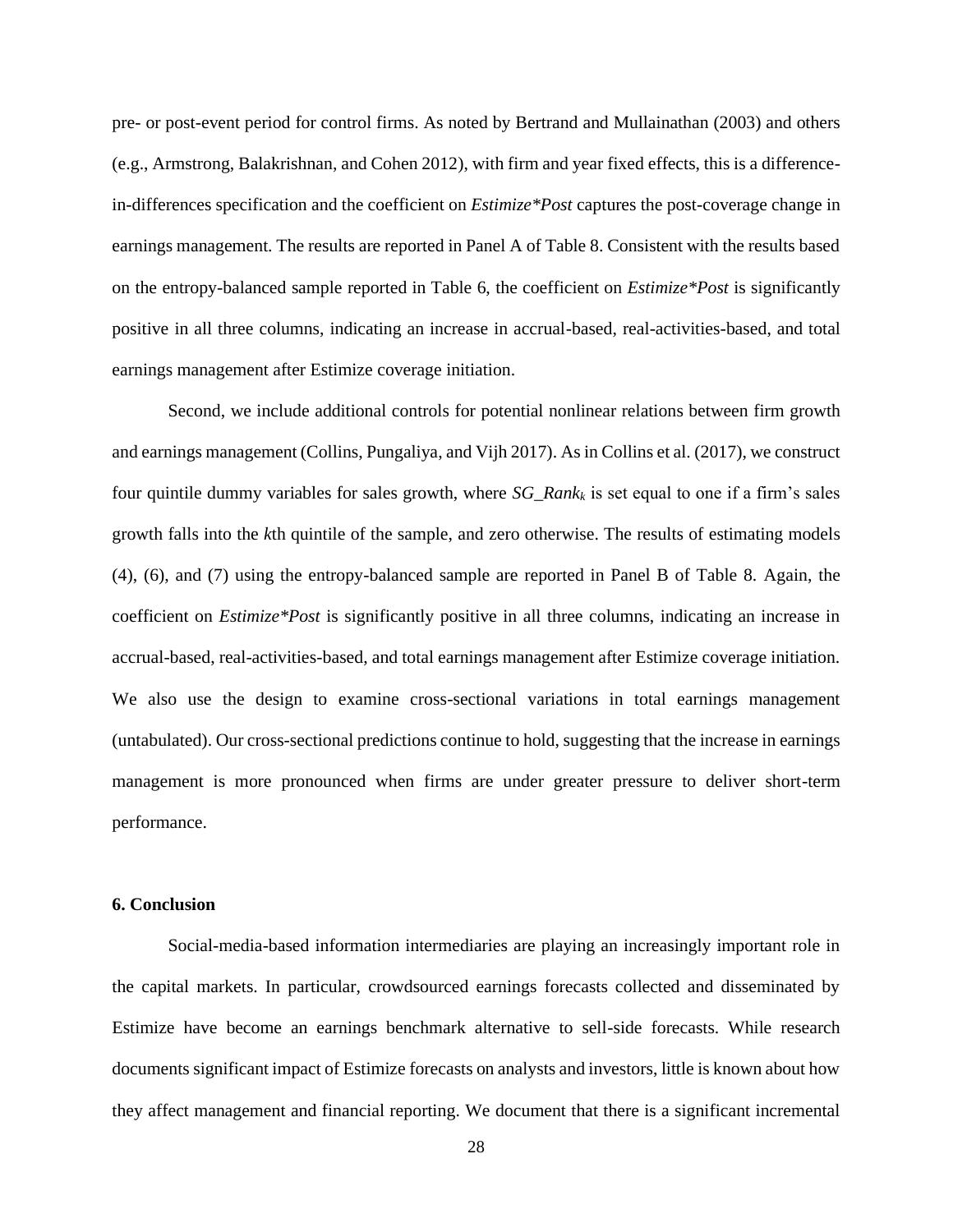pre- or post-event period for control firms. As noted by Bertrand and Mullainathan (2003) and others (e.g., Armstrong, Balakrishnan, and Cohen 2012), with firm and year fixed effects, this is a difference-in-differences specification and the coefficient on *Estimize\*Post* captures the post-coverage change in earnings management. The results are reported in Panel A of Table 8. Consistent with the results based on the entropy-balanced sample reported in Table 6, the coefficient on *Estimize\*Post* is significantly positive in all three columns, indicating an increase in accrual-based, real-activities-based, and total earnings management after Estimize coverage initiation.

Second, we include additional controls for potential nonlinear relations between firm growth and earnings management (Collins, Pungaliya, and Vijh 2017). As in Collins et al. (2017), we construct four quintile dummy variables for sales growth, where $SG\_Rank_k$ is set equal to one if a firm's sales growth falls into the *k*th quintile of the sample, and zero otherwise. The results of estimating models (4), (6), and (7) using the entropy-balanced sample are reported in Panel B of Table 8. Again, the coefficient on *Estimize\*Post* is significantly positive in all three columns, indicating an increase in accrual-based, real-activities-based, and total earnings management after Estimize coverage initiation. We also use the design to examine cross-sectional variations in total earnings management (untabulated). Our cross-sectional predictions continue to hold, suggesting that the increase in earnings management is more pronounced when firms are under greater pressure to deliver short-term performance.

## 6. Conclusion

Social-media-based information intermediaries are playing an increasingly important role in the capital markets. In particular, crowdsourced earnings forecasts collected and disseminated by Estimize have become an earnings benchmark alternative to sell-side forecasts. While research documents significant impact of Estimize forecasts on analysts and investors, little is known about how they affect management and financial reporting. We document that there is a significant incremental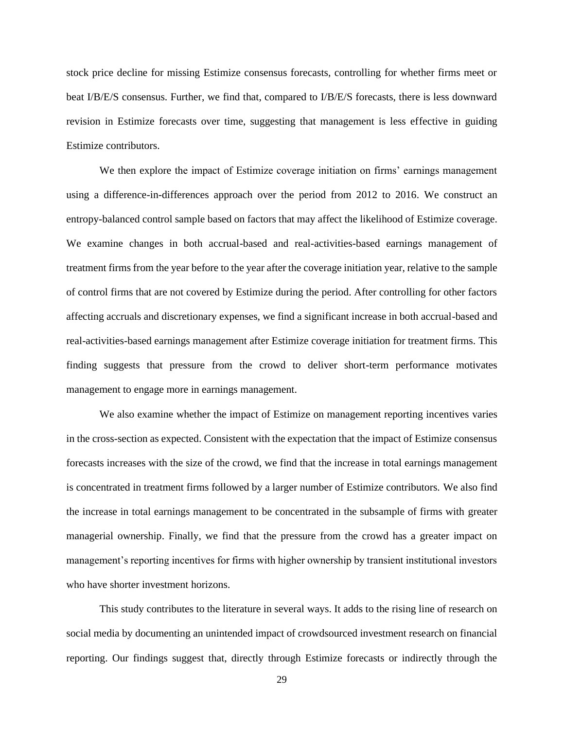stock price decline for missing Estimize consensus forecasts, controlling for whether firms meet or beat I/B/E/S consensus. Further, we find that, compared to I/B/E/S forecasts, there is less downward revision in Estimize forecasts over time, suggesting that management is less effective in guiding Estimize contributors.

We then explore the impact of Estimize coverage initiation on firms' earnings management using a difference-in-differences approach over the period from 2012 to 2016. We construct an entropy-balanced control sample based on factors that may affect the likelihood of Estimize coverage. We examine changes in both accrual-based and real-activities-based earnings management of treatment firms from the year before to the year after the coverage initiation year, relative to the sample of control firms that are not covered by Estimize during the period. After controlling for other factors affecting accruals and discretionary expenses, we find a significant increase in both accrual-based and real-activities-based earnings management after Estimize coverage initiation for treatment firms. This finding suggests that pressure from the crowd to deliver short-term performance motivates management to engage more in earnings management.

We also examine whether the impact of Estimize on management reporting incentives varies in the cross-section as expected. Consistent with the expectation that the impact of Estimize consensus forecasts increases with the size of the crowd, we find that the increase in total earnings management is concentrated in treatment firms followed by a larger number of Estimize contributors. We also find the increase in total earnings management to be concentrated in the subsample of firms with greater managerial ownership. Finally, we find that the pressure from the crowd has a greater impact on management's reporting incentives for firms with higher ownership by transient institutional investors who have shorter investment horizons.

This study contributes to the literature in several ways. It adds to the rising line of research on social media by documenting an unintended impact of crowdsourced investment research on financial reporting. Our findings suggest that, directly through Estimize forecasts or indirectly through the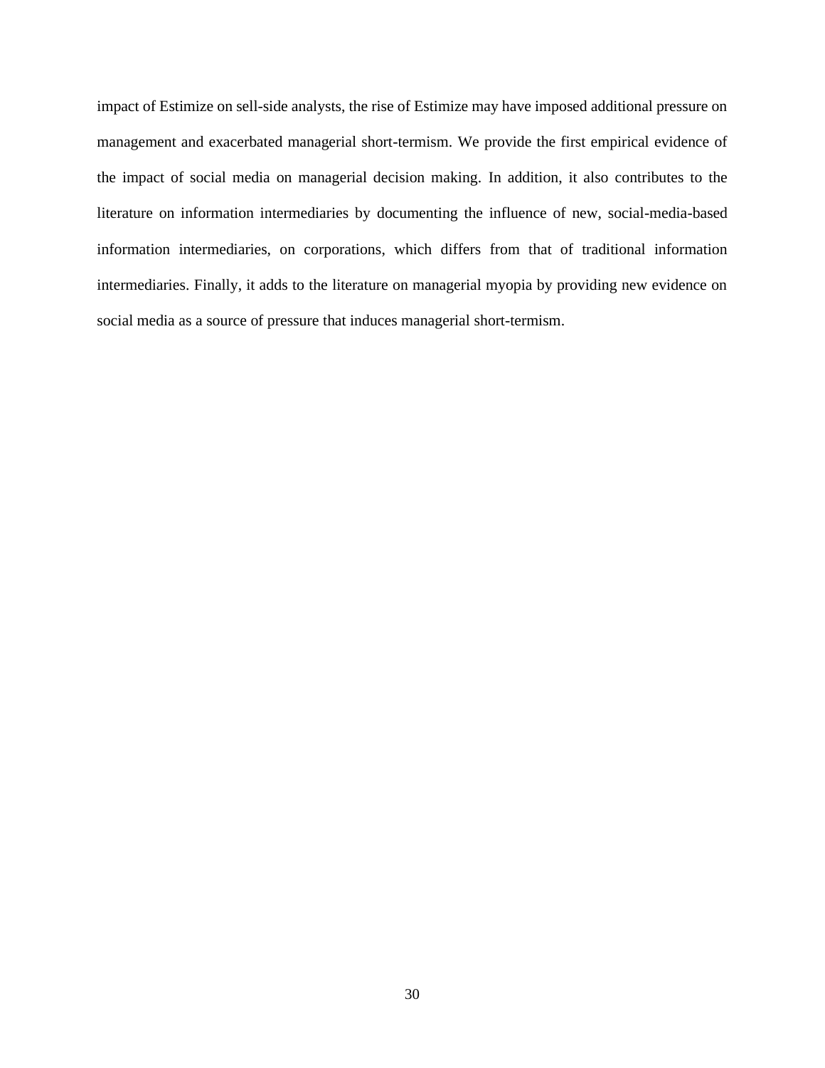impact of Estimize on sell-side analysts, the rise of Estimize may have imposed additional pressure on management and exacerbated managerial short-termism. We provide the first empirical evidence of the impact of social media on managerial decision making. In addition, it also contributes to the literature on information intermediaries by documenting the influence of new, social-media-based information intermediaries, on corporations, which differs from that of traditional information intermediaries. Finally, it adds to the literature on managerial myopia by providing new evidence on social media as a source of pressure that induces managerial short-termism.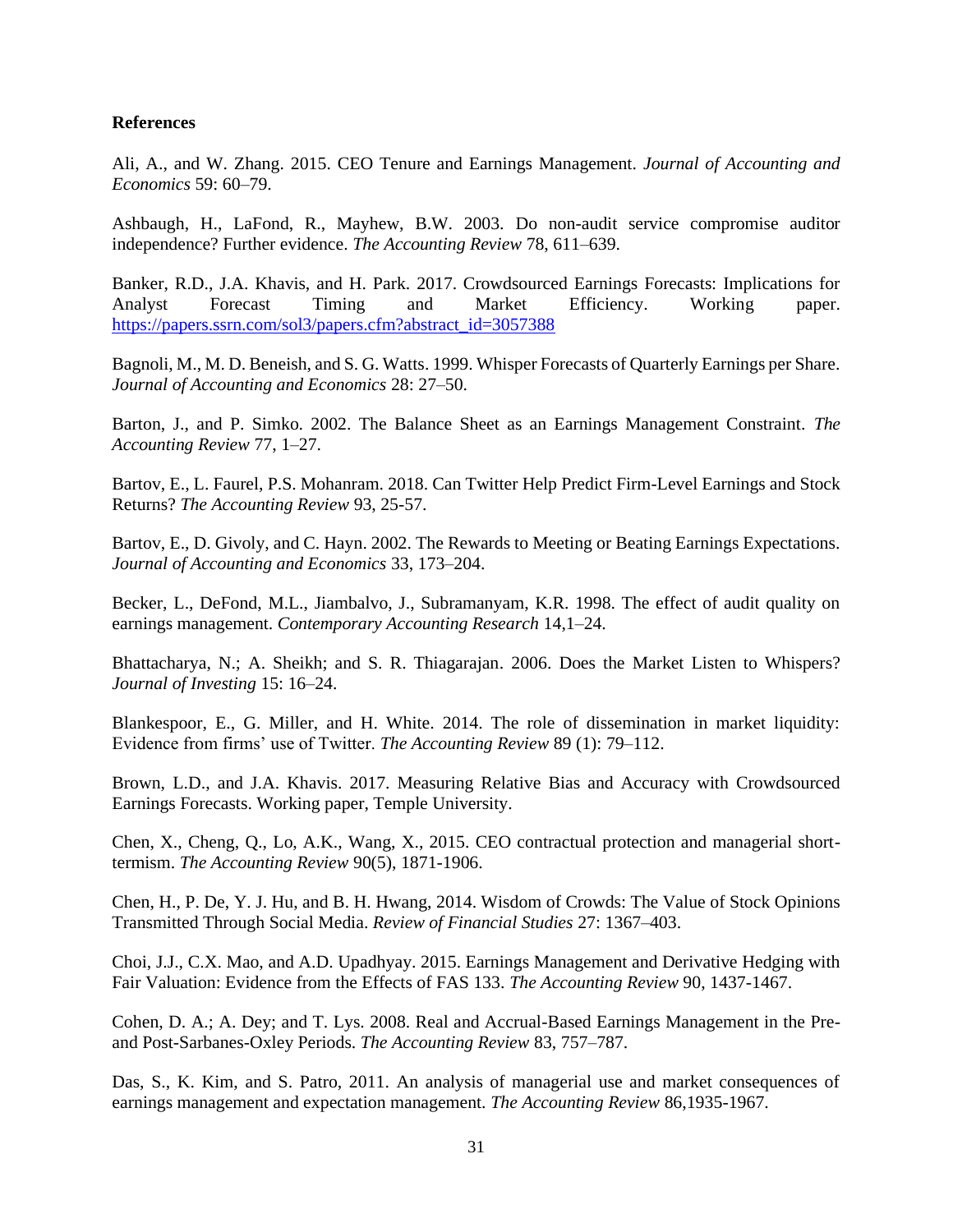**References**

Ali, A., and W. Zhang. 2015. CEO Tenure and Earnings Management. *Journal of Accounting and Economics* 59: 60–79.

Ashbaugh, H., LaFond, R., Mayhew, B.W. 2003. Do non-audit service compromise auditor independence? Further evidence. *The Accounting Review* 78, 611–639.

Banker, R.D., J.A. Khavis, and H. Park. 2017. Crowdsourced Earnings Forecasts: Implications for Analyst Forecast Timing and Market Efficiency. Working paper. https://papers.ssrn.com/sol3/papers.cfm?abstract_id=3057388

Bagnoli, M., M. D. Beneish, and S. G. Watts. 1999. Whisper Forecasts of Quarterly Earnings per Share. *Journal of Accounting and Economics* 28: 27–50.

Barton, J., and P. Simko. 2002. The Balance Sheet as an Earnings Management Constraint. *The Accounting Review* 77, 1–27.

Bartov, E., L. Faurel, P.S. Mohanram. 2018. Can Twitter Help Predict Firm-Level Earnings and Stock Returns? *The Accounting Review* 93, 25-57.

Bartov, E., D. Givoly, and C. Hayn. 2002. The Rewards to Meeting or Beating Earnings Expectations. *Journal of Accounting and Economics* 33, 173–204.

Becker, L., DeFond, M.L., Jiambalvo, J., Subramanyam, K.R. 1998. The effect of audit quality on earnings management. *Contemporary Accounting Research* 14,1–24.

Bhattacharya, N.; A. Sheikh; and S. R. Thiagarajan. 2006. Does the Market Listen to Whispers? *Journal of Investing* 15: 16–24.

Blankespoor, E., G. Miller, and H. White. 2014. The role of dissemination in market liquidity: Evidence from firms' use of Twitter. *The Accounting Review* 89 (1): 79–112.

Brown, L.D., and J.A. Khavis. 2017. Measuring Relative Bias and Accuracy with Crowdsourced Earnings Forecasts. Working paper, Temple University.

Chen, X., Cheng, Q., Lo, A.K., Wang, X., 2015. CEO contractual protection and managerial short-termism. *The Accounting Review* 90(5), 1871-1906.

Chen, H., P. De, Y. J. Hu, and B. H. Hwang, 2014. Wisdom of Crowds: The Value of Stock Opinions Transmitted Through Social Media. *Review of Financial Studies* 27: 1367–403.

Choi, J.J., C.X. Mao, and A.D. Upadhyay. 2015. Earnings Management and Derivative Hedging with Fair Valuation: Evidence from the Effects of FAS 133. *The Accounting Review* 90, 1437-1467.

Cohen, D. A.; A. Dey; and T. Lys. 2008. Real and Accrual-Based Earnings Management in the Pre- and Post-Sarbanes-Oxley Periods. *The Accounting Review* 83, 757–787.

Das, S., K. Kim, and S. Patro, 2011. An analysis of managerial use and market consequences of earnings management and expectation management. *The Accounting Review* 86,1935-1967.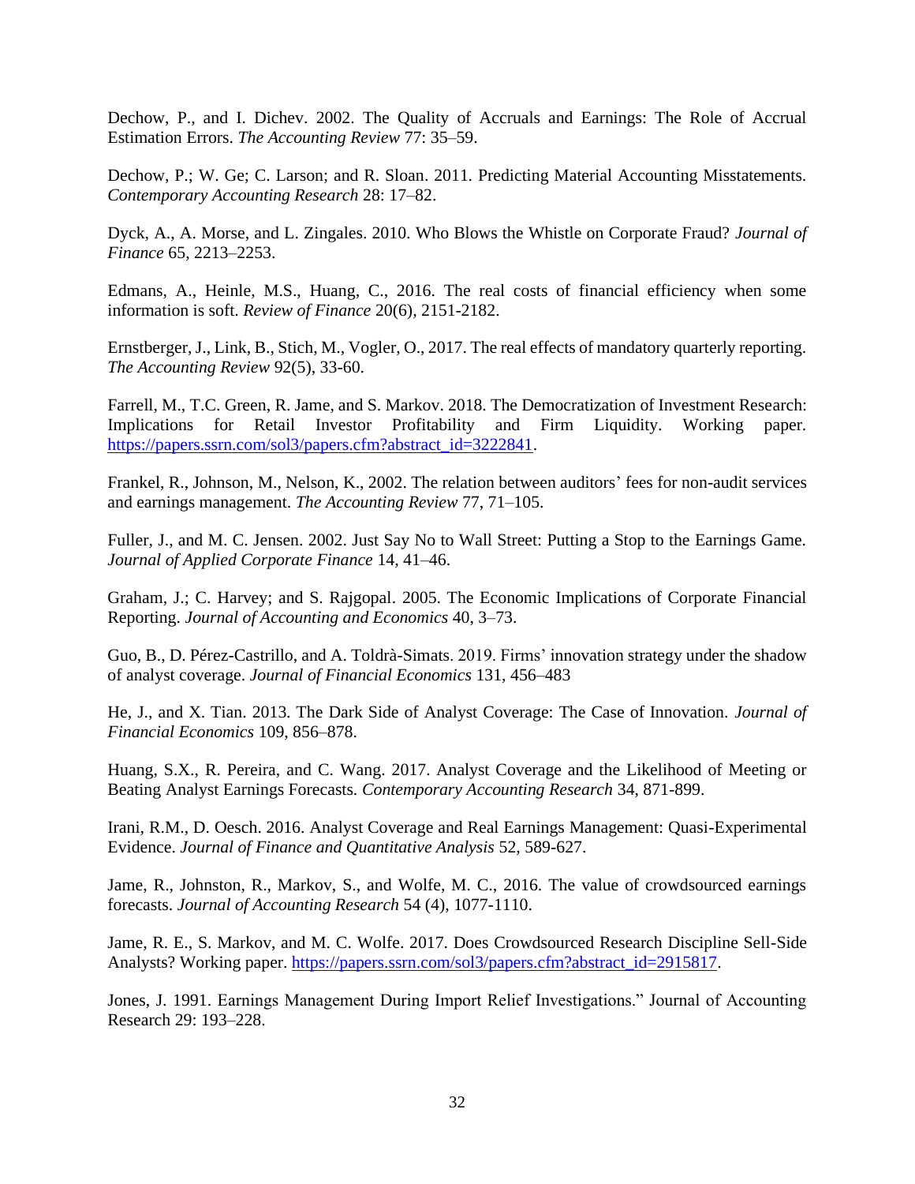Dechow, P., and I. Dichev. 2002. The Quality of Accruals and Earnings: The Role of Accrual Estimation Errors. *The Accounting Review* 77: 35–59.

Dechow, P.; W. Ge; C. Larson; and R. Sloan. 2011. Predicting Material Accounting Misstatements. *Contemporary Accounting Research* 28: 17–82.

Dyck, A., A. Morse, and L. Zingales. 2010. Who Blows the Whistle on Corporate Fraud? *Journal of Finance* 65, 2213–2253.

Edmans, A., Heinle, M.S., Huang, C., 2016. The real costs of financial efficiency when some information is soft. *Review of Finance* 20(6), 2151-2182.

Ernstberger, J., Link, B., Stich, M., Vogler, O., 2017. The real effects of mandatory quarterly reporting. *The Accounting Review* 92(5), 33-60.

Farrell, M., T.C. Green, R. Jame, and S. Markov. 2018. The Democratization of Investment Research: Implications for Retail Investor Profitability and Firm Liquidity. Working paper. https://papers.ssrn.com/sol3/papers.cfm?abstract_id=3222841.

Frankel, R., Johnson, M., Nelson, K., 2002. The relation between auditors' fees for non-audit services and earnings management. *The Accounting Review* 77, 71–105.

Fuller, J., and M. C. Jensen. 2002. Just Say No to Wall Street: Putting a Stop to the Earnings Game. *Journal of Applied Corporate Finance* 14, 41–46.

Graham, J.; C. Harvey; and S. Rajgopal. 2005. The Economic Implications of Corporate Financial Reporting. *Journal of Accounting and Economics* 40, 3–73.

Guo, B., D. Pérez-Castrillo, and A. Toldrà-Simats. 2019. Firms' innovation strategy under the shadow of analyst coverage. *Journal of Financial Economics* 131, 456–483

He, J., and X. Tian. 2013. The Dark Side of Analyst Coverage: The Case of Innovation. *Journal of Financial Economics* 109, 856–878.

Huang, S.X., R. Pereira, and C. Wang. 2017. Analyst Coverage and the Likelihood of Meeting or Beating Analyst Earnings Forecasts. *Contemporary Accounting Research* 34, 871-899.

Irani, R.M., D. Oesch. 2016. Analyst Coverage and Real Earnings Management: Quasi-Experimental Evidence. *Journal of Finance and Quantitative Analysis* 52, 589-627.

Jame, R., Johnston, R., Markov, S., and Wolfe, M. C., 2016. The value of crowdsourced earnings forecasts. *Journal of Accounting Research* 54 (4), 1077-1110.

Jame, R. E., S. Markov, and M. C. Wolfe. 2017. Does Crowdsourced Research Discipline Sell-Side Analysts? Working paper. https://papers.ssrn.com/sol3/papers.cfm?abstract_id=2915817.

Jones, J. 1991. Earnings Management During Import Relief Investigations." Journal of Accounting Research 29: 193–228.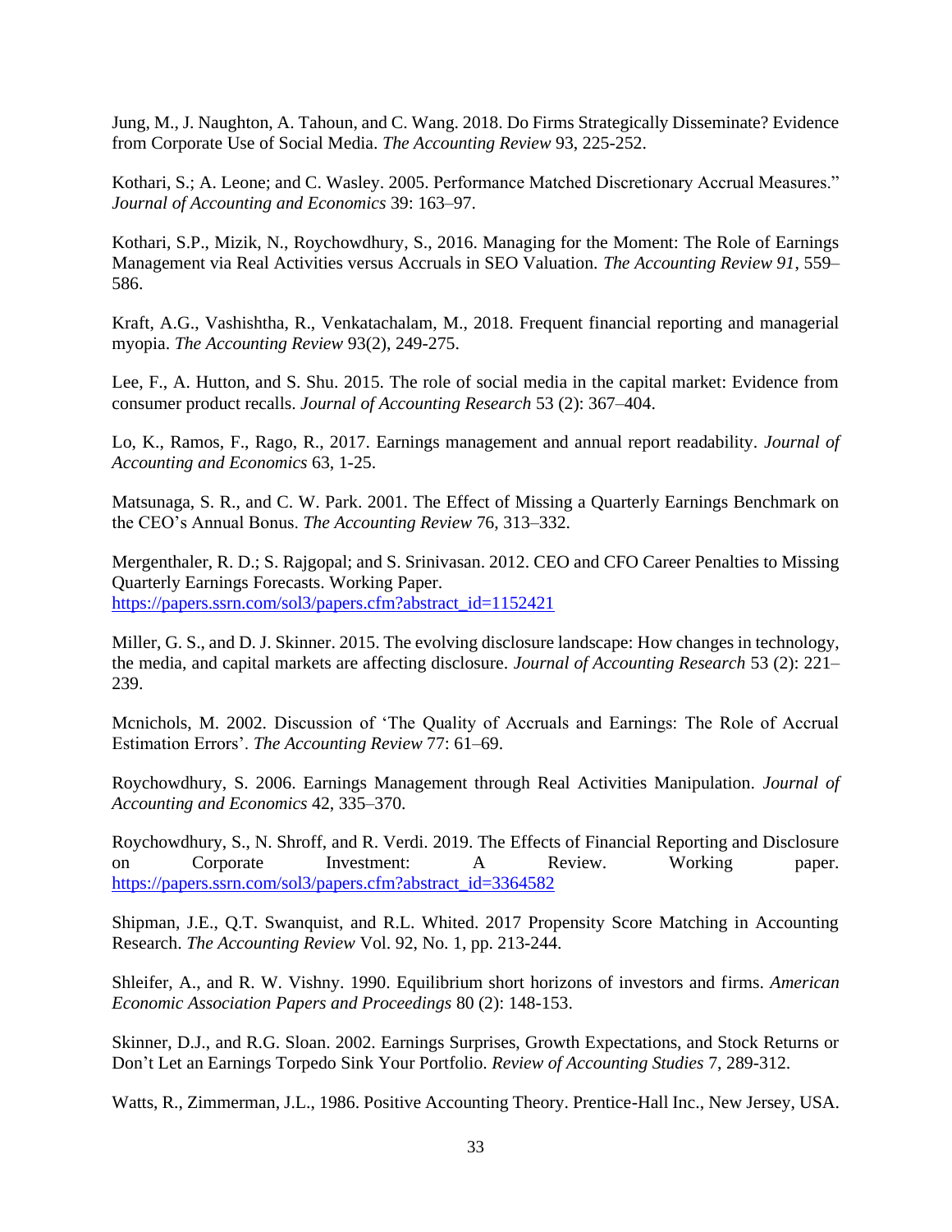Jung, M., J. Naughton, A. Tahoun, and C. Wang. 2018. Do Firms Strategically Disseminate? Evidence from Corporate Use of Social Media. *The Accounting Review* 93, 225-252.

Kothari, S.; A. Leone; and C. Wasley. 2005. Performance Matched Discretionary Accrual Measures." *Journal of Accounting and Economics* 39: 163–97.

Kothari, S.P., Mizik, N., Roychowdhury, S., 2016. Managing for the Moment: The Role of Earnings Management via Real Activities versus Accruals in SEO Valuation. *The Accounting Review 91*, 559–586.

Kraft, A.G., Vashishtha, R., Venkatachalam, M., 2018. Frequent financial reporting and managerial myopia. *The Accounting Review* 93(2), 249-275.

Lee, F., A. Hutton, and S. Shu. 2015. The role of social media in the capital market: Evidence from consumer product recalls. *Journal of Accounting Research* 53 (2): 367–404.

Lo, K., Ramos, F., Rago, R., 2017. Earnings management and annual report readability. *Journal of Accounting and Economics* 63, 1-25.

Matsunaga, S. R., and C. W. Park. 2001. The Effect of Missing a Quarterly Earnings Benchmark on the CEO's Annual Bonus. *The Accounting Review* 76, 313–332.

Mergenthaler, R. D.; S. Rajgopal; and S. Srinivasan. 2012. CEO and CFO Career Penalties to Missing Quarterly Earnings Forecasts. Working Paper. https://papers.ssrn.com/sol3/papers.cfm?abstract_id=1152421

Miller, G. S., and D. J. Skinner. 2015. The evolving disclosure landscape: How changes in technology, the media, and capital markets are affecting disclosure. *Journal of Accounting Research* 53 (2): 221–239.

Mcnichols, M. 2002. Discussion of 'The Quality of Accruals and Earnings: The Role of Accrual Estimation Errors'. *The Accounting Review* 77: 61–69.

Roychowdhury, S. 2006. Earnings Management through Real Activities Manipulation. *Journal of Accounting and Economics* 42, 335–370.

Roychowdhury, S., N. Shroff, and R. Verdi. 2019. The Effects of Financial Reporting and Disclosure on Corporate Investment: A Review. Working paper. https://papers.ssrn.com/sol3/papers.cfm?abstract_id=3364582

Shipman, J.E., Q.T. Swanquist, and R.L. Whited. 2017 Propensity Score Matching in Accounting Research. *The Accounting Review* Vol. 92, No. 1, pp. 213-244.

Shleifer, A., and R. W. Vishny. 1990. Equilibrium short horizons of investors and firms. *American Economic Association Papers and Proceedings* 80 (2): 148-153.

Skinner, D.J., and R.G. Sloan. 2002. Earnings Surprises, Growth Expectations, and Stock Returns or Don't Let an Earnings Torpedo Sink Your Portfolio. *Review of Accounting Studies* 7, 289-312.

Watts, R., Zimmerman, J.L., 1986. Positive Accounting Theory. Prentice-Hall Inc., New Jersey, USA.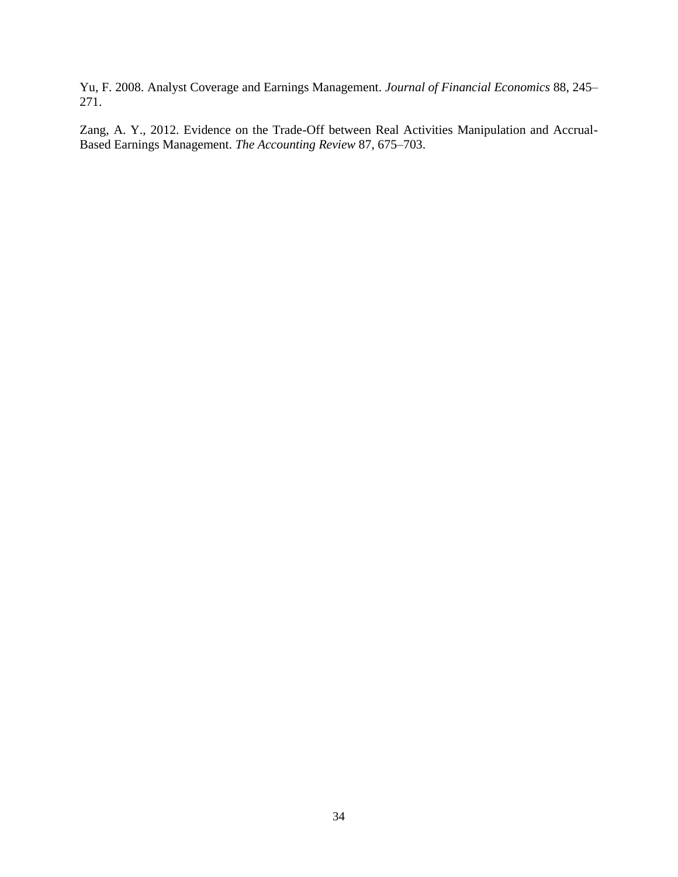Yu, F. 2008. Analyst Coverage and Earnings Management. *Journal of Financial Economics* 88, 245–271.

Zang, A. Y., 2012. Evidence on the Trade-Off between Real Activities Manipulation and Accrual-Based Earnings Management. *The Accounting Review* 87, 675–703.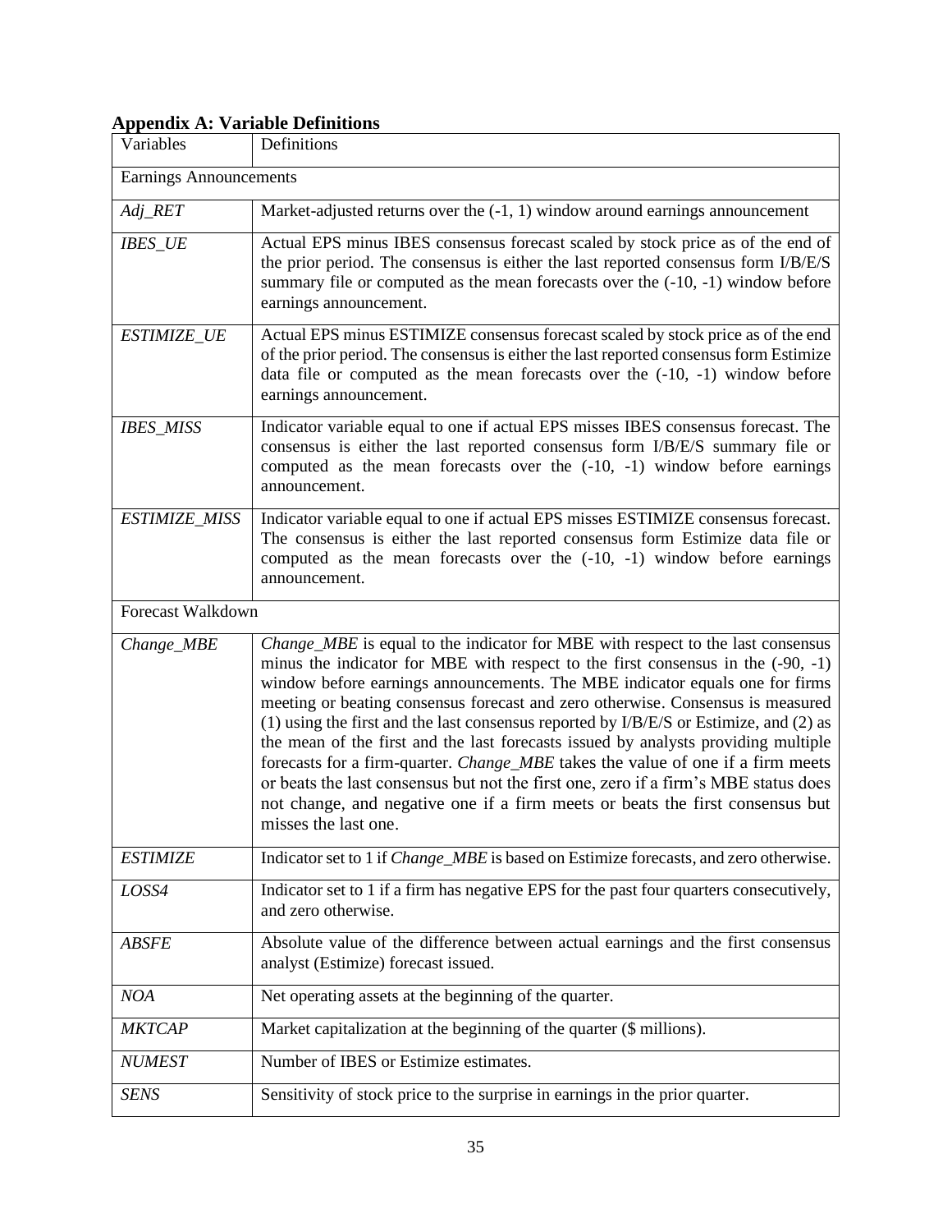**Appendix A: Variable Definitions**

| Variables | Definitions |
|---|---|
| Earnings Announcements | |
| *Adj_RET* | Market-adjusted returns over the (-1, 1) window around earnings announcement |
| *IBES_UE* | Actual EPS minus IBES consensus forecast scaled by stock price as of the end of the prior period. The consensus is either the last reported consensus form I/B/E/S summary file or computed as the mean forecasts over the (-10, -1) window before earnings announcement. |
| *ESTIMIZE_UE* | Actual EPS minus ESTIMIZE consensus forecast scaled by stock price as of the end of the prior period. The consensus is either the last reported consensus form Estimize data file or computed as the mean forecasts over the (-10, -1) window before earnings announcement. |
| *IBES_MISS* | Indicator variable equal to one if actual EPS misses IBES consensus forecast. The consensus is either the last reported consensus form I/B/E/S summary file or computed as the mean forecasts over the (-10, -1) window before earnings announcement. |
| *ESTIMIZE_MISS* | Indicator variable equal to one if actual EPS misses ESTIMIZE consensus forecast. The consensus is either the last reported consensus form Estimize data file or computed as the mean forecasts over the (-10, -1) window before earnings announcement. |
| Forecast Walkdown | |
| *Change_MBE* | *Change_MBE* is equal to the indicator for MBE with respect to the last consensus minus the indicator for MBE with respect to the first consensus in the (-90, -1) window before earnings announcements. The MBE indicator equals one for firms meeting or beating consensus forecast and zero otherwise. Consensus is measured (1) using the first and the last consensus reported by I/B/E/S or Estimize, and (2) as the mean of the first and the last forecasts issued by analysts providing multiple forecasts for a firm-quarter. *Change_MBE* takes the value of one if a firm meets or beats the last consensus but not the first one, zero if a firm's MBE status does not change, and negative one if a firm meets or beats the first consensus but misses the last one. |
| *ESTIMIZE* | Indicator set to 1 if *Change_MBE* is based on Estimize forecasts, and zero otherwise. |
| *LOSS4* | Indicator set to 1 if a firm has negative EPS for the past four quarters consecutively, and zero otherwise. |
| *ABSFE* | Absolute value of the difference between actual earnings and the first consensus analyst (Estimize) forecast issued. |
| *NOA* | Net operating assets at the beginning of the quarter. |
| *MKTCAP* | Market capitalization at the beginning of the quarter ($ millions). |
| *NUMEST* | Number of IBES or Estimize estimates. |
| *SENS* | Sensitivity of stock price to the surprise in earnings in the prior quarter. |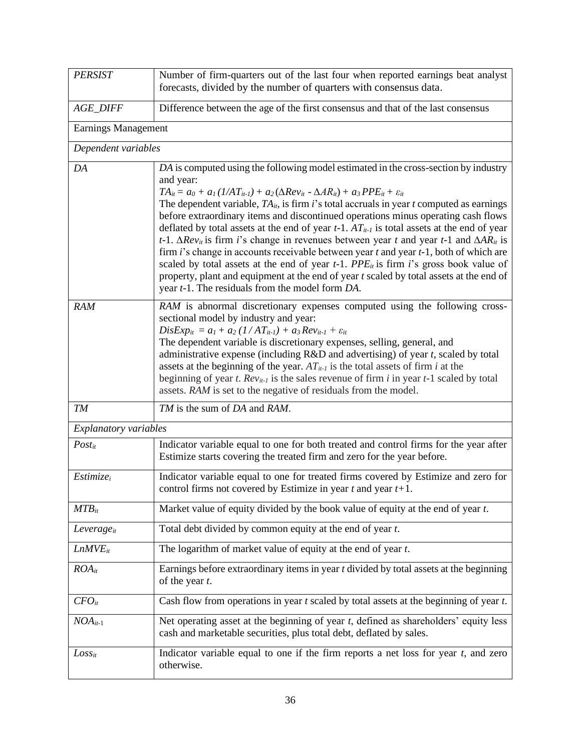| | |
|---|---|
| *PERSIST* | Number of firm-quarters out of the last four when reported earnings beat analyst forecasts, divided by the number of quarters with consensus data. |
| *AGE_DIFF* | Difference between the age of the first consensus and that of the last consensus |
| Earnings Management | |
| *Dependent variables* | |
| *DA* | *DA* is computed using the following model estimated in the cross-section by industry and year: $TA_{it} = a_0 + a_1 (1/AT_{it-1}) + a_2 (\Delta Rev_{it} - \Delta AR_{it}) + a_3 PPE_{it} + \varepsilon_{it}$ The dependent variable, $TA_{it}$, is firm *i*'s total accruals in year *t* computed as earnings before extraordinary items and discontinued operations minus operating cash flows deflated by total assets at the end of year *t*-1. $AT_{it-1}$ is total assets at the end of year *t*-1. $\Delta Rev_{it}$ is firm *i*'s change in revenues between year *t* and year *t*-1 and $\Delta AR_{it}$ is firm *i*'s change in accounts receivable between year *t* and year *t*-1, both of which are scaled by total assets at the end of year *t*-1. $PPE_{it}$ is firm *i*'s gross book value of property, plant and equipment at the end of year *t* scaled by total assets at the end of year *t*-1. The residuals from the model form *DA*. |
| *RAM* | *RAM* is abnormal discretionary expenses computed using the following cross-sectional model by industry and year: $DisExp_{it} = a_1 + a_2 (1 / AT_{it-1}) + a_3 Rev_{it-1} + \varepsilon_{it}$ The dependent variable is discretionary expenses, selling, general, and administrative expense (including R&D and advertising) of year *t*, scaled by total assets at the beginning of the year. $AT_{it-1}$ is the total assets of firm *i* at the beginning of year *t*. $Rev_{it-1}$ is the sales revenue of firm *i* in year *t*-1 scaled by total assets. *RAM* is set to the negative of residuals from the model. |
| *TM* | *TM* is the sum of *DA* and *RAM*. |
| *Explanatory variables* | |
| $Post_{it}$ | Indicator variable equal to one for both treated and control firms for the year after Estimize starts covering the treated firm and zero for the year before. |
| $Estimize_i$ | Indicator variable equal to one for treated firms covered by Estimize and zero for control firms not covered by Estimize in year *t* and year *t*+1. |
| $MTB_{it}$ | Market value of equity divided by the book value of equity at the end of year *t*. |
| $Leverage_{it}$ | Total debt divided by common equity at the end of year *t*. |
| $LnMVE_{it}$ | The logarithm of market value of equity at the end of year *t*. |
| $ROA_{it}$ | Earnings before extraordinary items in year *t* divided by total assets at the beginning of the year *t*. |
| $CFO_{it}$ | Cash flow from operations in year *t* scaled by total assets at the beginning of year *t*. |
| $NOA_{it\text{-}1}$ | Net operating asset at the beginning of year *t*, defined as shareholders' equity less cash and marketable securities, plus total debt, deflated by sales. |
| $Loss_{it}$ | Indicator variable equal to one if the firm reports a net loss for year *t*, and zero otherwise. |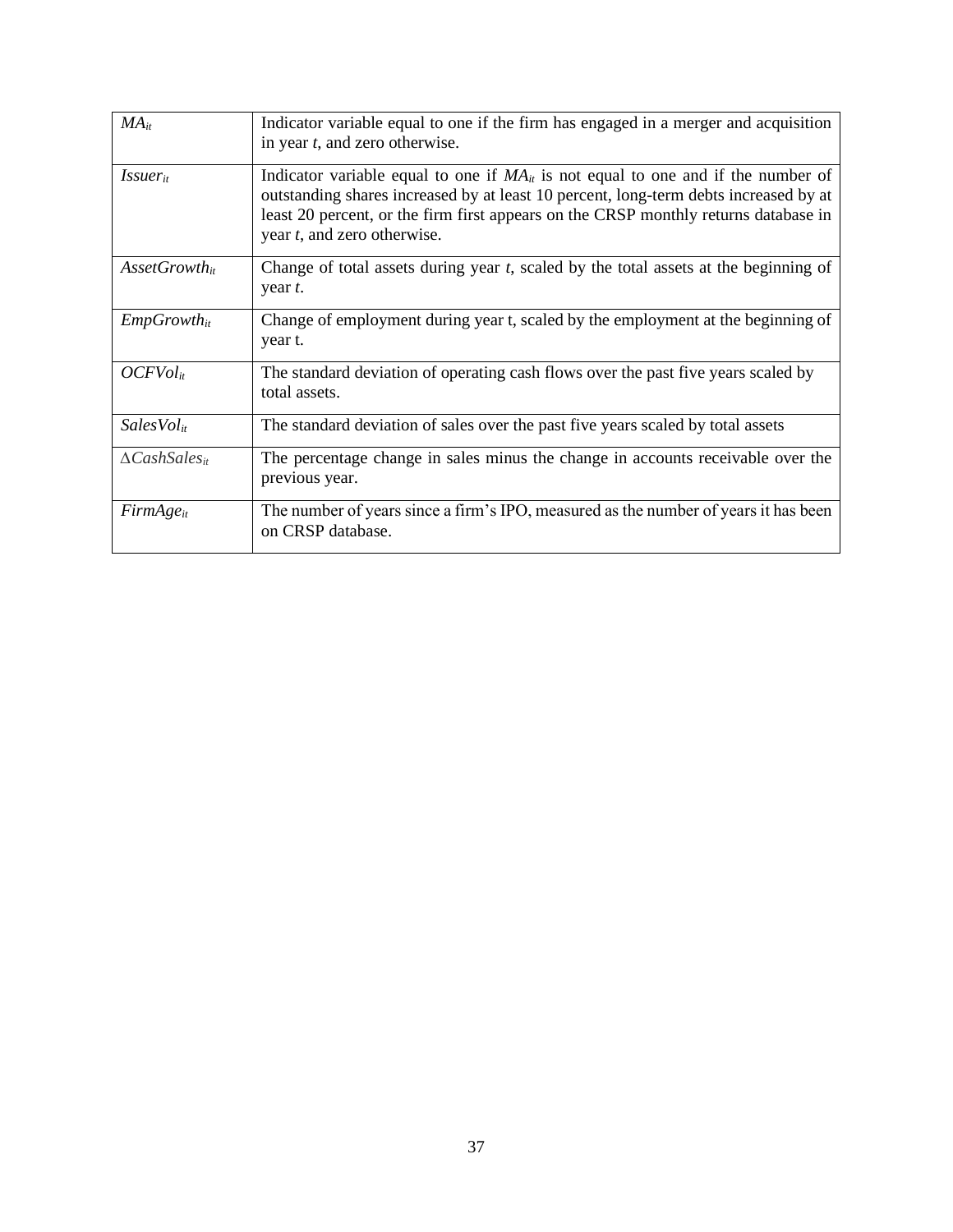| | |
|---|---|
| $MA_{it}$ | Indicator variable equal to one if the firm has engaged in a merger and acquisition in year *t*, and zero otherwise. |
| $Issuer_{it}$ | Indicator variable equal to one if $MA_{it}$ is not equal to one and if the number of outstanding shares increased by at least 10 percent, long-term debts increased by at least 20 percent, or the firm first appears on the CRSP monthly returns database in year *t*, and zero otherwise. |
| $AssetGrowth_{it}$ | Change of total assets during year *t*, scaled by the total assets at the beginning of year *t*. |
| $EmpGrowth_{it}$ | Change of employment during year t, scaled by the employment at the beginning of year t. |
| $OCFVol_{it}$ | The standard deviation of operating cash flows over the past five years scaled by total assets. |
| $SalesVol_{it}$ | The standard deviation of sales over the past five years scaled by total assets |
| $\Delta CashSales_{it}$ | The percentage change in sales minus the change in accounts receivable over the previous year. |
| $FirmAge_{it}$ | The number of years since a firm's IPO, measured as the number of years it has been on CRSP database. |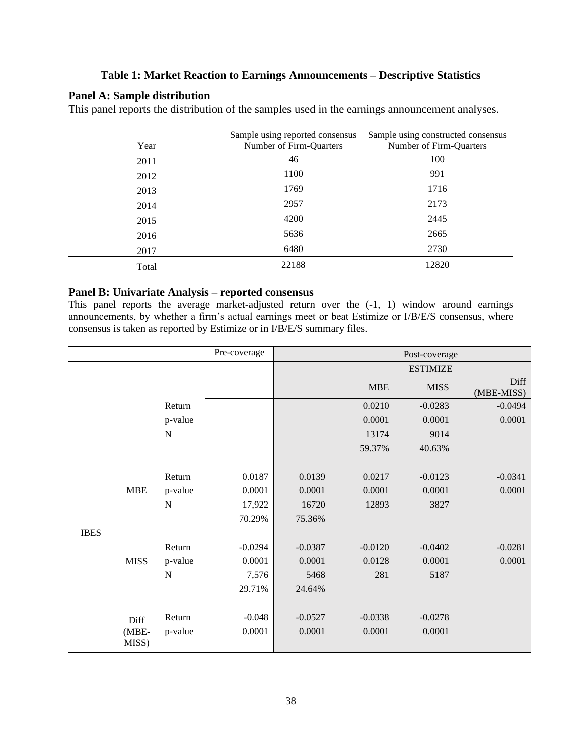**Table 1: Market Reaction to Earnings Announcements – Descriptive Statistics**

**Panel A: Sample distribution**

This panel reports the distribution of the samples used in the earnings announcement analyses.

| Year | Sample using reported consensus Number of Firm-Quarters | Sample using constructed consensus Number of Firm-Quarters |
|---|---|---|
| 2011 | 46 | 100 |
| 2012 | 1100 | 991 |
| 2013 | 1769 | 1716 |
| 2014 | 2957 | 2173 |
| 2015 | 4200 | 2445 |
| 2016 | 5636 | 2665 |
| 2017 | 6480 | 2730 |
| Total | 22188 | 12820 |

**Panel B: Univariate Analysis – reported consensus**

This panel reports the average market-adjusted return over the (-1, 1) window around earnings announcements, by whether a firm's actual earnings meet or beat Estimize or I/B/E/S consensus, where consensus is taken as reported by Estimize or in I/B/E/S summary files.

| | | | Pre-coverage | Post-coverage | | | |
|---|---|---|---|---|---|---|---|
| | | | | | ESTIMIZE | | |
| | | | | | MBE | MISS | Diff (MBE-MISS) |
| | | Return | | | 0.0210 | -0.0283 | -0.0494 |
| | | p-value | | | 0.0001 | 0.0001 | 0.0001 |
| | | N | | | 13174 | 9014 | |
| | | | | | 59.37% | 40.63% | |
| IBES | MBE | Return | 0.0187 | 0.0139 | 0.0217 | -0.0123 | -0.0341 |
| | | p-value | 0.0001 | 0.0001 | 0.0001 | 0.0001 | 0.0001 |
| | | N | 17,922 | 16720 | 12893 | 3827 | |
| | | | 70.29% | 75.36% | | | |
| | MISS | Return | -0.0294 | -0.0387 | -0.0120 | -0.0402 | -0.0281 |
| | | p-value | 0.0001 | 0.0001 | 0.0128 | 0.0001 | 0.0001 |
| | | N | 7,576 | 5468 | 281 | 5187 | |
| | | | 29.71% | 24.64% | | | |
| | Diff (MBE-MISS) | Return | -0.048 | -0.0527 | -0.0338 | -0.0278 | |
| | | p-value | 0.0001 | 0.0001 | 0.0001 | 0.0001 | |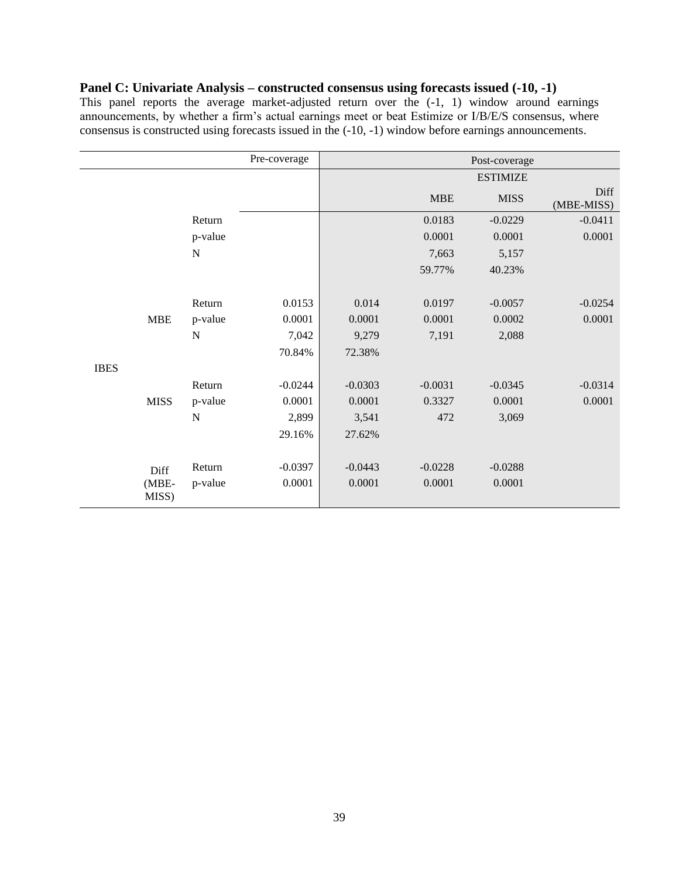**Panel C: Univariate Analysis – constructed consensus using forecasts issued (-10, -1)**

This panel reports the average market-adjusted return over the (-1, 1) window around earnings announcements, by whether a firm's actual earnings meet or beat Estimize or I/B/E/S consensus, where consensus is constructed using forecasts issued in the (-10, -1) window before earnings announcements.

| | | | Pre-coverage | Post-coverage | | | |
|---|---|---|---|---|---|---|---|
| | | | | | ESTIMIZE | | |
| | | | | | MBE | MISS | Diff (MBE-MISS) |
| | | Return | | | 0.0183 | -0.0229 | -0.0411 |
| | | p-value | | | 0.0001 | 0.0001 | 0.0001 |
| | | N | | | 7,663 | 5,157 | |
| | | | | | 59.77% | 40.23% | |
| IBES | MBE | Return | 0.0153 | 0.014 | 0.0197 | -0.0057 | -0.0254 |
| | | p-value | 0.0001 | 0.0001 | 0.0001 | 0.0002 | 0.0001 |
| | | N | 7,042 | 9,279 | 7,191 | 2,088 | |
| | | | 70.84% | 72.38% | | | |
| | MISS | Return | -0.0244 | -0.0303 | -0.0031 | -0.0345 | -0.0314 |
| | | p-value | 0.0001 | 0.0001 | 0.3327 | 0.0001 | 0.0001 |
| | | N | 2,899 | 3,541 | 472 | 3,069 | |
| | | | 29.16% | 27.62% | | | |
| | Diff (MBE-MISS) | Return | -0.0397 | -0.0443 | -0.0228 | -0.0288 | |
| | | p-value | 0.0001 | 0.0001 | 0.0001 | 0.0001 | |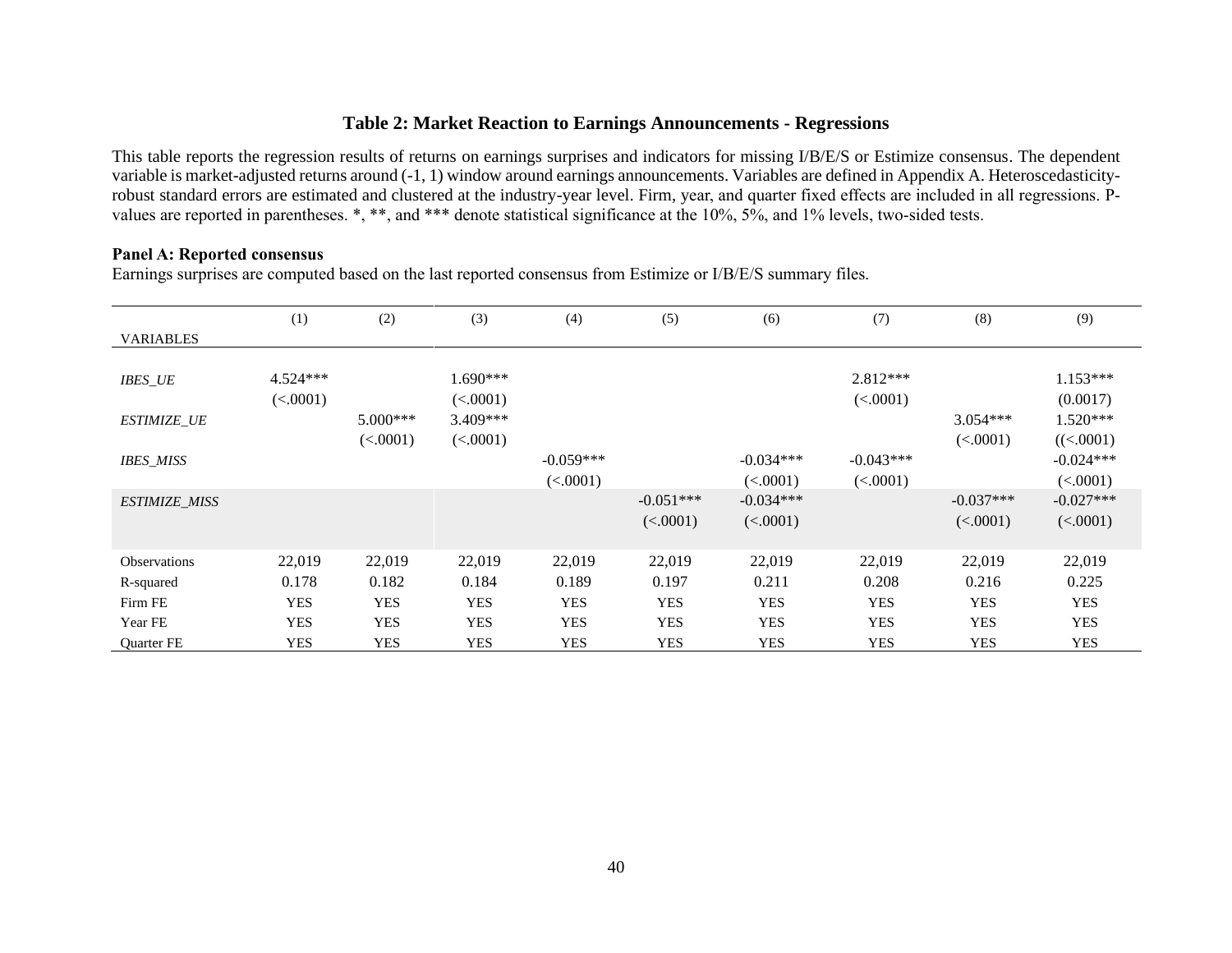**Table 2: Market Reaction to Earnings Announcements - Regressions**

This table reports the regression results of returns on earnings surprises and indicators for missing I/B/E/S or Estimize consensus. The dependent variable is market-adjusted returns around (-1, 1) window around earnings announcements. Variables are defined in Appendix A. Heteroscedasticity-robust standard errors are estimated and clustered at the industry-year level. Firm, year, and quarter fixed effects are included in all regressions. P-values are reported in parentheses. *, **, and *** denote statistical significance at the 10%, 5%, and 1% levels, two-sided tests.

**Panel A: Reported consensus**

Earnings surprises are computed based on the last reported consensus from Estimize or I/B/E/S summary files.

| VARIABLES | (1) | (2) | (3) | (4) | (5) | (6) | (7) | (8) | (9) |
|---|---|---|---|---|---|---|---|---|---|
| *IBES_UE* | 4.524*** | | 1.690*** | | | | 2.812*** | | 1.153*** |
| | (<.0001) | | (<.0001) | | | | (<.0001) | | (0.0017) |
| *ESTIMIZE_UE* | | 5.000*** | 3.409*** | | | | | 3.054*** | 1.520*** |
| | | (<.0001) | (<.0001) | | | | | (<.0001) | ((<.0001) |
| *IBES_MISS* | | | | -0.059*** | | -0.034*** | -0.043*** | | -0.024*** |
| | | | | (<.0001) | | (<.0001) | (<.0001) | | (<.0001) |
| *ESTIMIZE_MISS* | | | | | -0.051*** | -0.034*** | | -0.037*** | -0.027*** |
| | | | | | (<.0001) | (<.0001) | | (<.0001) | (<.0001) |
| Observations | 22,019 | 22,019 | 22,019 | 22,019 | 22,019 | 22,019 | 22,019 | 22,019 | 22,019 |
| R-squared | 0.178 | 0.182 | 0.184 | 0.189 | 0.197 | 0.211 | 0.208 | 0.216 | 0.225 |
| Firm FE | YES | YES | YES | YES | YES | YES | YES | YES | YES |
| Year FE | YES | YES | YES | YES | YES | YES | YES | YES | YES |
| Quarter FE | YES | YES | YES | YES | YES | YES | YES | YES | YES |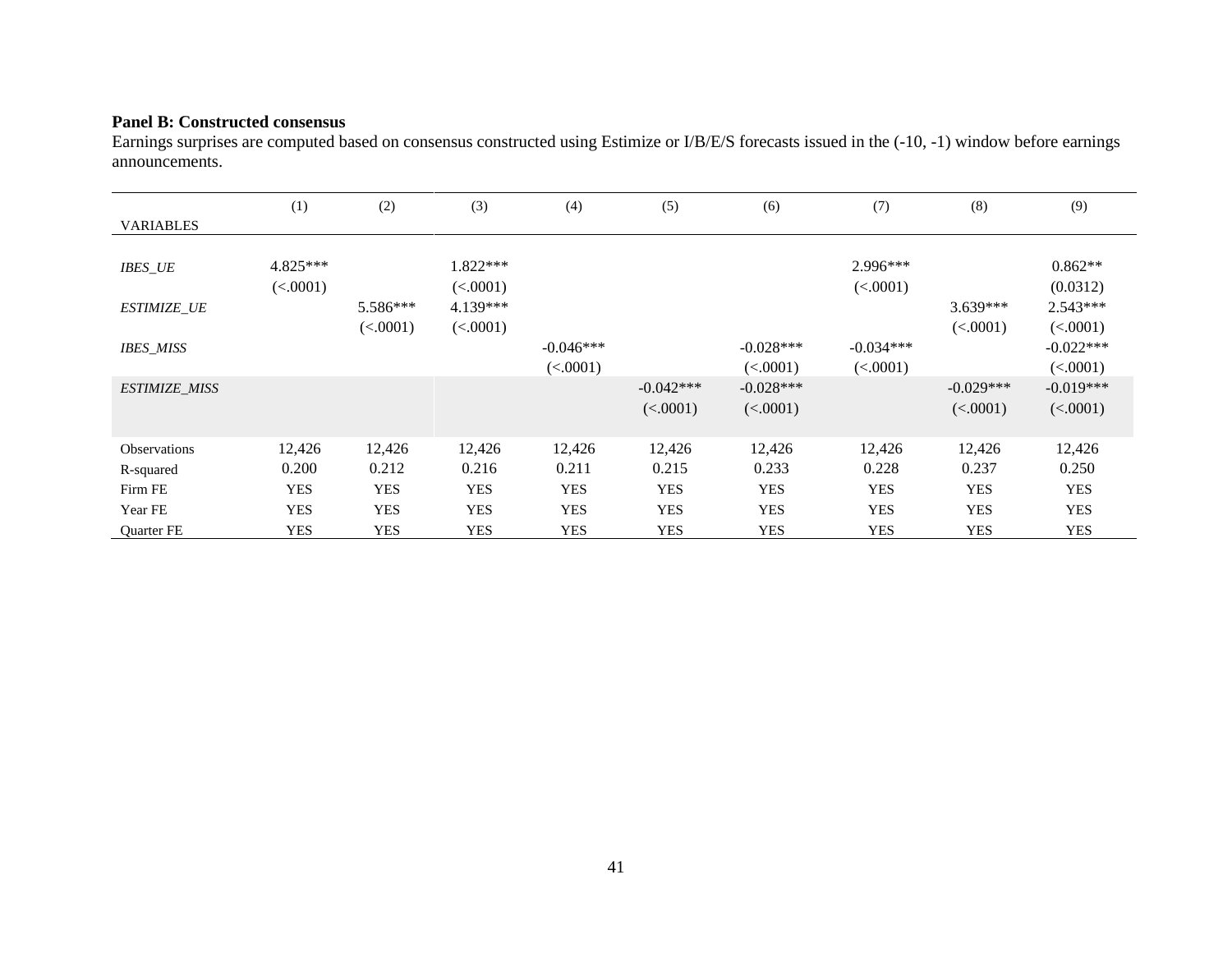**Panel B: Constructed consensus**

Earnings surprises are computed based on consensus constructed using Estimize or I/B/E/S forecasts issued in the (-10, -1) window before earnings announcements.

| VARIABLES | (1) | (2) | (3) | (4) | (5) | (6) | (7) | (8) | (9) |
|---|---|---|---|---|---|---|---|---|---|
| *IBES_UE* | 4.825*** | | 1.822*** | | | | 2.996*** | | 0.862** |
| | (<.0001) | | (<.0001) | | | | (<.0001) | | (0.0312) |
| *ESTIMIZE_UE* | | 5.586*** | 4.139*** | | | | | 3.639*** | 2.543*** |
| | | (<.0001) | (<.0001) | | | | | (<.0001) | (<.0001) |
| *IBES_MISS* | | | | -0.046*** | | -0.028*** | -0.034*** | | -0.022*** |
| | | | | (<.0001) | | (<.0001) | (<.0001) | | (<.0001) |
| *ESTIMIZE_MISS* | | | | | -0.042*** | -0.028*** | | -0.029*** | -0.019*** |
| | | | | | (<.0001) | (<.0001) | | (<.0001) | (<.0001) |
| Observations | 12,426 | 12,426 | 12,426 | 12,426 | 12,426 | 12,426 | 12,426 | 12,426 | 12,426 |
| R-squared | 0.200 | 0.212 | 0.216 | 0.211 | 0.215 | 0.233 | 0.228 | 0.237 | 0.250 |
| Firm FE | YES | YES | YES | YES | YES | YES | YES | YES | YES |
| Year FE | YES | YES | YES | YES | YES | YES | YES | YES | YES |
| Quarter FE | YES | YES | YES | YES | YES | YES | YES | YES | YES |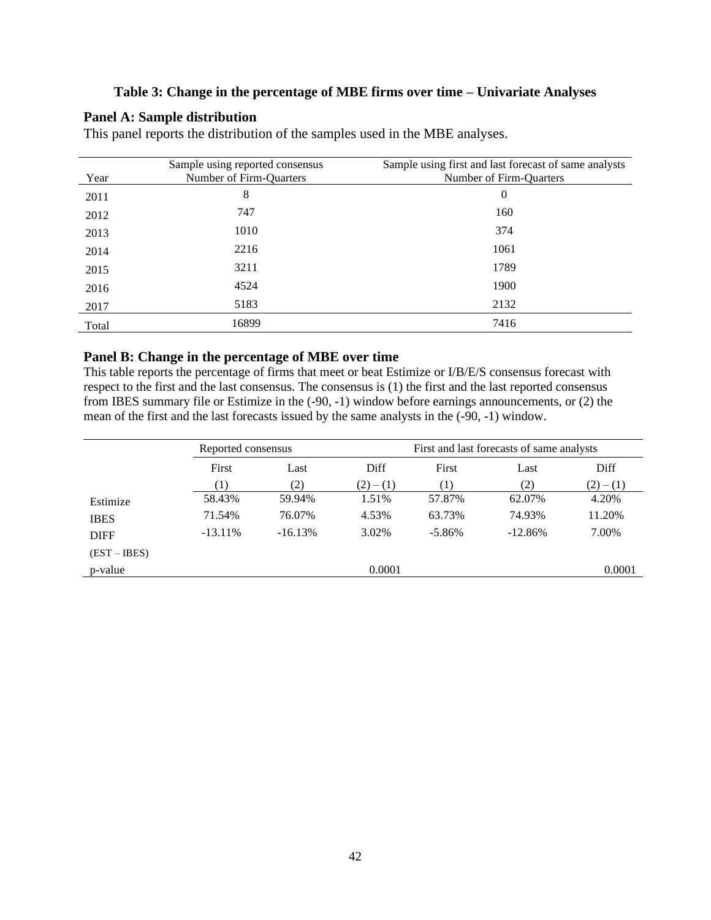**Table 3: Change in the percentage of MBE firms over time – Univariate Analyses**

**Panel A: Sample distribution**

This panel reports the distribution of the samples used in the MBE analyses.

| Year | Sample using reported consensus<br>Number of Firm-Quarters | Sample using first and last forecast of same analysts<br>Number of Firm-Quarters |
|---|---|---|
| 2011 | 8 | 0 |
| 2012 | 747 | 160 |
| 2013 | 1010 | 374 |
| 2014 | 2216 | 1061 |
| 2015 | 3211 | 1789 |
| 2016 | 4524 | 1900 |
| 2017 | 5183 | 2132 |
| Total | 16899 | 7416 |

**Panel B: Change in the percentage of MBE over time**

This table reports the percentage of firms that meet or beat Estimize or I/B/E/S consensus forecast with respect to the first and the last consensus. The consensus is (1) the first and the last reported consensus from IBES summary file or Estimize in the (-90, -1) window before earnings announcements, or (2) the mean of the first and the last forecasts issued by the same analysts in the (-90, -1) window.

| | Reported consensus | | | First and last forecasts of same analysts | | |
|---|---|---|---|---|---|---|
| | First | Last | Diff | First | Last | Diff |
| | (1) | (2) | (2) – (1) | (1) | (2) | (2) – (1) |
| Estimize | 58.43% | 59.94% | 1.51% | 57.87% | 62.07% | 4.20% |
| IBES | 71.54% | 76.07% | 4.53% | 63.73% | 74.93% | 11.20% |
| DIFF<br>(EST – IBES) | -13.11% | -16.13% | 3.02% | -5.86% | -12.86% | 7.00% |
| p-value | | | 0.0001 | | | 0.0001 |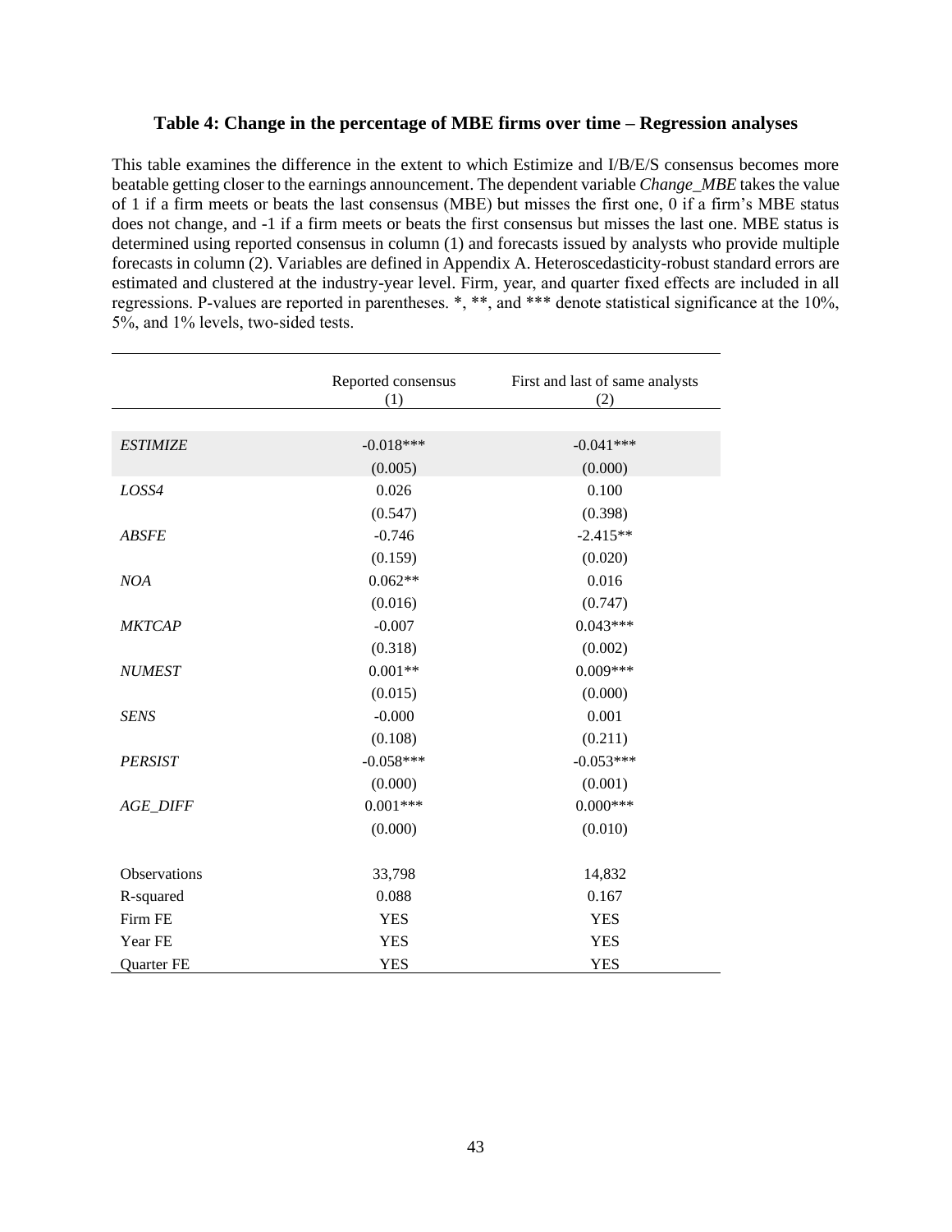### Table 4: Change in the percentage of MBE firms over time – Regression analyses

This table examines the difference in the extent to which Estimize and I/B/E/S consensus becomes more beatable getting closer to the earnings announcement. The dependent variable *Change_MBE* takes the value of 1 if a firm meets or beats the last consensus (MBE) but misses the first one, 0 if a firm's MBE status does not change, and -1 if a firm meets or beats the first consensus but misses the last one. MBE status is determined using reported consensus in column (1) and forecasts issued by analysts who provide multiple forecasts in column (2). Variables are defined in Appendix A. Heteroscedasticity-robust standard errors are estimated and clustered at the industry-year level. Firm, year, and quarter fixed effects are included in all regressions. P-values are reported in parentheses. *, **, and *** denote statistical significance at the 10%, 5%, and 1% levels, two-sided tests.

| | Reported consensus (1) | First and last of same analysts (2) |
|---|---|---|
| *ESTIMIZE* | -0.018*** | -0.041*** |
| | (0.005) | (0.000) |
| *LOSS4* | 0.026 | 0.100 |
| | (0.547) | (0.398) |
| *ABSFE* | -0.746 | -2.415** |
| | (0.159) | (0.020) |
| *NOA* | 0.062** | 0.016 |
| | (0.016) | (0.747) |
| *MKTCAP* | -0.007 | 0.043*** |
| | (0.318) | (0.002) |
| *NUMEST* | 0.001** | 0.009*** |
| | (0.015) | (0.000) |
| *SENS* | -0.000 | 0.001 |
| | (0.108) | (0.211) |
| *PERSIST* | -0.058*** | -0.053*** |
| | (0.000) | (0.001) |
| *AGE_DIFF* | 0.001*** | 0.000*** |
| | (0.000) | (0.010) |
| Observations | 33,798 | 14,832 |
| R-squared | 0.088 | 0.167 |
| Firm FE | YES | YES |
| Year FE | YES | YES |
| Quarter FE | YES | YES |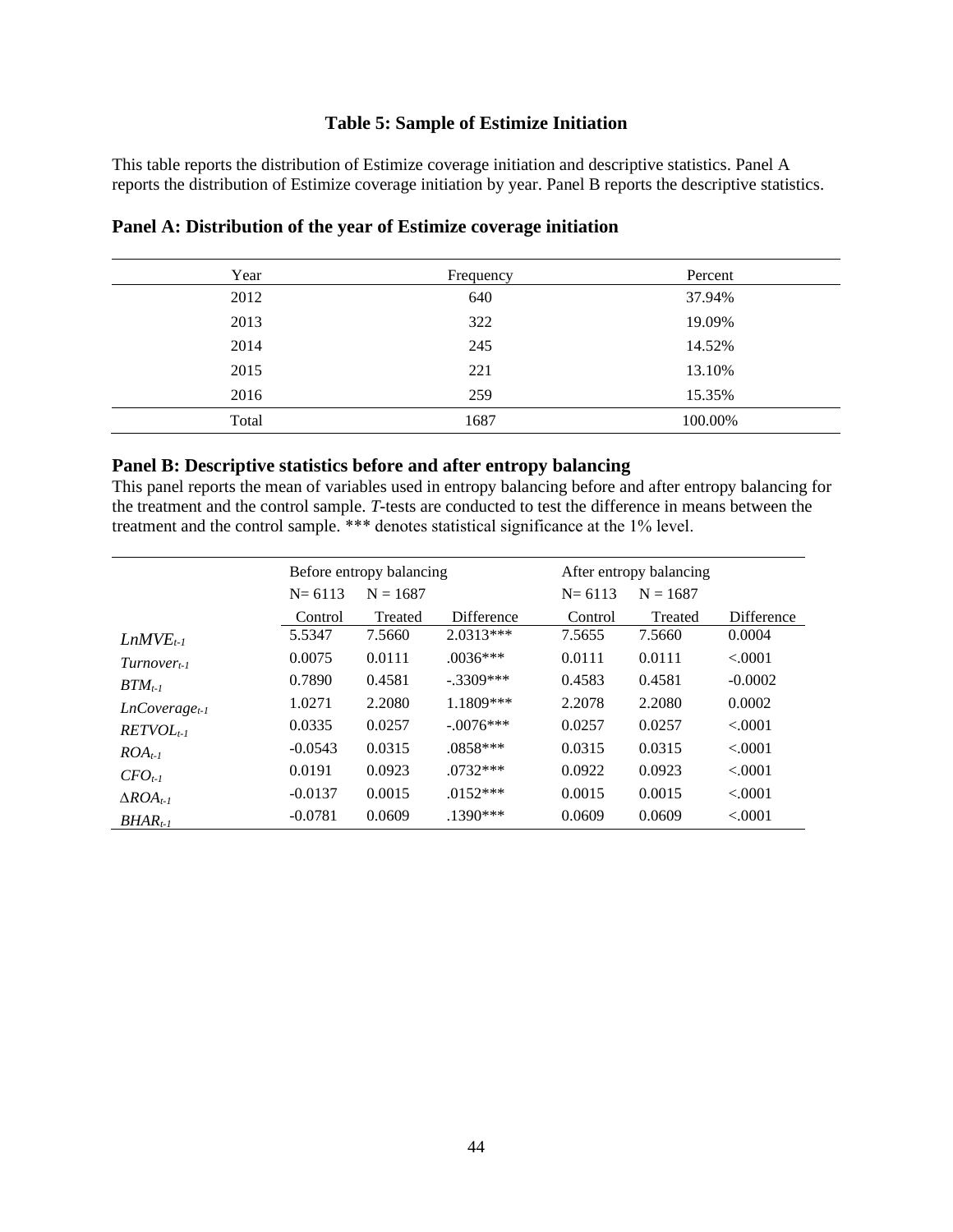## Table 5: Sample of Estimize Initiation

This table reports the distribution of Estimize coverage initiation and descriptive statistics. Panel A reports the distribution of Estimize coverage initiation by year. Panel B reports the descriptive statistics.

### Panel A: Distribution of the year of Estimize coverage initiation

| Year | Frequency | Percent |
|---|---|---|
| 2012 | 640 | 37.94% |
| 2013 | 322 | 19.09% |
| 2014 | 245 | 14.52% |
| 2015 | 221 | 13.10% |
| 2016 | 259 | 15.35% |
| Total | 1687 | 100.00% |

### Panel B: Descriptive statistics before and after entropy balancing

This panel reports the mean of variables used in entropy balancing before and after entropy balancing for the treatment and the control sample. *T*-tests are conducted to test the difference in means between the treatment and the control sample. *** denotes statistical significance at the 1% level.

| | Before entropy balancing | | | After entropy balancing | | |
|---|---|---|---|---|---|---|
| | N= 6113 | N = 1687 | | N= 6113 | N = 1687 | |
| | Control | Treated | Difference | Control | Treated | Difference |
| $LnMVE_{t-1}$ | 5.5347 | 7.5660 | 2.0313*** | 7.5655 | 7.5660 | 0.0004 |
| $Turnover_{t-1}$ | 0.0075 | 0.0111 | .0036*** | 0.0111 | 0.0111 | <.0001 |
| $BTM_{t-1}$ | 0.7890 | 0.4581 | -.3309*** | 0.4583 | 0.4581 | -0.0002 |
| $LnCoverage_{t-1}$ | 1.0271 | 2.2080 | 1.1809*** | 2.2078 | 2.2080 | 0.0002 |
| $RETVOL_{t-1}$ | 0.0335 | 0.0257 | -.0076*** | 0.0257 | 0.0257 | <.0001 |
| $ROA_{t-1}$ | -0.0543 | 0.0315 | .0858*** | 0.0315 | 0.0315 | <.0001 |
| $CFO_{t-1}$ | 0.0191 | 0.0923 | .0732*** | 0.0922 | 0.0923 | <.0001 |
| $\Delta ROA_{t-1}$ | -0.0137 | 0.0015 | .0152*** | 0.0015 | 0.0015 | <.0001 |
| $BHAR_{t-1}$ | -0.0781 | 0.0609 | .1390*** | 0.0609 | 0.0609 | <.0001 |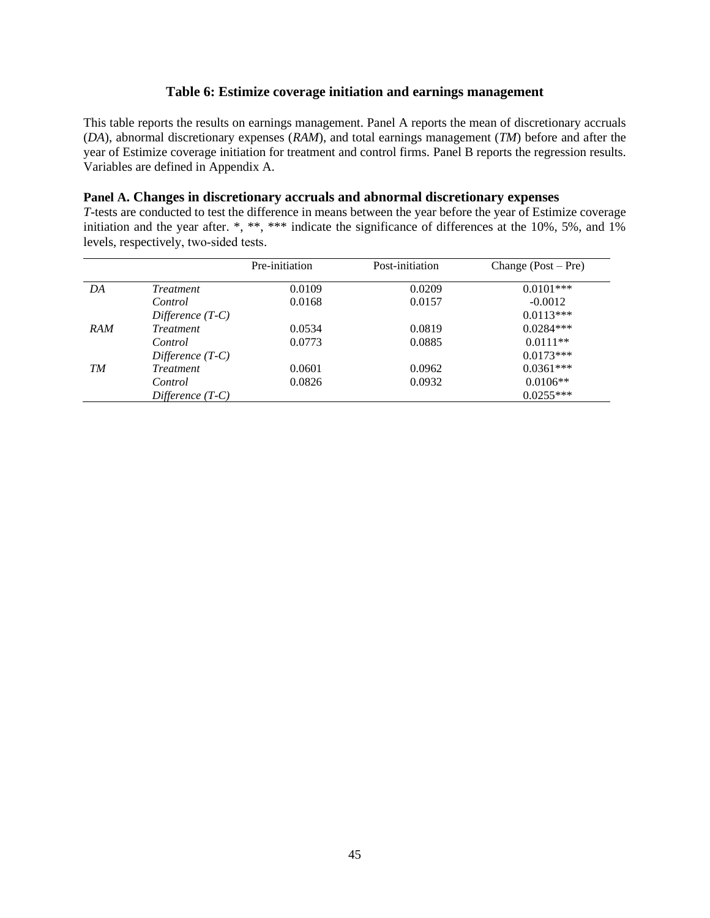### Table 6: Estimize coverage initiation and earnings management

This table reports the results on earnings management. Panel A reports the mean of discretionary accruals (*DA*), abnormal discretionary expenses (*RAM*), and total earnings management (*TM*) before and after the year of Estimize coverage initiation for treatment and control firms. Panel B reports the regression results. Variables are defined in Appendix A.

**Panel A. Changes in discretionary accruals and abnormal discretionary expenses**

*T*-tests are conducted to test the difference in means between the year before the year of Estimize coverage initiation and the year after. *, **, *** indicate the significance of differences at the 10%, 5%, and 1% levels, respectively, two-sided tests.

| | | Pre-initiation | Post-initiation | Change (Post – Pre) |
|---|---|---|---|---|
| *DA* | *Treatment* | 0.0109 | 0.0209 | 0.0101*** |
| | *Control* | 0.0168 | 0.0157 | -0.0012 |
| | *Difference (T-C)* | | | 0.0113*** |
| *RAM* | *Treatment* | 0.0534 | 0.0819 | 0.0284*** |
| | *Control* | 0.0773 | 0.0885 | 0.0111** |
| | *Difference (T-C)* | | | 0.0173*** |
| *TM* | *Treatment* | 0.0601 | 0.0962 | 0.0361*** |
| | *Control* | 0.0826 | 0.0932 | 0.0106** |
| | *Difference (T-C)* | | | 0.0255*** |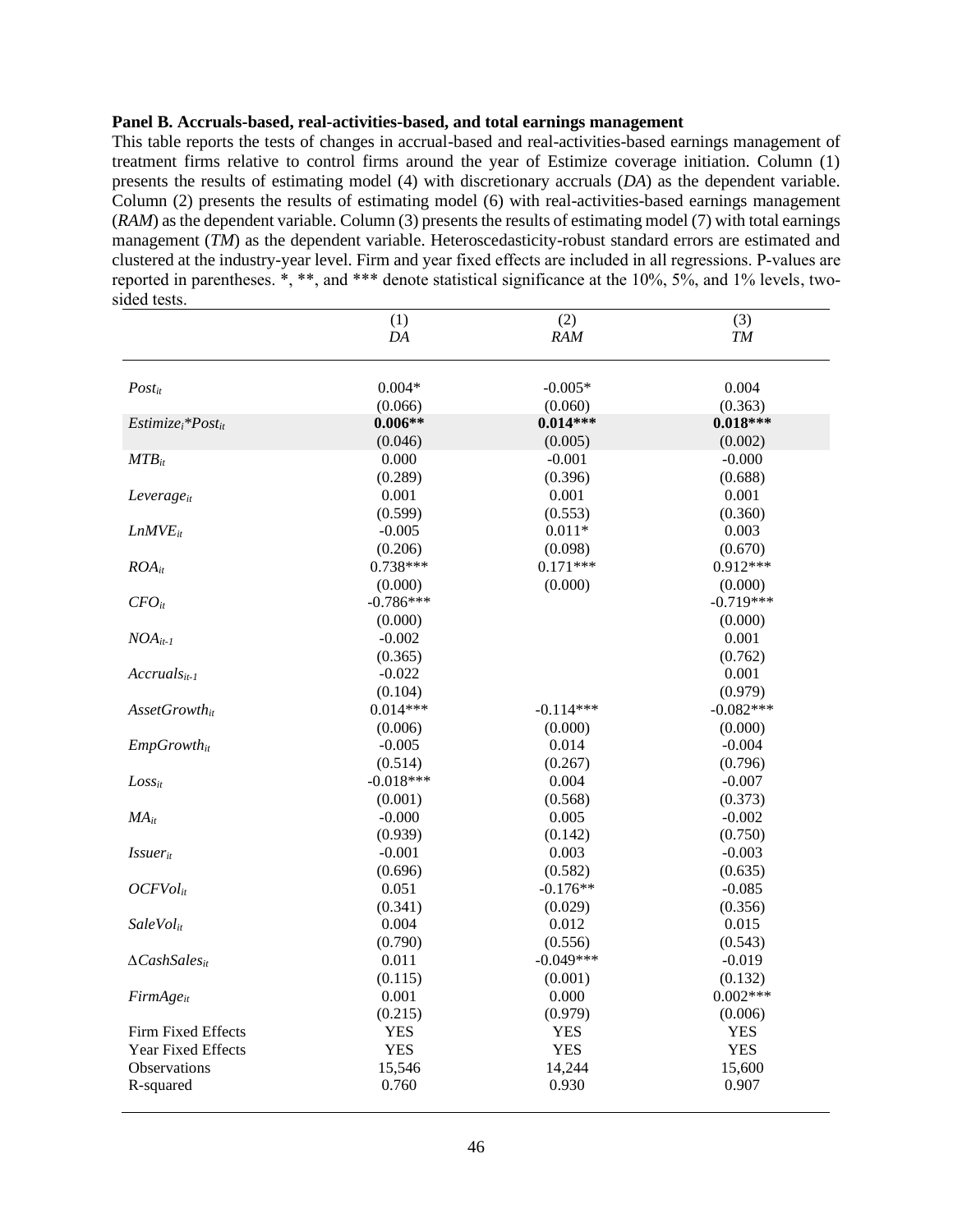**Panel B. Accruals-based, real-activities-based, and total earnings management**

This table reports the tests of changes in accrual-based and real-activities-based earnings management of treatment firms relative to control firms around the year of Estimize coverage initiation. Column (1) presents the results of estimating model (4) with discretionary accruals (*DA*) as the dependent variable. Column (2) presents the results of estimating model (6) with real-activities-based earnings management (*RAM*) as the dependent variable. Column (3) presents the results of estimating model (7) with total earnings management (*TM*) as the dependent variable. Heteroscedasticity-robust standard errors are estimated and clustered at the industry-year level. Firm and year fixed effects are included in all regressions. P-values are reported in parentheses. *, **, and *** denote statistical significance at the 10%, 5%, and 1% levels, two-sided tests.

| | (1) *DA* | (2) *RAM* | (3) *TM* |
|---|---|---|---|
| $Post_{it}$ | 0.004* | -0.005* | 0.004 |
| | (0.066) | (0.060) | (0.363) |
| $Estimize_i{*}Post_{it}$ | **0.006\*\*** | **0.014\*\*\*** | **0.018\*\*\*** |
| | (0.046) | (0.005) | (0.002) |
| $MTB_{it}$ | 0.000 | -0.001 | -0.000 |
| | (0.289) | (0.396) | (0.688) |
| $Leverage_{it}$ | 0.001 | 0.001 | 0.001 |
| | (0.599) | (0.553) | (0.360) |
| $LnMVE_{it}$ | -0.005 | 0.011* | 0.003 |
| | (0.206) | (0.098) | (0.670) |
| $ROA_{it}$ | 0.738*** | 0.171*** | 0.912*** |
| | (0.000) | (0.000) | (0.000) |
| $CFO_{it}$ | -0.786*** | | -0.719*** |
| | (0.000) | | (0.000) |
| $NOA_{it-1}$ | -0.002 | | 0.001 |
| | (0.365) | | (0.762) |
| $Accruals_{it-1}$ | -0.022 | | 0.001 |
| | (0.104) | | (0.979) |
| $AssetGrowth_{it}$ | 0.014*** | -0.114*** | -0.082*** |
| | (0.006) | (0.000) | (0.000) |
| $EmpGrowth_{it}$ | -0.005 | 0.014 | -0.004 |
| | (0.514) | (0.267) | (0.796) |
| $Loss_{it}$ | -0.018*** | 0.004 | -0.007 |
| | (0.001) | (0.568) | (0.373) |
| $MA_{it}$ | -0.000 | 0.005 | -0.002 |
| | (0.939) | (0.142) | (0.750) |
| $Issuer_{it}$ | -0.001 | 0.003 | -0.003 |
| | (0.696) | (0.582) | (0.635) |
| $OCFVol_{it}$ | 0.051 | -0.176** | -0.085 |
| | (0.341) | (0.029) | (0.356) |
| $SaleVol_{it}$ | 0.004 | 0.012 | 0.015 |
| | (0.790) | (0.556) | (0.543) |
| $\Delta CashSales_{it}$ | 0.011 | -0.049*** | -0.019 |
| | (0.115) | (0.001) | (0.132) |
| $FirmAge_{it}$ | 0.001 | 0.000 | 0.002*** |
| | (0.215) | (0.979) | (0.006) |
| Firm Fixed Effects | YES | YES | YES |
| Year Fixed Effects | YES | YES | YES |
| Observations | 15,546 | 14,244 | 15,600 |
| R-squared | 0.760 | 0.930 | 0.907 |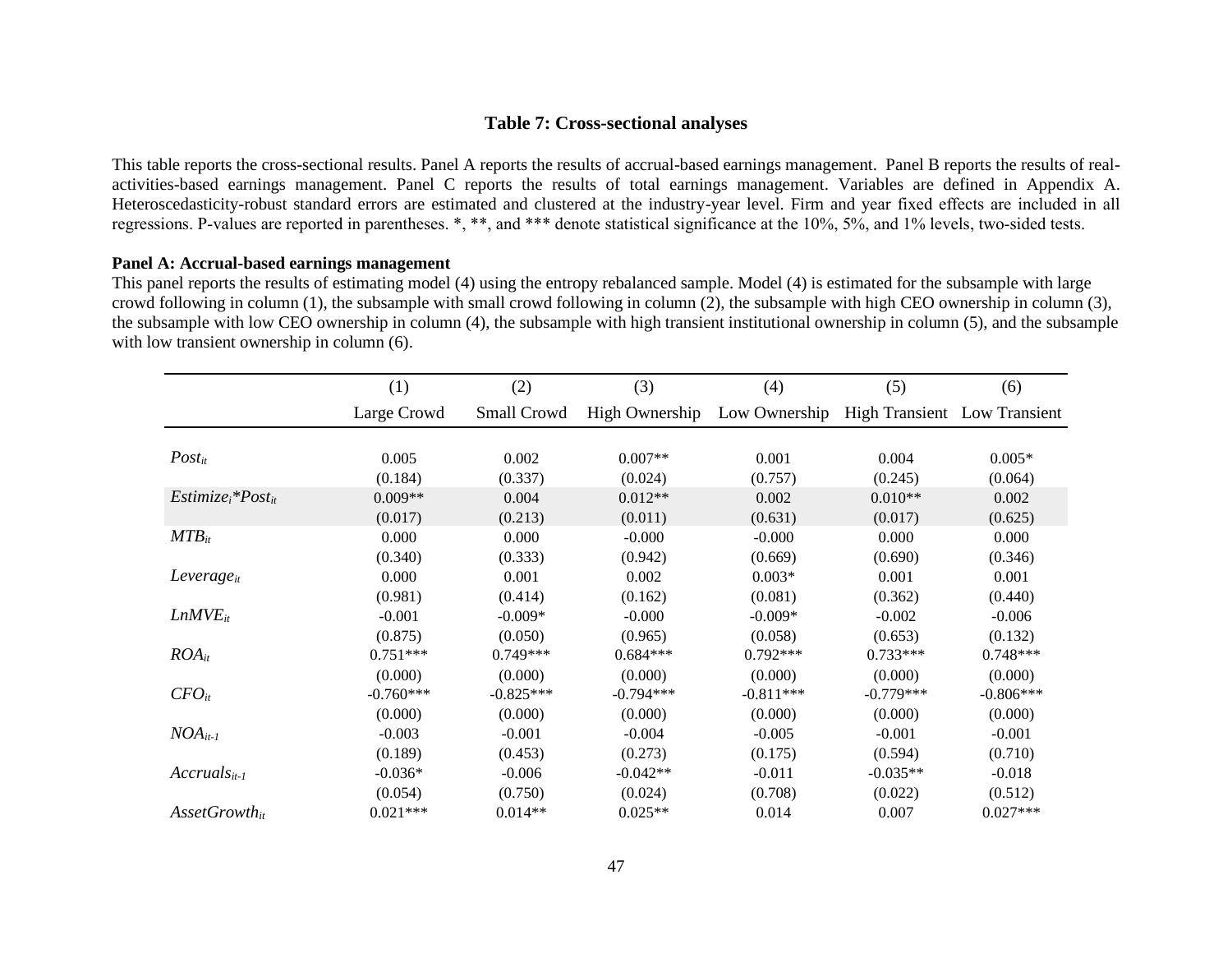**Table 7: Cross-sectional analyses**

This table reports the cross-sectional results. Panel A reports the results of accrual-based earnings management. Panel B reports the results of real-activities-based earnings management. Panel C reports the results of total earnings management. Variables are defined in Appendix A. Heteroscedasticity-robust standard errors are estimated and clustered at the industry-year level. Firm and year fixed effects are included in all regressions. P-values are reported in parentheses. *, **, and *** denote statistical significance at the 10%, 5%, and 1% levels, two-sided tests.

**Panel A: Accrual-based earnings management**

This panel reports the results of estimating model (4) using the entropy rebalanced sample. Model (4) is estimated for the subsample with large crowd following in column (1), the subsample with small crowd following in column (2), the subsample with high CEO ownership in column (3), the subsample with low CEO ownership in column (4), the subsample with high transient institutional ownership in column (5), and the subsample with low transient ownership in column (6).

| | (1) | (2) | (3) | (4) | (5) | (6) |
|---|---|---|---|---|---|---|
| | Large Crowd | Small Crowd | High Ownership | Low Ownership | High Transient | Low Transient |
| $Post_{it}$ | 0.005 | 0.002 | 0.007** | 0.001 | 0.004 | 0.005* |
| | (0.184) | (0.337) | (0.024) | (0.757) | (0.245) | (0.064) |
| $Estimize_i$*$Post_{it}$ | 0.009** | 0.004 | 0.012** | 0.002 | 0.010** | 0.002 |
| | (0.017) | (0.213) | (0.011) | (0.631) | (0.017) | (0.625) |
| $MTB_{it}$ | 0.000 | 0.000 | -0.000 | -0.000 | 0.000 | 0.000 |
| | (0.340) | (0.333) | (0.942) | (0.669) | (0.690) | (0.346) |
| $Leverage_{it}$ | 0.000 | 0.001 | 0.002 | 0.003* | 0.001 | 0.001 |
| | (0.981) | (0.414) | (0.162) | (0.081) | (0.362) | (0.440) |
| $LnMVE_{it}$ | -0.001 | -0.009* | -0.000 | -0.009* | -0.002 | -0.006 |
| | (0.875) | (0.050) | (0.965) | (0.058) | (0.653) | (0.132) |
| $ROA_{it}$ | 0.751*** | 0.749*** | 0.684*** | 0.792*** | 0.733*** | 0.748*** |
| | (0.000) | (0.000) | (0.000) | (0.000) | (0.000) | (0.000) |
| $CFO_{it}$ | -0.760*** | -0.825*** | -0.794*** | -0.811*** | -0.779*** | -0.806*** |
| | (0.000) | (0.000) | (0.000) | (0.000) | (0.000) | (0.000) |
| $NOA_{it-1}$ | -0.003 | -0.001 | -0.004 | -0.005 | -0.001 | -0.001 |
| | (0.189) | (0.453) | (0.273) | (0.175) | (0.594) | (0.710) |
| $Accruals_{it-1}$ | -0.036* | -0.006 | -0.042** | -0.011 | -0.035** | -0.018 |
| | (0.054) | (0.750) | (0.024) | (0.708) | (0.022) | (0.512) |
| $AssetGrowth_{it}$ | 0.021*** | 0.014** | 0.025** | 0.014 | 0.007 | 0.027*** |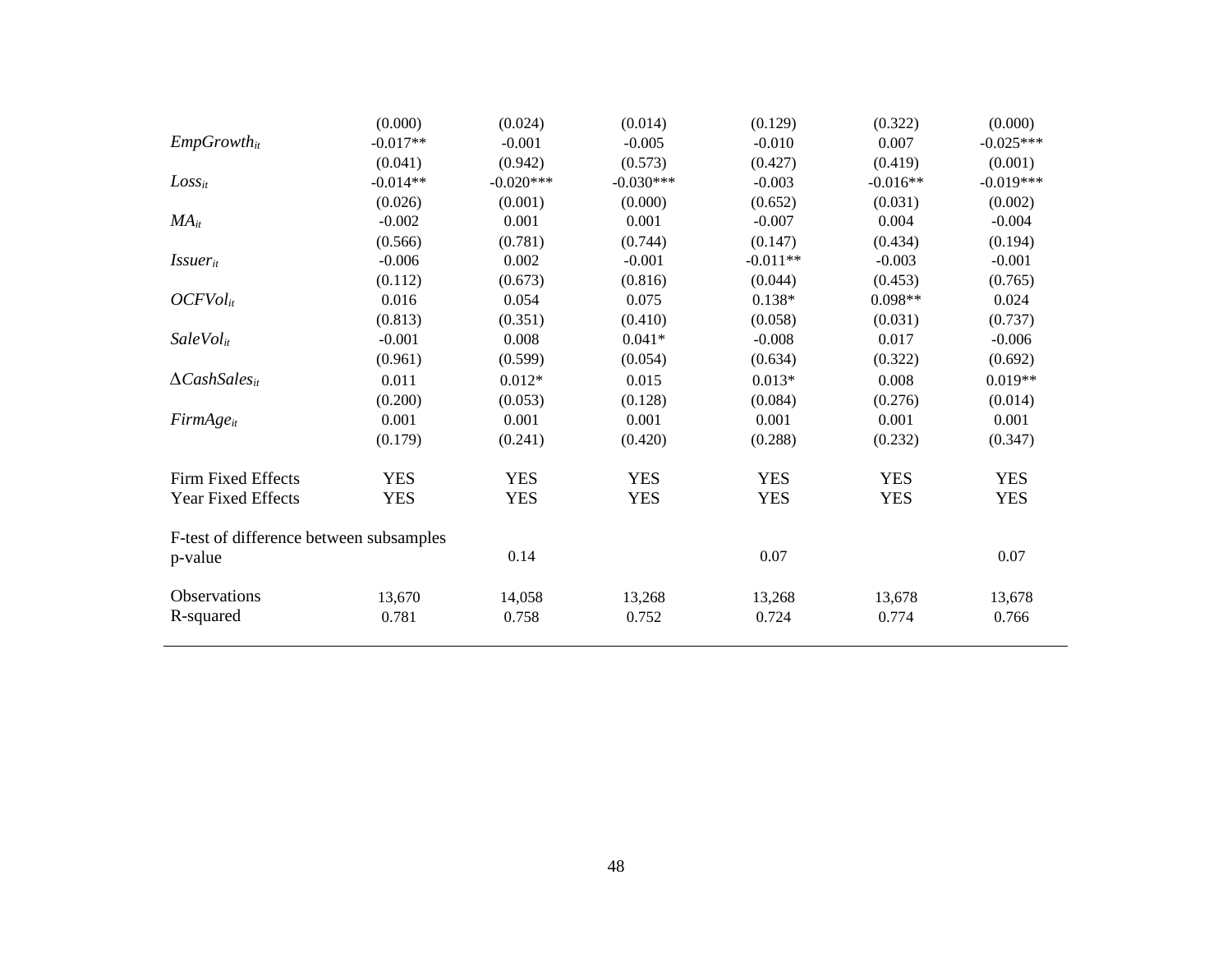| | | | | | | |
|---|---|---|---|---|---|---|
| | (0.000) | (0.024) | (0.014) | (0.129) | (0.322) | (0.000) |
| $EmpGrowth_{it}$ | -0.017** | -0.001 | -0.005 | -0.010 | 0.007 | -0.025*** |
| | (0.041) | (0.942) | (0.573) | (0.427) | (0.419) | (0.001) |
| $Loss_{it}$ | -0.014** | -0.020*** | -0.030*** | -0.003 | -0.016** | -0.019*** |
| | (0.026) | (0.001) | (0.000) | (0.652) | (0.031) | (0.002) |
| $MA_{it}$ | -0.002 | 0.001 | 0.001 | -0.007 | 0.004 | -0.004 |
| | (0.566) | (0.781) | (0.744) | (0.147) | (0.434) | (0.194) |
| $Issuer_{it}$ | -0.006 | 0.002 | -0.001 | -0.011** | -0.003 | -0.001 |
| | (0.112) | (0.673) | (0.816) | (0.044) | (0.453) | (0.765) |
| $OCFVol_{it}$ | 0.016 | 0.054 | 0.075 | 0.138* | 0.098** | 0.024 |
| | (0.813) | (0.351) | (0.410) | (0.058) | (0.031) | (0.737) |
| $SaleVol_{it}$ | -0.001 | 0.008 | 0.041* | -0.008 | 0.017 | -0.006 |
| | (0.961) | (0.599) | (0.054) | (0.634) | (0.322) | (0.692) |
| $\Delta CashSales_{it}$ | 0.011 | 0.012* | 0.015 | 0.013* | 0.008 | 0.019** |
| | (0.200) | (0.053) | (0.128) | (0.084) | (0.276) | (0.014) |
| $FirmAge_{it}$ | 0.001 | 0.001 | 0.001 | 0.001 | 0.001 | 0.001 |
| | (0.179) | (0.241) | (0.420) | (0.288) | (0.232) | (0.347) |
| | | | | | | |
| Firm Fixed Effects | YES | YES | YES | YES | YES | YES |
| Year Fixed Effects | YES | YES | YES | YES | YES | YES |
| | | | | | | |
| F-test of difference between subsamples | | | | | | |
| p-value | | 0.14 | | 0.07 | | 0.07 |
| | | | | | | |
| Observations | 13,670 | 14,058 | 13,268 | 13,268 | 13,678 | 13,678 |
| R-squared | 0.781 | 0.758 | 0.752 | 0.724 | 0.774 | 0.766 |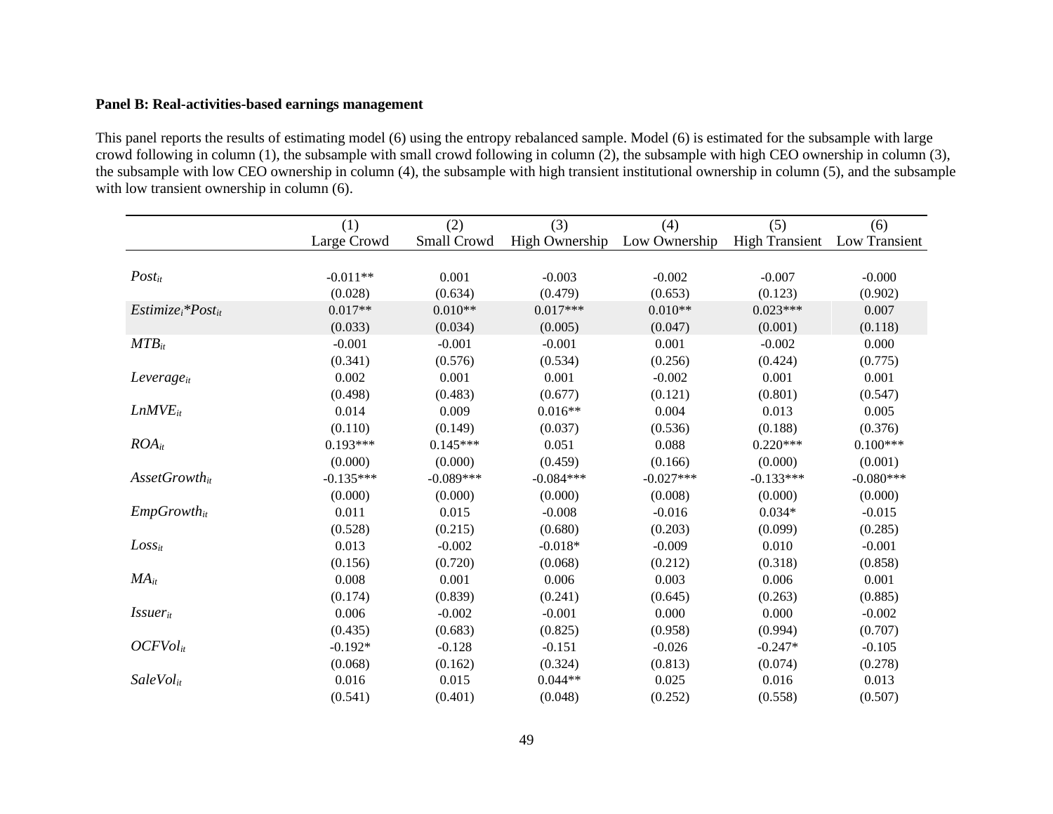**Panel B: Real-activities-based earnings management**

This panel reports the results of estimating model (6) using the entropy rebalanced sample. Model (6) is estimated for the subsample with large crowd following in column (1), the subsample with small crowd following in column (2), the subsample with high CEO ownership in column (3), the subsample with low CEO ownership in column (4), the subsample with high transient institutional ownership in column (5), and the subsample with low transient ownership in column (6).

| | (1) Large Crowd | (2) Small Crowd | (3) High Ownership | (4) Low Ownership | (5) High Transient | (6) Low Transient |
|---|---|---|---|---|---|---|
| $Post_{it}$ | -0.011** | 0.001 | -0.003 | -0.002 | -0.007 | -0.000 |
| | (0.028) | (0.634) | (0.479) | (0.653) | (0.123) | (0.902) |
| $Estimize_i$*$Post_{it}$ | 0.017** | 0.010** | 0.017*** | 0.010** | 0.023*** | 0.007 |
| | (0.033) | (0.034) | (0.005) | (0.047) | (0.001) | (0.118) |
| $MTB_{it}$ | -0.001 | -0.001 | -0.001 | 0.001 | -0.002 | 0.000 |
| | (0.341) | (0.576) | (0.534) | (0.256) | (0.424) | (0.775) |
| $Leverage_{it}$ | 0.002 | 0.001 | 0.001 | -0.002 | 0.001 | 0.001 |
| | (0.498) | (0.483) | (0.677) | (0.121) | (0.801) | (0.547) |
| $LnMVE_{it}$ | 0.014 | 0.009 | 0.016** | 0.004 | 0.013 | 0.005 |
| | (0.110) | (0.149) | (0.037) | (0.536) | (0.188) | (0.376) |
| $ROA_{it}$ | 0.193*** | 0.145*** | 0.051 | 0.088 | 0.220*** | 0.100*** |
| | (0.000) | (0.000) | (0.459) | (0.166) | (0.000) | (0.001) |
| $AssetGrowth_{it}$ | -0.135*** | -0.089*** | -0.084*** | -0.027*** | -0.133*** | -0.080*** |
| | (0.000) | (0.000) | (0.000) | (0.008) | (0.000) | (0.000) |
| $EmpGrowth_{it}$ | 0.011 | 0.015 | -0.008 | -0.016 | 0.034* | -0.015 |
| | (0.528) | (0.215) | (0.680) | (0.203) | (0.099) | (0.285) |
| $Loss_{it}$ | 0.013 | -0.002 | -0.018* | -0.009 | 0.010 | -0.001 |
| | (0.156) | (0.720) | (0.068) | (0.212) | (0.318) | (0.858) |
| $MA_{it}$ | 0.008 | 0.001 | 0.006 | 0.003 | 0.006 | 0.001 |
| | (0.174) | (0.839) | (0.241) | (0.645) | (0.263) | (0.885) |
| $Issuer_{it}$ | 0.006 | -0.002 | -0.001 | 0.000 | 0.000 | -0.002 |
| | (0.435) | (0.683) | (0.825) | (0.958) | (0.994) | (0.707) |
| $OCFVol_{it}$ | -0.192* | -0.128 | -0.151 | -0.026 | -0.247* | -0.105 |
| | (0.068) | (0.162) | (0.324) | (0.813) | (0.074) | (0.278) |
| $SaleVol_{it}$ | 0.016 | 0.015 | 0.044** | 0.025 | 0.016 | 0.013 |
| | (0.541) | (0.401) | (0.048) | (0.252) | (0.558) | (0.507) |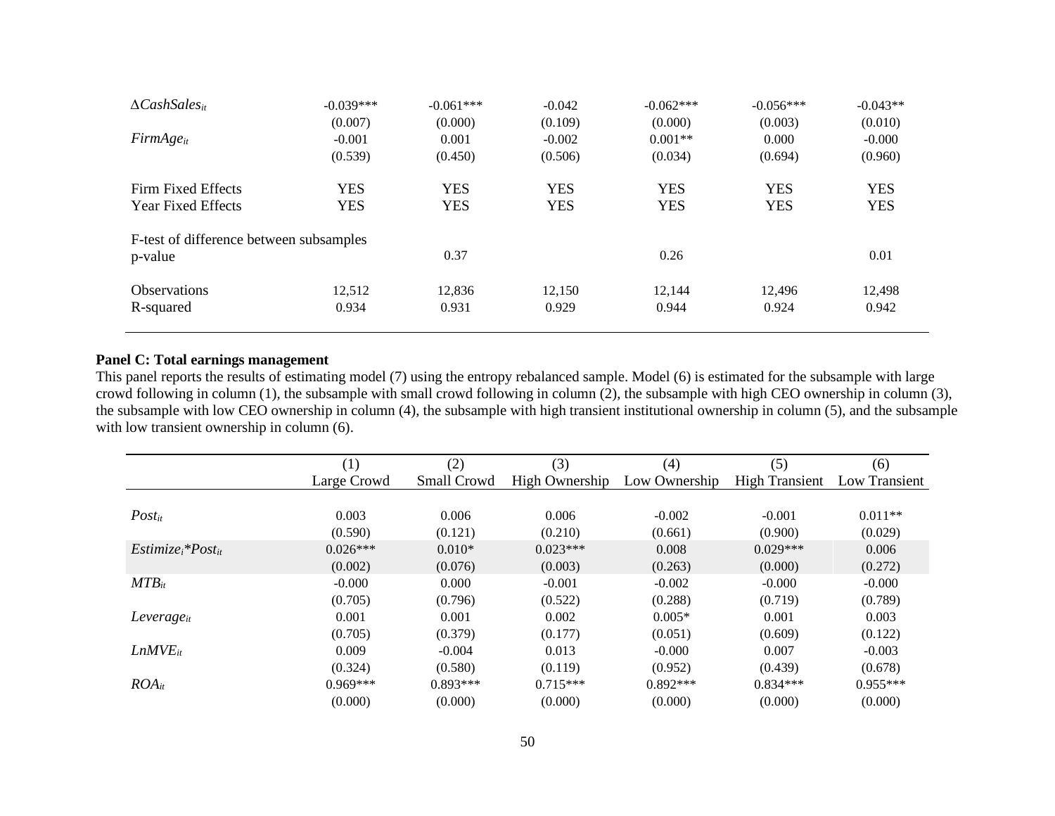| | | | | | | |
|---|---|---|---|---|---|---|
| $\Delta CashSales_{it}$ | -0.039*** | -0.061*** | -0.042 | -0.062*** | -0.056*** | -0.043** |
| | (0.007) | (0.000) | (0.109) | (0.000) | (0.003) | (0.010) |
| $FirmAge_{it}$ | -0.001 | 0.001 | -0.002 | 0.001** | 0.000 | -0.000 |
| | (0.539) | (0.450) | (0.506) | (0.034) | (0.694) | (0.960) |
| Firm Fixed Effects | YES | YES | YES | YES | YES | YES |
| Year Fixed Effects | YES | YES | YES | YES | YES | YES |
| F-test of difference between subsamples | | | | | | |
| p-value | | 0.37 | | 0.26 | | 0.01 |
| Observations | 12,512 | 12,836 | 12,150 | 12,144 | 12,496 | 12,498 |
| R-squared | 0.934 | 0.931 | 0.929 | 0.944 | 0.924 | 0.942 |

**Panel C: Total earnings management**

This panel reports the results of estimating model (7) using the entropy rebalanced sample. Model (6) is estimated for the subsample with large crowd following in column (1), the subsample with small crowd following in column (2), the subsample with high CEO ownership in column (3), the subsample with low CEO ownership in column (4), the subsample with high transient institutional ownership in column (5), and the subsample with low transient ownership in column (6).

| | (1) Large Crowd | (2) Small Crowd | (3) High Ownership | (4) Low Ownership | (5) High Transient | (6) Low Transient |
|---|---|---|---|---|---|---|
| $Post_{it}$ | 0.003 | 0.006 | 0.006 | -0.002 | -0.001 | 0.011** |
| | (0.590) | (0.121) | (0.210) | (0.661) | (0.900) | (0.029) |
| $Estimize_i$*$Post_{it}$ | 0.026*** | 0.010* | 0.023*** | 0.008 | 0.029*** | 0.006 |
| | (0.002) | (0.076) | (0.003) | (0.263) | (0.000) | (0.272) |
| $MTB_{it}$ | -0.000 | 0.000 | -0.001 | -0.002 | -0.000 | -0.000 |
| | (0.705) | (0.796) | (0.522) | (0.288) | (0.719) | (0.789) |
| $Leverage_{it}$ | 0.001 | 0.001 | 0.002 | 0.005* | 0.001 | 0.003 |
| | (0.705) | (0.379) | (0.177) | (0.051) | (0.609) | (0.122) |
| $LnMVE_{it}$ | 0.009 | -0.004 | 0.013 | -0.000 | 0.007 | -0.003 |
| | (0.324) | (0.580) | (0.119) | (0.952) | (0.439) | (0.678) |
| $ROA_{it}$ | 0.969*** | 0.893*** | 0.715*** | 0.892*** | 0.834*** | 0.955*** |
| | (0.000) | (0.000) | (0.000) | (0.000) | (0.000) | (0.000) |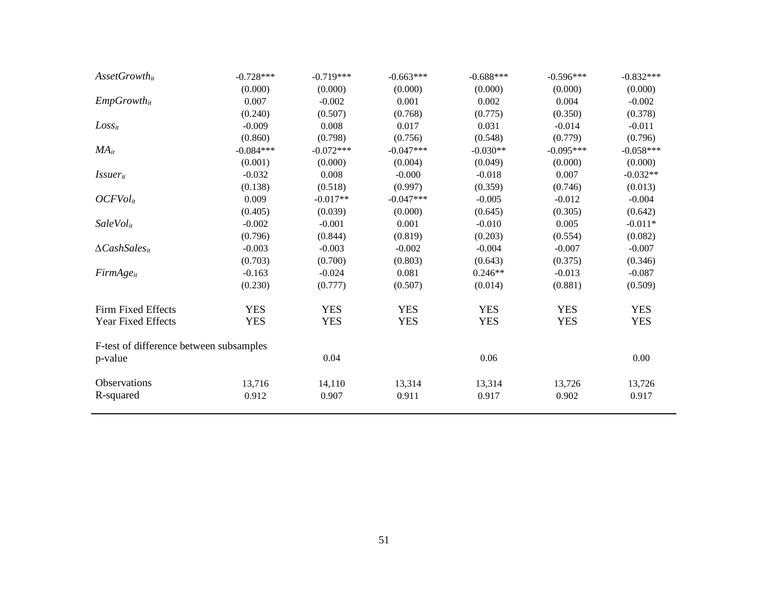| | | | | | | |
|---|---|---|---|---|---|---|
| $AssetGrowth_{it}$ | -0.728*** | -0.719*** | -0.663*** | -0.688*** | -0.596*** | -0.832*** |
| | (0.000) | (0.000) | (0.000) | (0.000) | (0.000) | (0.000) |
| $EmpGrowth_{it}$ | 0.007 | -0.002 | 0.001 | 0.002 | 0.004 | -0.002 |
| | (0.240) | (0.507) | (0.768) | (0.775) | (0.350) | (0.378) |
| $Loss_{it}$ | -0.009 | 0.008 | 0.017 | 0.031 | -0.014 | -0.011 |
| | (0.860) | (0.798) | (0.756) | (0.548) | (0.779) | (0.796) |
| $MA_{it}$ | -0.084*** | -0.072*** | -0.047*** | -0.030** | -0.095*** | -0.058*** |
| | (0.001) | (0.000) | (0.004) | (0.049) | (0.000) | (0.000) |
| $Issuer_{it}$ | -0.032 | 0.008 | -0.000 | -0.018 | 0.007 | -0.032** |
| | (0.138) | (0.518) | (0.997) | (0.359) | (0.746) | (0.013) |
| $OCFVol_{it}$ | 0.009 | -0.017** | -0.047*** | -0.005 | -0.012 | -0.004 |
| | (0.405) | (0.039) | (0.000) | (0.645) | (0.305) | (0.642) |
| $SaleVol_{it}$ | -0.002 | -0.001 | 0.001 | -0.010 | 0.005 | -0.011* |
| | (0.796) | (0.844) | (0.819) | (0.203) | (0.554) | (0.082) |
| $\Delta CashSales_{it}$ | -0.003 | -0.003 | -0.002 | -0.004 | -0.007 | -0.007 |
| | (0.703) | (0.700) | (0.803) | (0.643) | (0.375) | (0.346) |
| $FirmAge_{it}$ | -0.163 | -0.024 | 0.081 | 0.246** | -0.013 | -0.087 |
| | (0.230) | (0.777) | (0.507) | (0.014) | (0.881) | (0.509) |
| | | | | | | |
| Firm Fixed Effects | YES | YES | YES | YES | YES | YES |
| Year Fixed Effects | YES | YES | YES | YES | YES | YES |
| | | | | | | |
| F-test of difference between subsamples | | | | | | |
| p-value | | 0.04 | | 0.06 | | 0.00 |
| | | | | | | |
| Observations | 13,716 | 14,110 | 13,314 | 13,314 | 13,726 | 13,726 |
| R-squared | 0.912 | 0.907 | 0.911 | 0.917 | 0.902 | 0.917 |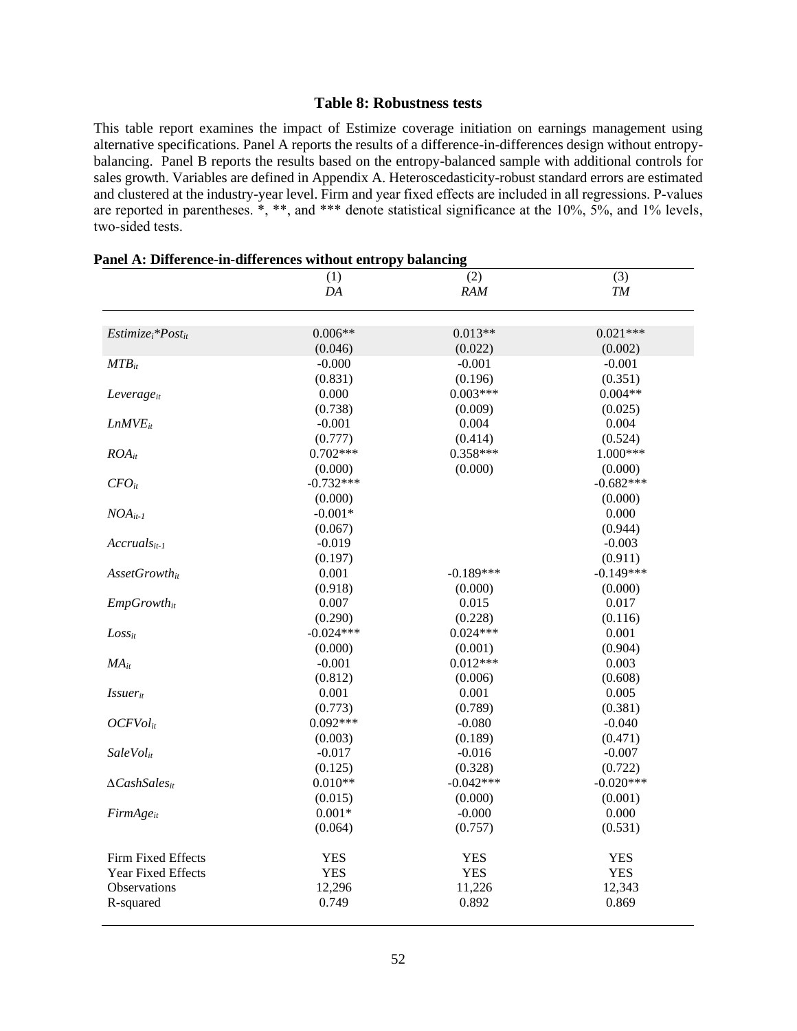## Table 8: Robustness tests

This table report examines the impact of Estimize coverage initiation on earnings management using alternative specifications. Panel A reports the results of a difference-in-differences design without entropy-balancing. Panel B reports the results based on the entropy-balanced sample with additional controls for sales growth. Variables are defined in Appendix A. Heteroscedasticity-robust standard errors are estimated and clustered at the industry-year level. Firm and year fixed effects are included in all regressions. P-values are reported in parentheses. *, **, and *** denote statistical significance at the 10%, 5%, and 1% levels, two-sided tests.

**Panel A: Difference-in-differences without entropy balancing**

| | (1) | (2) | (3) |
|---|---|---|---|
| | *DA* | *RAM* | *TM* |
| $Estimize_i{*}Post_{it}$ | 0.006** | 0.013** | 0.021*** |
| | (0.046) | (0.022) | (0.002) |
| $MTB_{it}$ | -0.000 | -0.001 | -0.001 |
| | (0.831) | (0.196) | (0.351) |
| $Leverage_{it}$ | 0.000 | 0.003*** | 0.004** |
| | (0.738) | (0.009) | (0.025) |
| $LnMVE_{it}$ | -0.001 | 0.004 | 0.004 |
| | (0.777) | (0.414) | (0.524) |
| $ROA_{it}$ | 0.702*** | 0.358*** | 1.000*** |
| | (0.000) | (0.000) | (0.000) |
| $CFO_{it}$ | -0.732*** | | -0.682*** |
| | (0.000) | | (0.000) |
| $NOA_{it-1}$ | -0.001* | | 0.000 |
| | (0.067) | | (0.944) |
| $Accruals_{it-1}$ | -0.019 | | -0.003 |
| | (0.197) | | (0.911) |
| $AssetGrowth_{it}$ | 0.001 | -0.189*** | -0.149*** |
| | (0.918) | (0.000) | (0.000) |
| $EmpGrowth_{it}$ | 0.007 | 0.015 | 0.017 |
| | (0.290) | (0.228) | (0.116) |
| $Loss_{it}$ | -0.024*** | 0.024*** | 0.001 |
| | (0.000) | (0.001) | (0.904) |
| $MA_{it}$ | -0.001 | 0.012*** | 0.003 |
| | (0.812) | (0.006) | (0.608) |
| $Issuer_{it}$ | 0.001 | 0.001 | 0.005 |
| | (0.773) | (0.789) | (0.381) |
| $OCFVol_{it}$ | 0.092*** | -0.080 | -0.040 |
| | (0.003) | (0.189) | (0.471) |
| $SaleVol_{it}$ | -0.017 | -0.016 | -0.007 |
| | (0.125) | (0.328) | (0.722) |
| $\Delta CashSales_{it}$ | 0.010** | -0.042*** | -0.020*** |
| | (0.015) | (0.000) | (0.001) |
| $FirmAge_{it}$ | 0.001* | -0.000 | 0.000 |
| | (0.064) | (0.757) | (0.531) |
| Firm Fixed Effects | YES | YES | YES |
| Year Fixed Effects | YES | YES | YES |
| Observations | 12,296 | 11,226 | 12,343 |
| R-squared | 0.749 | 0.892 | 0.869 |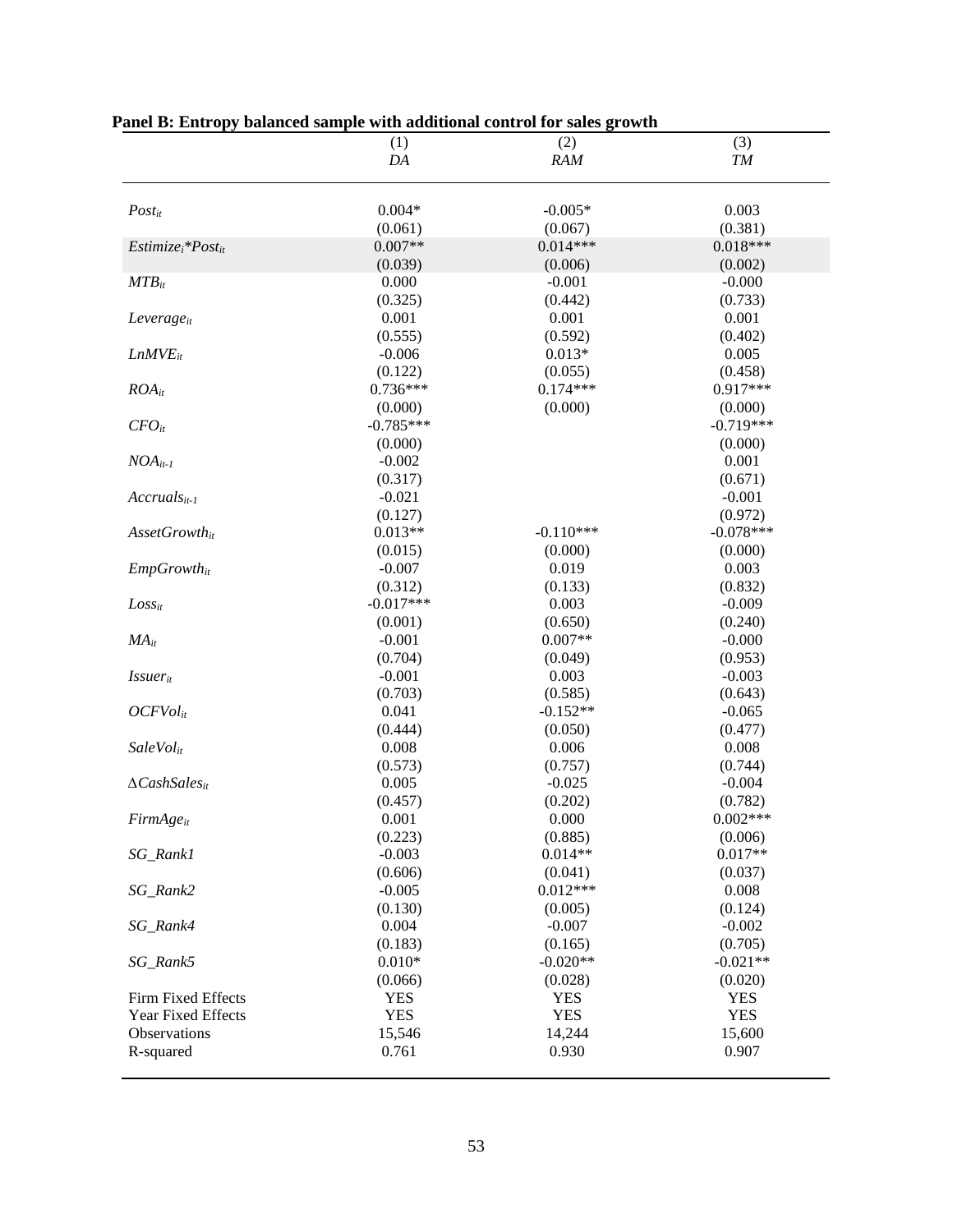**Panel B: Entropy balanced sample with additional control for sales growth**

| | (1) | (2) | (3) |
|---|---|---|---|
| | *DA* | *RAM* | *TM* |
| $Post_{it}$ | 0.004* | -0.005* | 0.003 |
| | (0.061) | (0.067) | (0.381) |
| $Estimize_i{*}Post_{it}$ | 0.007** | 0.014*** | 0.018*** |
| | (0.039) | (0.006) | (0.002) |
| $MTB_{it}$ | 0.000 | -0.001 | -0.000 |
| | (0.325) | (0.442) | (0.733) |
| $Leverage_{it}$ | 0.001 | 0.001 | 0.001 |
| | (0.555) | (0.592) | (0.402) |
| $LnMVE_{it}$ | -0.006 | 0.013* | 0.005 |
| | (0.122) | (0.055) | (0.458) |
| $ROA_{it}$ | 0.736*** | 0.174*** | 0.917*** |
| | (0.000) | (0.000) | (0.000) |
| $CFO_{it}$ | -0.785*** | | -0.719*** |
| | (0.000) | | (0.000) |
| $NOA_{it-1}$ | -0.002 | | 0.001 |
| | (0.317) | | (0.671) |
| $Accruals_{it-1}$ | -0.021 | | -0.001 |
| | (0.127) | | (0.972) |
| $AssetGrowth_{it}$ | 0.013** | -0.110*** | -0.078*** |
| | (0.015) | (0.000) | (0.000) |
| $EmpGrowth_{it}$ | -0.007 | 0.019 | 0.003 |
| | (0.312) | (0.133) | (0.832) |
| $Loss_{it}$ | -0.017*** | 0.003 | -0.009 |
| | (0.001) | (0.650) | (0.240) |
| $MA_{it}$ | -0.001 | 0.007** | -0.000 |
| | (0.704) | (0.049) | (0.953) |
| $Issuer_{it}$ | -0.001 | 0.003 | -0.003 |
| | (0.703) | (0.585) | (0.643) |
| $OCFVol_{it}$ | 0.041 | -0.152** | -0.065 |
| | (0.444) | (0.050) | (0.477) |
| $SaleVol_{it}$ | 0.008 | 0.006 | 0.008 |
| | (0.573) | (0.757) | (0.744) |
| $\Delta CashSales_{it}$ | 0.005 | -0.025 | -0.004 |
| | (0.457) | (0.202) | (0.782) |
| $FirmAge_{it}$ | 0.001 | 0.000 | 0.002*** |
| | (0.223) | (0.885) | (0.006) |
| *SG_Rank1* | -0.003 | 0.014** | 0.017** |
| | (0.606) | (0.041) | (0.037) |
| *SG_Rank2* | -0.005 | 0.012*** | 0.008 |
| | (0.130) | (0.005) | (0.124) |
| *SG_Rank4* | 0.004 | -0.007 | -0.002 |
| | (0.183) | (0.165) | (0.705) |
| *SG_Rank5* | 0.010* | -0.020** | -0.021** |
| | (0.066) | (0.028) | (0.020) |
| Firm Fixed Effects | YES | YES | YES |
| Year Fixed Effects | YES | YES | YES |
| Observations | 15,546 | 14,244 | 15,600 |
| R-squared | 0.761 | 0.930 | 0.907 |